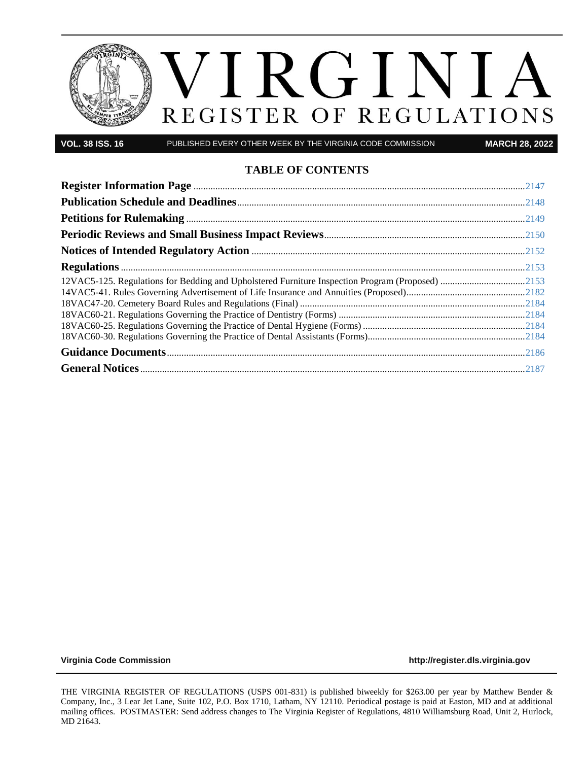# VIRGINIA REGISTER OF REGULATIONS

**VOL. 38 ISS. 16** PUBLISHED EVERY OTHER WEEK BY THE VIRGINIA CODE COMMISSION **MARCH 28, 2022**

## TABLE OF CONTENTS

**Register Information Page** .......... 2147

**Publication Schedule and Deadlines** .......... 2148

**Petitions for Rulemaking** .......... 2149

**Periodic Reviews and Small Business Impact Reviews** .......... 2150

**Notices of Intended Regulatory Action** .......... 2152

**Regulations** .......... 2153

12VAC5-125. Regulations for Bedding and Upholstered Furniture Inspection Program (Proposed) .......... 2153

14VAC5-41. Rules Governing Advertisement of Life Insurance and Annuities (Proposed) .......... 2182

18VAC47-20. Cemetery Board Rules and Regulations (Final) .......... 2184

18VAC60-21. Regulations Governing the Practice of Dentistry (Forms) .......... 2184

18VAC60-25. Regulations Governing the Practice of Dental Hygiene (Forms) .......... 2184

18VAC60-30. Regulations Governing the Practice of Dental Assistants (Forms) .......... 2184

**Guidance Documents** .......... 2186

**General Notices** .......... 2187

**Virginia Code Commission** **http://register.dls.virginia.gov**

THE VIRGINIA REGISTER OF REGULATIONS (USPS 001-831) is published biweekly for $263.00 per year by Matthew Bender & Company, Inc., 3 Lear Jet Lane, Suite 102, P.O. Box 1710, Latham, NY 12110. Periodical postage is paid at Easton, MD and at additional mailing offices. POSTMASTER: Send address changes to The Virginia Register of Regulations, 4810 Williamsburg Road, Unit 2, Hurlock, MD 21643.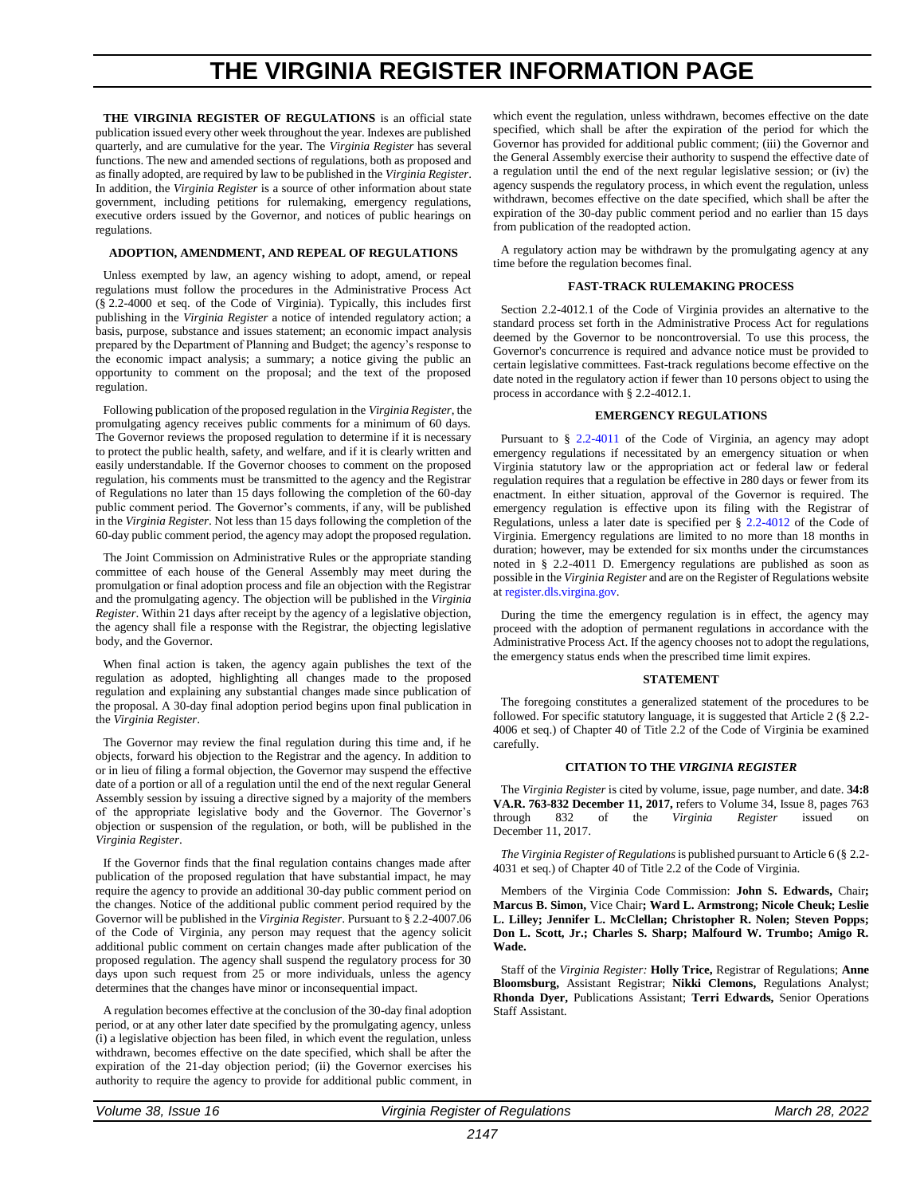# THE VIRGINIA REGISTER INFORMATION PAGE

**THE VIRGINIA REGISTER OF REGULATIONS** is an official state publication issued every other week throughout the year. Indexes are published quarterly, and are cumulative for the year. The *Virginia Register* has several functions. The new and amended sections of regulations, both as proposed and as finally adopted, are required by law to be published in the *Virginia Register*. In addition, the *Virginia Register* is a source of other information about state government, including petitions for rulemaking, emergency regulations, executive orders issued by the Governor, and notices of public hearings on regulations.

### ADOPTION, AMENDMENT, AND REPEAL OF REGULATIONS

Unless exempted by law, an agency wishing to adopt, amend, or repeal regulations must follow the procedures in the Administrative Process Act (§ 2.2-4000 et seq. of the Code of Virginia). Typically, this includes first publishing in the *Virginia Register* a notice of intended regulatory action; a basis, purpose, substance and issues statement; an economic impact analysis prepared by the Department of Planning and Budget; the agency's response to the economic impact analysis; a summary; a notice giving the public an opportunity to comment on the proposal; and the text of the proposed regulation.

Following publication of the proposed regulation in the *Virginia Register*, the promulgating agency receives public comments for a minimum of 60 days. The Governor reviews the proposed regulation to determine if it is necessary to protect the public health, safety, and welfare, and if it is clearly written and easily understandable. If the Governor chooses to comment on the proposed regulation, his comments must be transmitted to the agency and the Registrar of Regulations no later than 15 days following the completion of the 60-day public comment period. The Governor's comments, if any, will be published in the *Virginia Register*. Not less than 15 days following the completion of the 60-day public comment period, the agency may adopt the proposed regulation.

The Joint Commission on Administrative Rules or the appropriate standing committee of each house of the General Assembly may meet during the promulgation or final adoption process and file an objection with the Registrar and the promulgating agency. The objection will be published in the *Virginia Register*. Within 21 days after receipt by the agency of a legislative objection, the agency shall file a response with the Registrar, the objecting legislative body, and the Governor.

When final action is taken, the agency again publishes the text of the regulation as adopted, highlighting all changes made to the proposed regulation and explaining any substantial changes made since publication of the proposal. A 30-day final adoption period begins upon final publication in the *Virginia Register*.

The Governor may review the final regulation during this time and, if he objects, forward his objection to the Registrar and the agency. In addition to or in lieu of filing a formal objection, the Governor may suspend the effective date of a portion or all of a regulation until the end of the next regular General Assembly session by issuing a directive signed by a majority of the members of the appropriate legislative body and the Governor. The Governor's objection or suspension of the regulation, or both, will be published in the *Virginia Register*.

If the Governor finds that the final regulation contains changes made after publication of the proposed regulation that have substantial impact, he may require the agency to provide an additional 30-day public comment period on the changes. Notice of the additional public comment period required by the Governor will be published in the *Virginia Register*. Pursuant to § 2.2-4007.06 of the Code of Virginia, any person may request that the agency solicit additional public comment on certain changes made after publication of the proposed regulation. The agency shall suspend the regulatory process for 30 days upon such request from 25 or more individuals, unless the agency determines that the changes have minor or inconsequential impact.

A regulation becomes effective at the conclusion of the 30-day final adoption period, or at any other later date specified by the promulgating agency, unless (i) a legislative objection has been filed, in which event the regulation, unless withdrawn, becomes effective on the date specified, which shall be after the expiration of the 21-day objection period; (ii) the Governor exercises his authority to require the agency to provide for additional public comment, in which event the regulation, unless withdrawn, becomes effective on the date specified, which shall be after the expiration of the period for which the Governor has provided for additional public comment; (iii) the Governor and the General Assembly exercise their authority to suspend the effective date of a regulation until the end of the next regular legislative session; or (iv) the agency suspends the regulatory process, in which event the regulation, unless withdrawn, becomes effective on the date specified, which shall be after the expiration of the 30-day public comment period and no earlier than 15 days from publication of the readopted action.

A regulatory action may be withdrawn by the promulgating agency at any time before the regulation becomes final.

### FAST-TRACK RULEMAKING PROCESS

Section 2.2-4012.1 of the Code of Virginia provides an alternative to the standard process set forth in the Administrative Process Act for regulations deemed by the Governor to be noncontroversial. To use this process, the Governor's concurrence is required and advance notice must be provided to certain legislative committees. Fast-track regulations become effective on the date noted in the regulatory action if fewer than 10 persons object to using the process in accordance with § 2.2-4012.1.

### EMERGENCY REGULATIONS

Pursuant to § 2.2-4011 of the Code of Virginia, an agency may adopt emergency regulations if necessitated by an emergency situation or when Virginia statutory law or the appropriation act or federal law or federal regulation requires that a regulation be effective in 280 days or fewer from its enactment. In either situation, approval of the Governor is required. The emergency regulation is effective upon its filing with the Registrar of Regulations, unless a later date is specified per § 2.2-4012 of the Code of Virginia. Emergency regulations are limited to no more than 18 months in duration; however, may be extended for six months under the circumstances noted in § 2.2-4011 D. Emergency regulations are published as soon as possible in the *Virginia Register* and are on the Register of Regulations website at register.dls.virgina.gov.

During the time the emergency regulation is in effect, the agency may proceed with the adoption of permanent regulations in accordance with the Administrative Process Act. If the agency chooses not to adopt the regulations, the emergency status ends when the prescribed time limit expires.

### STATEMENT

The foregoing constitutes a generalized statement of the procedures to be followed. For specific statutory language, it is suggested that Article 2 (§ 2.2-4006 et seq.) of Chapter 40 of Title 2.2 of the Code of Virginia be examined carefully.

### CITATION TO THE *VIRGINIA REGISTER*

The *Virginia Register* is cited by volume, issue, page number, and date. **34:8 VA.R. 763-832 December 11, 2017,** refers to Volume 34, Issue 8, pages 763 through 832 of the *Virginia Register* issued on December 11, 2017.

*The Virginia Register of Regulations* is published pursuant to Article 6 (§ 2.2-4031 et seq.) of Chapter 40 of Title 2.2 of the Code of Virginia.

Members of the Virginia Code Commission: **John S. Edwards,** Chair**; Marcus B. Simon,** Vice Chair**; Ward L. Armstrong; Nicole Cheuk; Leslie L. Lilley; Jennifer L. McClellan; Christopher R. Nolen; Steven Popps; Don L. Scott, Jr.; Charles S. Sharp; Malfourd W. Trumbo; Amigo R. Wade.**

Staff of the *Virginia Register:* **Holly Trice,** Registrar of Regulations; **Anne Bloomsburg,** Assistant Registrar; **Nikki Clemons,** Regulations Analyst; **Rhonda Dyer,** Publications Assistant; **Terri Edwards,** Senior Operations Staff Assistant.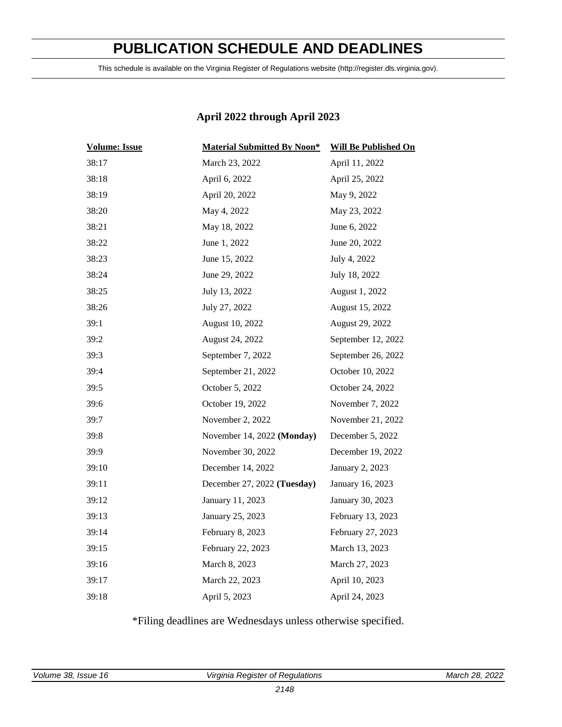# PUBLICATION SCHEDULE AND DEADLINES

This schedule is available on the Virginia Register of Regulations website (http://register.dls.virginia.gov).

## April 2022 through April 2023

| Volume: Issue | Material Submitted By Noon* | Will Be Published On |
|---|---|---|
| 38:17 | March 23, 2022 | April 11, 2022 |
| 38:18 | April 6, 2022 | April 25, 2022 |
| 38:19 | April 20, 2022 | May 9, 2022 |
| 38:20 | May 4, 2022 | May 23, 2022 |
| 38:21 | May 18, 2022 | June 6, 2022 |
| 38:22 | June 1, 2022 | June 20, 2022 |
| 38:23 | June 15, 2022 | July 4, 2022 |
| 38:24 | June 29, 2022 | July 18, 2022 |
| 38:25 | July 13, 2022 | August 1, 2022 |
| 38:26 | July 27, 2022 | August 15, 2022 |
| 39:1 | August 10, 2022 | August 29, 2022 |
| 39:2 | August 24, 2022 | September 12, 2022 |
| 39:3 | September 7, 2022 | September 26, 2022 |
| 39:4 | September 21, 2022 | October 10, 2022 |
| 39:5 | October 5, 2022 | October 24, 2022 |
| 39:6 | October 19, 2022 | November 7, 2022 |
| 39:7 | November 2, 2022 | November 21, 2022 |
| 39:8 | November 14, 2022 **(Monday)** | December 5, 2022 |
| 39:9 | November 30, 2022 | December 19, 2022 |
| 39:10 | December 14, 2022 | January 2, 2023 |
| 39:11 | December 27, 2022 **(Tuesday)** | January 16, 2023 |
| 39:12 | January 11, 2023 | January 30, 2023 |
| 39:13 | January 25, 2023 | February 13, 2023 |
| 39:14 | February 8, 2023 | February 27, 2023 |
| 39:15 | February 22, 2023 | March 13, 2023 |
| 39:16 | March 8, 2023 | March 27, 2023 |
| 39:17 | March 22, 2023 | April 10, 2023 |
| 39:18 | April 5, 2023 | April 24, 2023 |

*Filing deadlines are Wednesdays unless otherwise specified.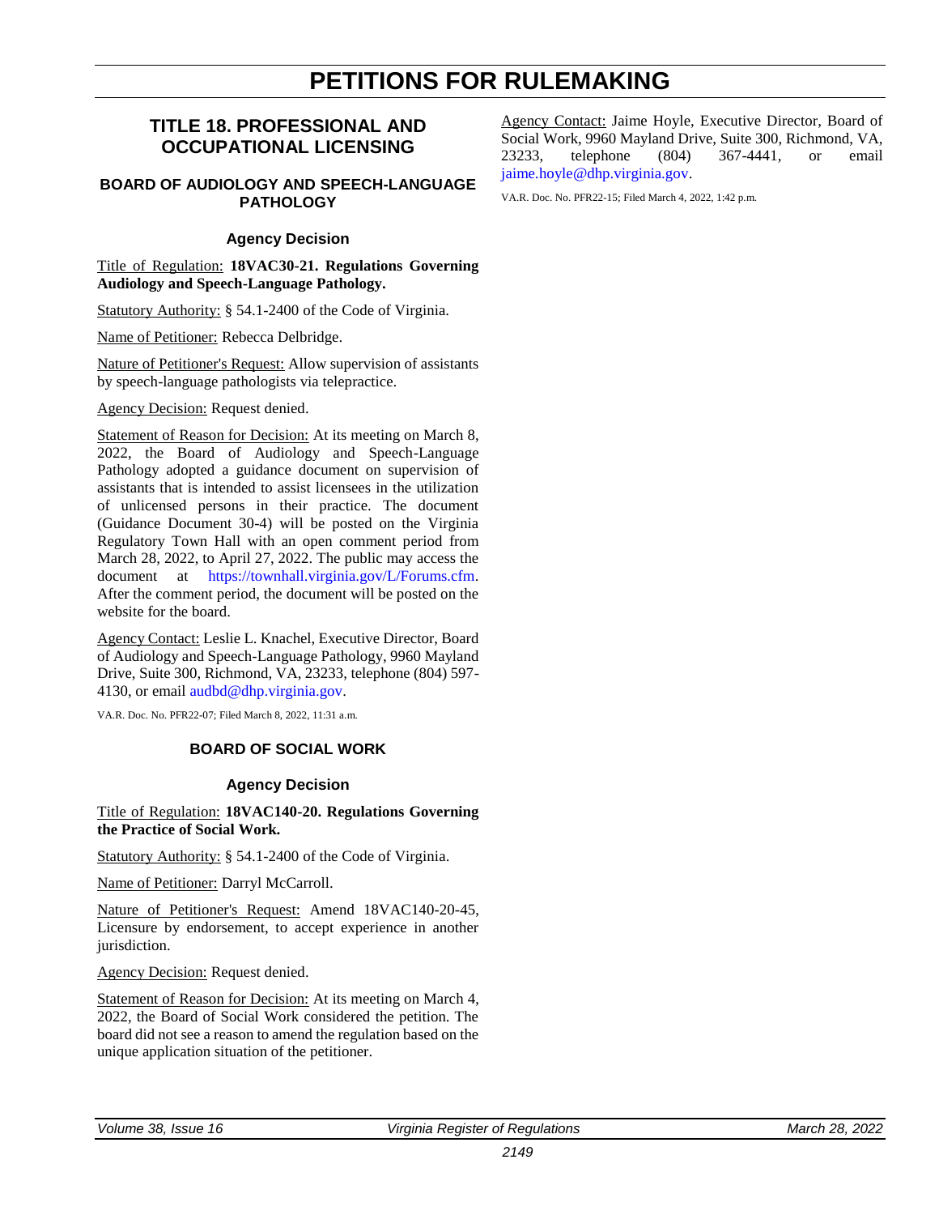# PETITIONS FOR RULEMAKING

## TITLE 18. PROFESSIONAL AND OCCUPATIONAL LICENSING

### BOARD OF AUDIOLOGY AND SPEECH-LANGUAGE PATHOLOGY

#### Agency Decision

Title of Regulation: **18VAC30-21. Regulations Governing Audiology and Speech-Language Pathology.**

Statutory Authority: § 54.1-2400 of the Code of Virginia.

Name of Petitioner: Rebecca Delbridge.

Nature of Petitioner's Request: Allow supervision of assistants by speech-language pathologists via telepractice.

Agency Decision: Request denied.

Statement of Reason for Decision: At its meeting on March 8, 2022, the Board of Audiology and Speech-Language Pathology adopted a guidance document on supervision of assistants that is intended to assist licensees in the utilization of unlicensed persons in their practice. The document (Guidance Document 30-4) will be posted on the Virginia Regulatory Town Hall with an open comment period from March 28, 2022, to April 27, 2022. The public may access the document at https://townhall.virginia.gov/L/Forums.cfm. After the comment period, the document will be posted on the website for the board.

Agency Contact: Leslie L. Knachel, Executive Director, Board of Audiology and Speech-Language Pathology, 9960 Mayland Drive, Suite 300, Richmond, VA, 23233, telephone (804) 597-4130, or email audbd@dhp.virginia.gov.

VA.R. Doc. No. PFR22-07; Filed March 8, 2022, 11:31 a.m.

### BOARD OF SOCIAL WORK

#### Agency Decision

Title of Regulation: **18VAC140-20. Regulations Governing the Practice of Social Work.**

Statutory Authority: § 54.1-2400 of the Code of Virginia.

Name of Petitioner: Darryl McCarroll.

Nature of Petitioner's Request: Amend 18VAC140-20-45, Licensure by endorsement, to accept experience in another jurisdiction.

Agency Decision: Request denied.

Statement of Reason for Decision: At its meeting on March 4, 2022, the Board of Social Work considered the petition. The board did not see a reason to amend the regulation based on the unique application situation of the petitioner.

Agency Contact: Jaime Hoyle, Executive Director, Board of Social Work, 9960 Mayland Drive, Suite 300, Richmond, VA, 23233, telephone (804) 367-4441, or email jaime.hoyle@dhp.virginia.gov.

VA.R. Doc. No. PFR22-15; Filed March 4, 2022, 1:42 p.m.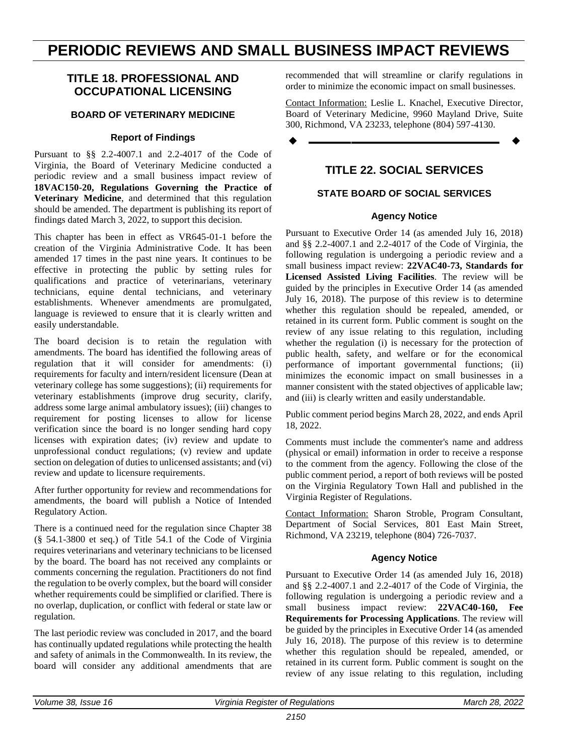# PERIODIC REVIEWS AND SMALL BUSINESS IMPACT REVIEWS

## TITLE 18. PROFESSIONAL AND OCCUPATIONAL LICENSING

### BOARD OF VETERINARY MEDICINE

#### Report of Findings

Pursuant to §§ 2.2-4007.1 and 2.2-4017 of the Code of Virginia, the Board of Veterinary Medicine conducted a periodic review and a small business impact review of **18VAC150-20, Regulations Governing the Practice of Veterinary Medicine**, and determined that this regulation should be amended. The department is publishing its report of findings dated March 3, 2022, to support this decision.

This chapter has been in effect as VR645-01-1 before the creation of the Virginia Administrative Code. It has been amended 17 times in the past nine years. It continues to be effective in protecting the public by setting rules for qualifications and practice of veterinarians, veterinary technicians, equine dental technicians, and veterinary establishments. Whenever amendments are promulgated, language is reviewed to ensure that it is clearly written and easily understandable.

The board decision is to retain the regulation with amendments. The board has identified the following areas of regulation that it will consider for amendments: (i) requirements for faculty and intern/resident licensure (Dean at veterinary college has some suggestions); (ii) requirements for veterinary establishments (improve drug security, clarify, address some large animal ambulatory issues); (iii) changes to requirement for posting licenses to allow for license verification since the board is no longer sending hard copy licenses with expiration dates; (iv) review and update to unprofessional conduct regulations; (v) review and update section on delegation of duties to unlicensed assistants; and (vi) review and update to licensure requirements.

After further opportunity for review and recommendations for amendments, the board will publish a Notice of Intended Regulatory Action.

There is a continued need for the regulation since Chapter 38 (§ 54.1-3800 et seq.) of Title 54.1 of the Code of Virginia requires veterinarians and veterinary technicians to be licensed by the board. The board has not received any complaints or comments concerning the regulation. Practitioners do not find the regulation to be overly complex, but the board will consider whether requirements could be simplified or clarified. There is no overlap, duplication, or conflict with federal or state law or regulation.

The last periodic review was concluded in 2017, and the board has continually updated regulations while protecting the health and safety of animals in the Commonwealth. In its review, the board will consider any additional amendments that are recommended that will streamline or clarify regulations in order to minimize the economic impact on small businesses.

Contact Information: Leslie L. Knachel, Executive Director, Board of Veterinary Medicine, 9960 Mayland Drive, Suite 300, Richmond, VA 23233, telephone (804) 597-4130.

---

## TITLE 22. SOCIAL SERVICES

### STATE BOARD OF SOCIAL SERVICES

#### Agency Notice

Pursuant to Executive Order 14 (as amended July 16, 2018) and §§ 2.2-4007.1 and 2.2-4017 of the Code of Virginia, the following regulation is undergoing a periodic review and a small business impact review: **22VAC40-73, Standards for Licensed Assisted Living Facilities**. The review will be guided by the principles in Executive Order 14 (as amended July 16, 2018). The purpose of this review is to determine whether this regulation should be repealed, amended, or retained in its current form. Public comment is sought on the review of any issue relating to this regulation, including whether the regulation (i) is necessary for the protection of public health, safety, and welfare or for the economical performance of important governmental functions; (ii) minimizes the economic impact on small businesses in a manner consistent with the stated objectives of applicable law; and (iii) is clearly written and easily understandable.

Public comment period begins March 28, 2022, and ends April 18, 2022.

Comments must include the commenter's name and address (physical or email) information in order to receive a response to the comment from the agency. Following the close of the public comment period, a report of both reviews will be posted on the Virginia Regulatory Town Hall and published in the Virginia Register of Regulations.

Contact Information: Sharon Stroble, Program Consultant, Department of Social Services, 801 East Main Street, Richmond, VA 23219, telephone (804) 726-7037.

#### Agency Notice

Pursuant to Executive Order 14 (as amended July 16, 2018) and §§ 2.2-4007.1 and 2.2-4017 of the Code of Virginia, the following regulation is undergoing a periodic review and a small business impact review: **22VAC40-160, Fee Requirements for Processing Applications**. The review will be guided by the principles in Executive Order 14 (as amended July 16, 2018). The purpose of this review is to determine whether this regulation should be repealed, amended, or retained in its current form. Public comment is sought on the review of any issue relating to this regulation, including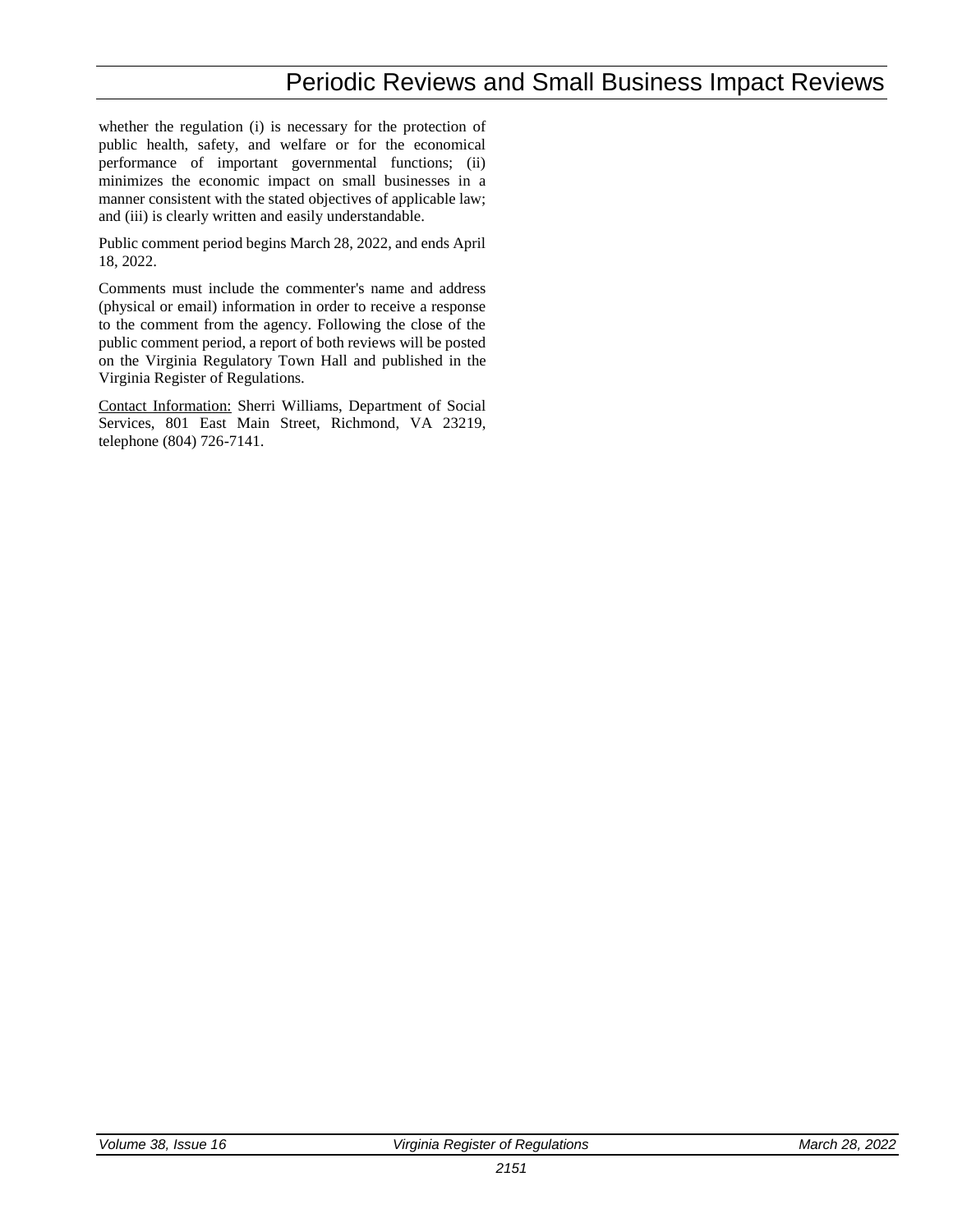whether the regulation (i) is necessary for the protection of public health, safety, and welfare or for the economical performance of important governmental functions; (ii) minimizes the economic impact on small businesses in a manner consistent with the stated objectives of applicable law; and (iii) is clearly written and easily understandable.

Public comment period begins March 28, 2022, and ends April 18, 2022.

Comments must include the commenter's name and address (physical or email) information in order to receive a response to the comment from the agency. Following the close of the public comment period, a report of both reviews will be posted on the Virginia Regulatory Town Hall and published in the Virginia Register of Regulations.

Contact Information: Sherri Williams, Department of Social Services, 801 East Main Street, Richmond, VA 23219, telephone (804) 726-7141.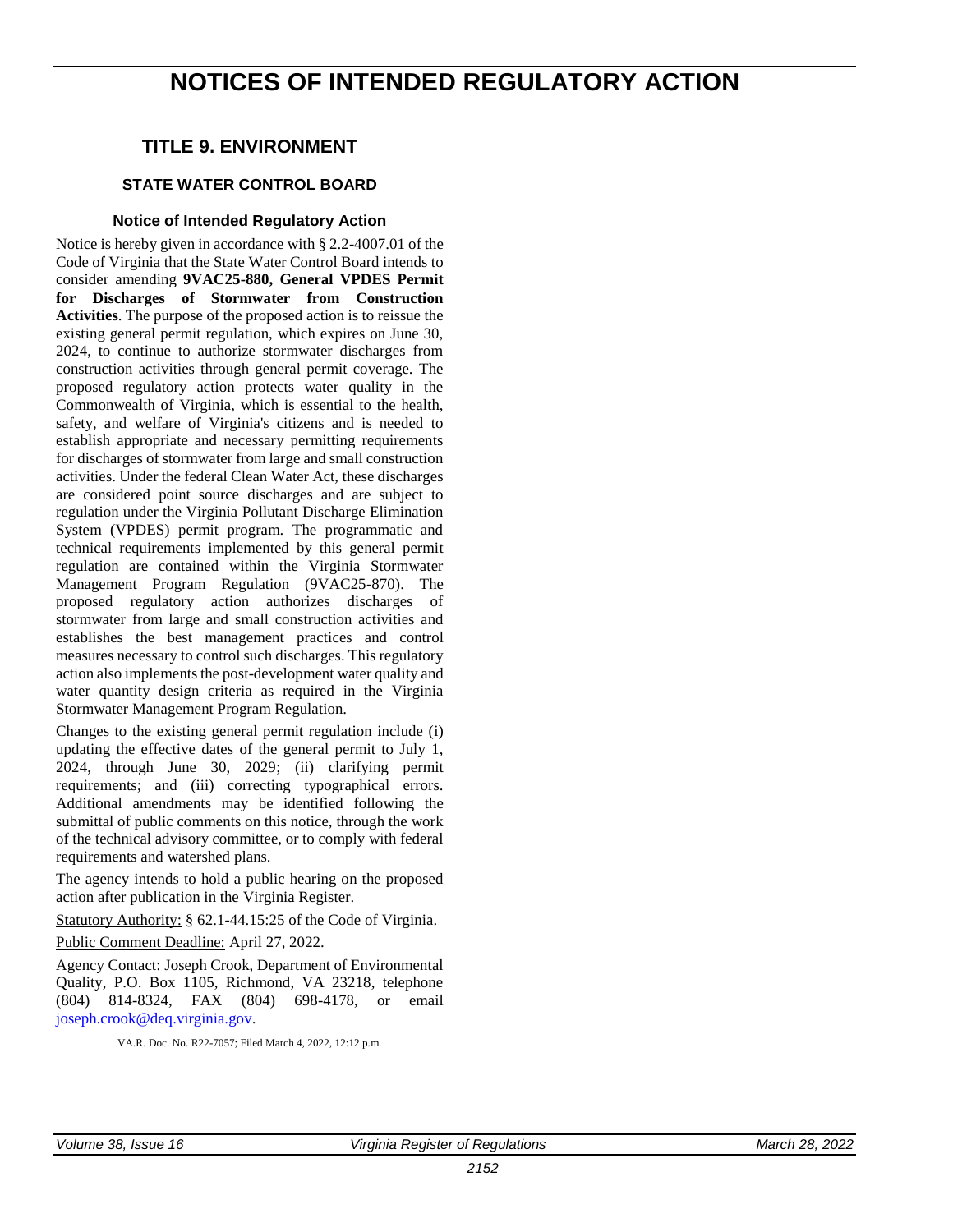# NOTICES OF INTENDED REGULATORY ACTION

## TITLE 9. ENVIRONMENT

### STATE WATER CONTROL BOARD

#### Notice of Intended Regulatory Action

Notice is hereby given in accordance with § 2.2-4007.01 of the Code of Virginia that the State Water Control Board intends to consider amending **9VAC25-880, General VPDES Permit for Discharges of Stormwater from Construction Activities**. The purpose of the proposed action is to reissue the existing general permit regulation, which expires on June 30, 2024, to continue to authorize stormwater discharges from construction activities through general permit coverage. The proposed regulatory action protects water quality in the Commonwealth of Virginia, which is essential to the health, safety, and welfare of Virginia's citizens and is needed to establish appropriate and necessary permitting requirements for discharges of stormwater from large and small construction activities. Under the federal Clean Water Act, these discharges are considered point source discharges and are subject to regulation under the Virginia Pollutant Discharge Elimination System (VPDES) permit program. The programmatic and technical requirements implemented by this general permit regulation are contained within the Virginia Stormwater Management Program Regulation (9VAC25-870). The proposed regulatory action authorizes discharges of stormwater from large and small construction activities and establishes the best management practices and control measures necessary to control such discharges. This regulatory action also implements the post-development water quality and water quantity design criteria as required in the Virginia Stormwater Management Program Regulation.

Changes to the existing general permit regulation include (i) updating the effective dates of the general permit to July 1, 2024, through June 30, 2029; (ii) clarifying permit requirements; and (iii) correcting typographical errors. Additional amendments may be identified following the submittal of public comments on this notice, through the work of the technical advisory committee, or to comply with federal requirements and watershed plans.

The agency intends to hold a public hearing on the proposed action after publication in the Virginia Register.

Statutory Authority: § 62.1-44.15:25 of the Code of Virginia.

Public Comment Deadline: April 27, 2022.

Agency Contact: Joseph Crook, Department of Environmental Quality, P.O. Box 1105, Richmond, VA 23218, telephone (804) 814-8324, FAX (804) 698-4178, or email joseph.crook@deq.virginia.gov.

VA.R. Doc. No. R22-7057; Filed March 4, 2022, 12:12 p.m.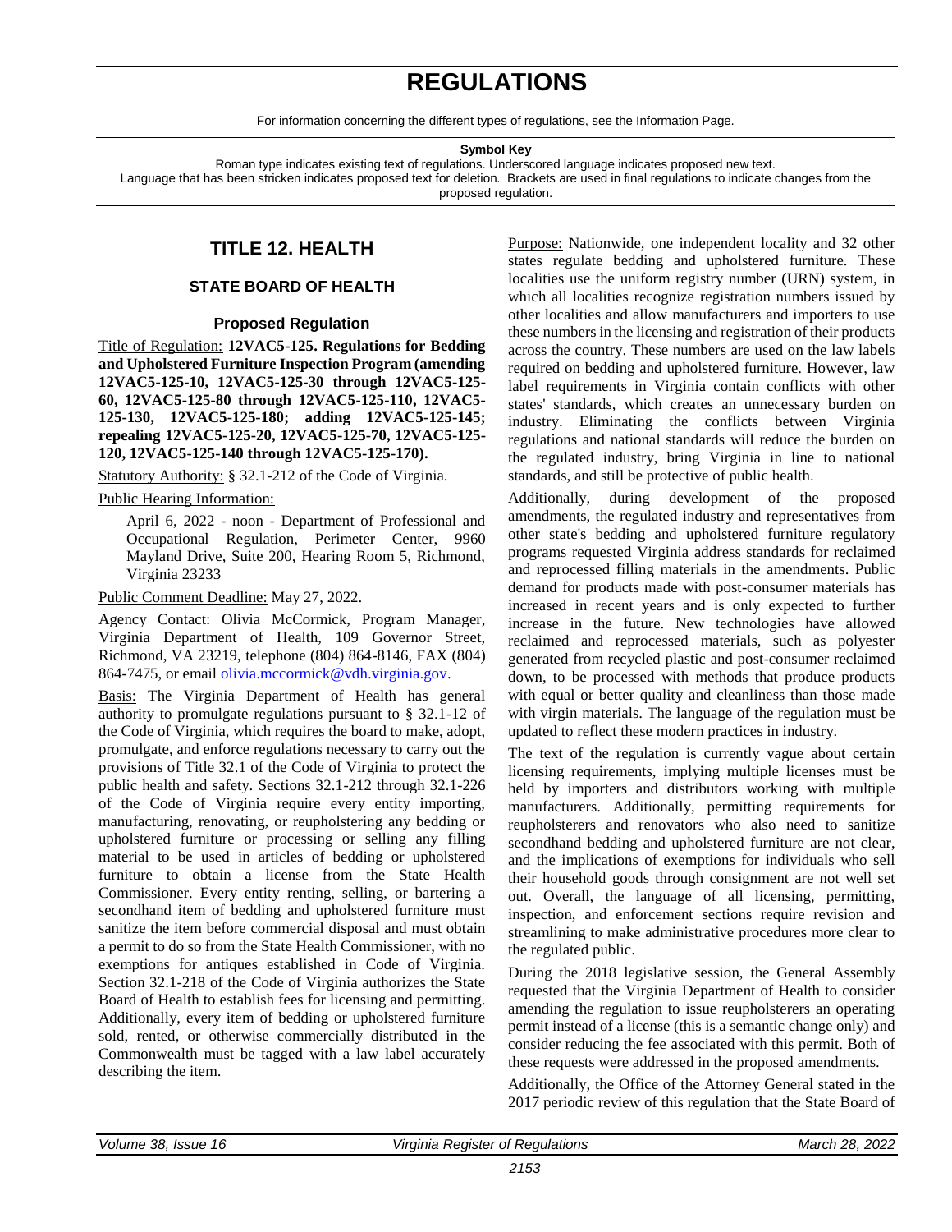# REGULATIONS

For information concerning the different types of regulations, see the Information Page.

**Symbol Key**

Roman type indicates existing text of regulations. Underscored language indicates proposed new text.
Language that has been stricken indicates proposed text for deletion. Brackets are used in final regulations to indicate changes from the proposed regulation.

## TITLE 12. HEALTH

### STATE BOARD OF HEALTH

#### Proposed Regulation

Title of Regulation: **12VAC5-125. Regulations for Bedding and Upholstered Furniture Inspection Program (amending 12VAC5-125-10, 12VAC5-125-30 through 12VAC5-125-60, 12VAC5-125-80 through 12VAC5-125-110, 12VAC5-125-130, 12VAC5-125-180; adding 12VAC5-125-145; repealing 12VAC5-125-20, 12VAC5-125-70, 12VAC5-125-120, 12VAC5-125-140 through 12VAC5-125-170).**

Statutory Authority: § 32.1-212 of the Code of Virginia.

Public Hearing Information:

> April 6, 2022 - noon - Department of Professional and Occupational Regulation, Perimeter Center, 9960 Mayland Drive, Suite 200, Hearing Room 5, Richmond, Virginia 23233

Public Comment Deadline: May 27, 2022.

Agency Contact: Olivia McCormick, Program Manager, Virginia Department of Health, 109 Governor Street, Richmond, VA 23219, telephone (804) 864-8146, FAX (804) 864-7475, or email olivia.mccormick@vdh.virginia.gov.

Basis: The Virginia Department of Health has general authority to promulgate regulations pursuant to § 32.1-12 of the Code of Virginia, which requires the board to make, adopt, promulgate, and enforce regulations necessary to carry out the provisions of Title 32.1 of the Code of Virginia to protect the public health and safety. Sections 32.1-212 through 32.1-226 of the Code of Virginia require every entity importing, manufacturing, renovating, or reupholstering any bedding or upholstered furniture or processing or selling any filling material to be used in articles of bedding or upholstered furniture to obtain a license from the State Health Commissioner. Every entity renting, selling, or bartering a secondhand item of bedding and upholstered furniture must sanitize the item before commercial disposal and must obtain a permit to do so from the State Health Commissioner, with no exemptions for antiques established in Code of Virginia. Section 32.1-218 of the Code of Virginia authorizes the State Board of Health to establish fees for licensing and permitting. Additionally, every item of bedding or upholstered furniture sold, rented, or otherwise commercially distributed in the Commonwealth must be tagged with a law label accurately describing the item.

Purpose: Nationwide, one independent locality and 32 other states regulate bedding and upholstered furniture. These localities use the uniform registry number (URN) system, in which all localities recognize registration numbers issued by other localities and allow manufacturers and importers to use these numbers in the licensing and registration of their products across the country. These numbers are used on the law labels required on bedding and upholstered furniture. However, law label requirements in Virginia contain conflicts with other states' standards, which creates an unnecessary burden on industry. Eliminating the conflicts between Virginia regulations and national standards will reduce the burden on the regulated industry, bring Virginia in line to national standards, and still be protective of public health.

Additionally, during development of the proposed amendments, the regulated industry and representatives from other state's bedding and upholstered furniture regulatory programs requested Virginia address standards for reclaimed and reprocessed filling materials in the amendments. Public demand for products made with post-consumer materials has increased in recent years and is only expected to further increase in the future. New technologies have allowed reclaimed and reprocessed materials, such as polyester generated from recycled plastic and post-consumer reclaimed down, to be processed with methods that produce products with equal or better quality and cleanliness than those made with virgin materials. The language of the regulation must be updated to reflect these modern practices in industry.

The text of the regulation is currently vague about certain licensing requirements, implying multiple licenses must be held by importers and distributors working with multiple manufacturers. Additionally, permitting requirements for reupholsterers and renovators who also need to sanitize secondhand bedding and upholstered furniture are not clear, and the implications of exemptions for individuals who sell their household goods through consignment are not well set out. Overall, the language of all licensing, permitting, inspection, and enforcement sections require revision and streamlining to make administrative procedures more clear to the regulated public.

During the 2018 legislative session, the General Assembly requested that the Virginia Department of Health to consider amending the regulation to issue reupholsterers an operating permit instead of a license (this is a semantic change only) and consider reducing the fee associated with this permit. Both of these requests were addressed in the proposed amendments.

Additionally, the Office of the Attorney General stated in the 2017 periodic review of this regulation that the State Board of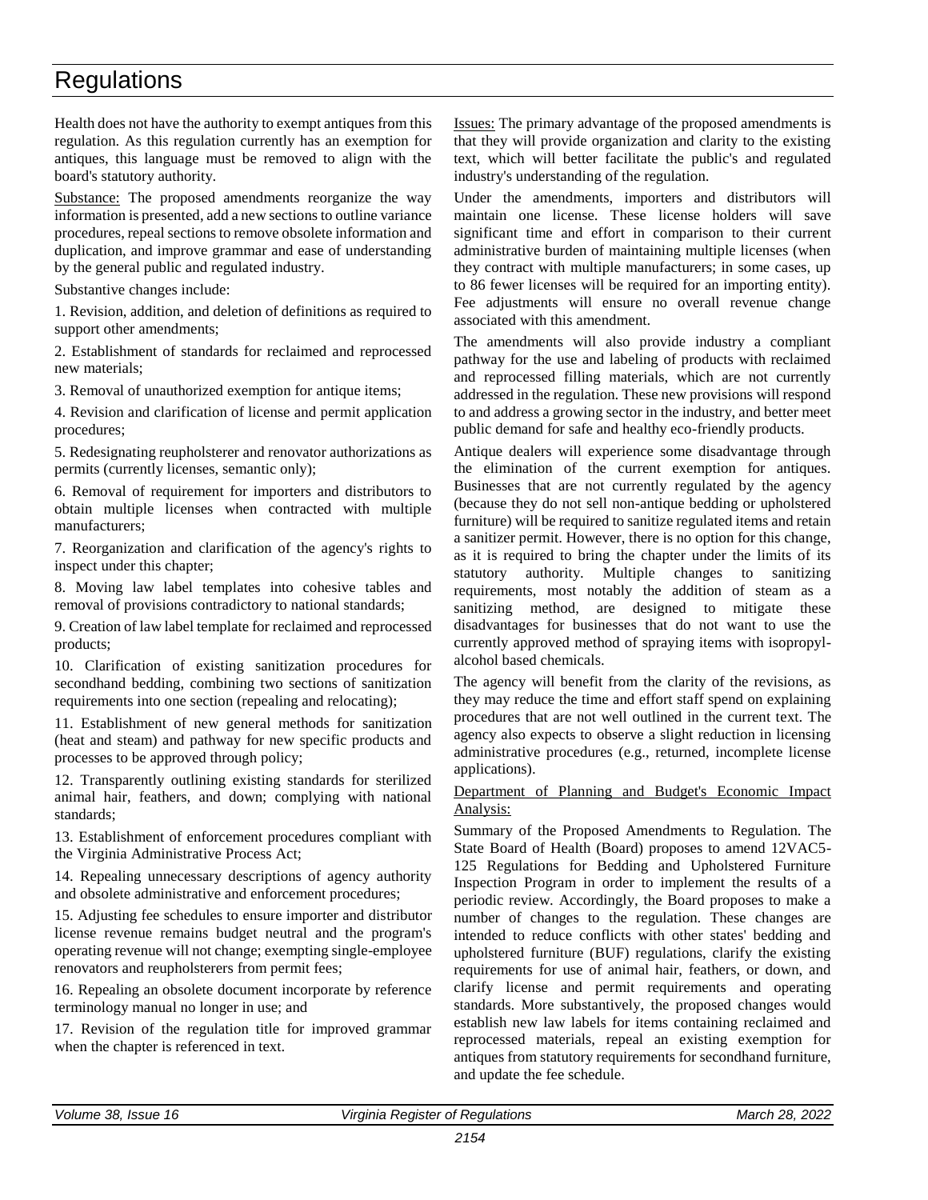# Regulations

Health does not have the authority to exempt antiques from this regulation. As this regulation currently has an exemption for antiques, this language must be removed to align with the board's statutory authority.

Substance: The proposed amendments reorganize the way information is presented, add a new sections to outline variance procedures, repeal sections to remove obsolete information and duplication, and improve grammar and ease of understanding by the general public and regulated industry.

Substantive changes include:

1. Revision, addition, and deletion of definitions as required to support other amendments;

2. Establishment of standards for reclaimed and reprocessed new materials;

3. Removal of unauthorized exemption for antique items;

4. Revision and clarification of license and permit application procedures;

5. Redesignating reupholsterer and renovator authorizations as permits (currently licenses, semantic only);

6. Removal of requirement for importers and distributors to obtain multiple licenses when contracted with multiple manufacturers;

7. Reorganization and clarification of the agency's rights to inspect under this chapter;

8. Moving law label templates into cohesive tables and removal of provisions contradictory to national standards;

9. Creation of law label template for reclaimed and reprocessed products;

10. Clarification of existing sanitization procedures for secondhand bedding, combining two sections of sanitization requirements into one section (repealing and relocating);

11. Establishment of new general methods for sanitization (heat and steam) and pathway for new specific products and processes to be approved through policy;

12. Transparently outlining existing standards for sterilized animal hair, feathers, and down; complying with national standards;

13. Establishment of enforcement procedures compliant with the Virginia Administrative Process Act;

14. Repealing unnecessary descriptions of agency authority and obsolete administrative and enforcement procedures;

15. Adjusting fee schedules to ensure importer and distributor license revenue remains budget neutral and the program's operating revenue will not change; exempting single-employee renovators and reupholsterers from permit fees;

16. Repealing an obsolete document incorporate by reference terminology manual no longer in use; and

17. Revision of the regulation title for improved grammar when the chapter is referenced in text.

Issues: The primary advantage of the proposed amendments is that they will provide organization and clarity to the existing text, which will better facilitate the public's and regulated industry's understanding of the regulation.

Under the amendments, importers and distributors will maintain one license. These license holders will save significant time and effort in comparison to their current administrative burden of maintaining multiple licenses (when they contract with multiple manufacturers; in some cases, up to 86 fewer licenses will be required for an importing entity). Fee adjustments will ensure no overall revenue change associated with this amendment.

The amendments will also provide industry a compliant pathway for the use and labeling of products with reclaimed and reprocessed filling materials, which are not currently addressed in the regulation. These new provisions will respond to and address a growing sector in the industry, and better meet public demand for safe and healthy eco-friendly products.

Antique dealers will experience some disadvantage through the elimination of the current exemption for antiques. Businesses that are not currently regulated by the agency (because they do not sell non-antique bedding or upholstered furniture) will be required to sanitize regulated items and retain a sanitizer permit. However, there is no option for this change, as it is required to bring the chapter under the limits of its statutory authority. Multiple changes to sanitizing requirements, most notably the addition of steam as a sanitizing method, are designed to mitigate these disadvantages for businesses that do not want to use the currently approved method of spraying items with isopropyl-alcohol based chemicals.

The agency will benefit from the clarity of the revisions, as they may reduce the time and effort staff spend on explaining procedures that are not well outlined in the current text. The agency also expects to observe a slight reduction in licensing administrative procedures (e.g., returned, incomplete license applications).

Department of Planning and Budget's Economic Impact Analysis:

Summary of the Proposed Amendments to Regulation. The State Board of Health (Board) proposes to amend 12VAC5-125 Regulations for Bedding and Upholstered Furniture Inspection Program in order to implement the results of a periodic review. Accordingly, the Board proposes to make a number of changes to the regulation. These changes are intended to reduce conflicts with other states' bedding and upholstered furniture (BUF) regulations, clarify the existing requirements for use of animal hair, feathers, or down, and clarify license and permit requirements and operating standards. More substantively, the proposed changes would establish new law labels for items containing reclaimed and reprocessed materials, repeal an existing exemption for antiques from statutory requirements for secondhand furniture, and update the fee schedule.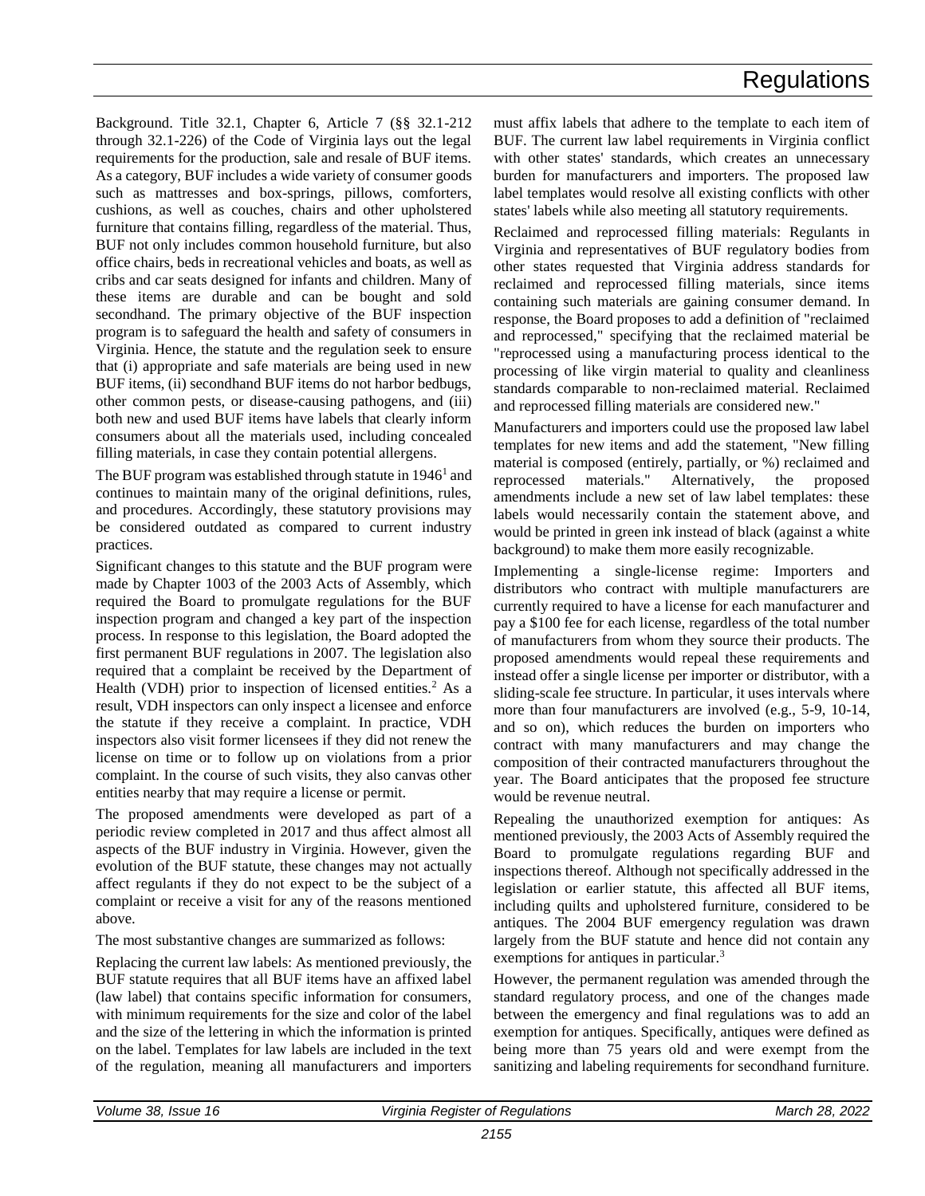Background. Title 32.1, Chapter 6, Article 7 (§§ 32.1-212 through 32.1-226) of the Code of Virginia lays out the legal requirements for the production, sale and resale of BUF items. As a category, BUF includes a wide variety of consumer goods such as mattresses and box-springs, pillows, comforters, cushions, as well as couches, chairs and other upholstered furniture that contains filling, regardless of the material. Thus, BUF not only includes common household furniture, but also office chairs, beds in recreational vehicles and boats, as well as cribs and car seats designed for infants and children. Many of these items are durable and can be bought and sold secondhand. The primary objective of the BUF inspection program is to safeguard the health and safety of consumers in Virginia. Hence, the statute and the regulation seek to ensure that (i) appropriate and safe materials are being used in new BUF items, (ii) secondhand BUF items do not harbor bedbugs, other common pests, or disease-causing pathogens, and (iii) both new and used BUF items have labels that clearly inform consumers about all the materials used, including concealed filling materials, in case they contain potential allergens.

The BUF program was established through statute in 1946[1] and continues to maintain many of the original definitions, rules, and procedures. Accordingly, these statutory provisions may be considered outdated as compared to current industry practices.

Significant changes to this statute and the BUF program were made by Chapter 1003 of the 2003 Acts of Assembly, which required the Board to promulgate regulations for the BUF inspection program and changed a key part of the inspection process. In response to this legislation, the Board adopted the first permanent BUF regulations in 2007. The legislation also required that a complaint be received by the Department of Health (VDH) prior to inspection of licensed entities.[2] As a result, VDH inspectors can only inspect a licensee and enforce the statute if they receive a complaint. In practice, VDH inspectors also visit former licensees if they did not renew the license on time or to follow up on violations from a prior complaint. In the course of such visits, they also canvas other entities nearby that may require a license or permit.

The proposed amendments were developed as part of a periodic review completed in 2017 and thus affect almost all aspects of the BUF industry in Virginia. However, given the evolution of the BUF statute, these changes may not actually affect regulants if they do not expect to be the subject of a complaint or receive a visit for any of the reasons mentioned above.

The most substantive changes are summarized as follows:

Replacing the current law labels: As mentioned previously, the BUF statute requires that all BUF items have an affixed label (law label) that contains specific information for consumers, with minimum requirements for the size and color of the label and the size of the lettering in which the information is printed on the label. Templates for law labels are included in the text of the regulation, meaning all manufacturers and importers must affix labels that adhere to the template to each item of BUF. The current law label requirements in Virginia conflict with other states' standards, which creates an unnecessary burden for manufacturers and importers. The proposed law label templates would resolve all existing conflicts with other states' labels while also meeting all statutory requirements.

Reclaimed and reprocessed filling materials: Regulants in Virginia and representatives of BUF regulatory bodies from other states requested that Virginia address standards for reclaimed and reprocessed filling materials, since items containing such materials are gaining consumer demand. In response, the Board proposes to add a definition of "reclaimed and reprocessed," specifying that the reclaimed material be "reprocessed using a manufacturing process identical to the processing of like virgin material to quality and cleanliness standards comparable to non-reclaimed material. Reclaimed and reprocessed filling materials are considered new."

Manufacturers and importers could use the proposed law label templates for new items and add the statement, "New filling material is composed (entirely, partially, or %) reclaimed and reprocessed materials." Alternatively, the proposed amendments include a new set of law label templates: these labels would necessarily contain the statement above, and would be printed in green ink instead of black (against a white background) to make them more easily recognizable.

Implementing a single-license regime: Importers and distributors who contract with multiple manufacturers are currently required to have a license for each manufacturer and pay a $100 fee for each license, regardless of the total number of manufacturers from whom they source their products. The proposed amendments would repeal these requirements and instead offer a single license per importer or distributor, with a sliding-scale fee structure. In particular, it uses intervals where more than four manufacturers are involved (e.g., 5-9, 10-14, and so on), which reduces the burden on importers who contract with many manufacturers and may change the composition of their contracted manufacturers throughout the year. The Board anticipates that the proposed fee structure would be revenue neutral.

Repealing the unauthorized exemption for antiques: As mentioned previously, the 2003 Acts of Assembly required the Board to promulgate regulations regarding BUF and inspections thereof. Although not specifically addressed in the legislation or earlier statute, this affected all BUF items, including quilts and upholstered furniture, considered to be antiques. The 2004 BUF emergency regulation was drawn largely from the BUF statute and hence did not contain any exemptions for antiques in particular.[3]

However, the permanent regulation was amended through the standard regulatory process, and one of the changes made between the emergency and final regulations was to add an exemption for antiques. Specifically, antiques were defined as being more than 75 years old and were exempt from the sanitizing and labeling requirements for secondhand furniture.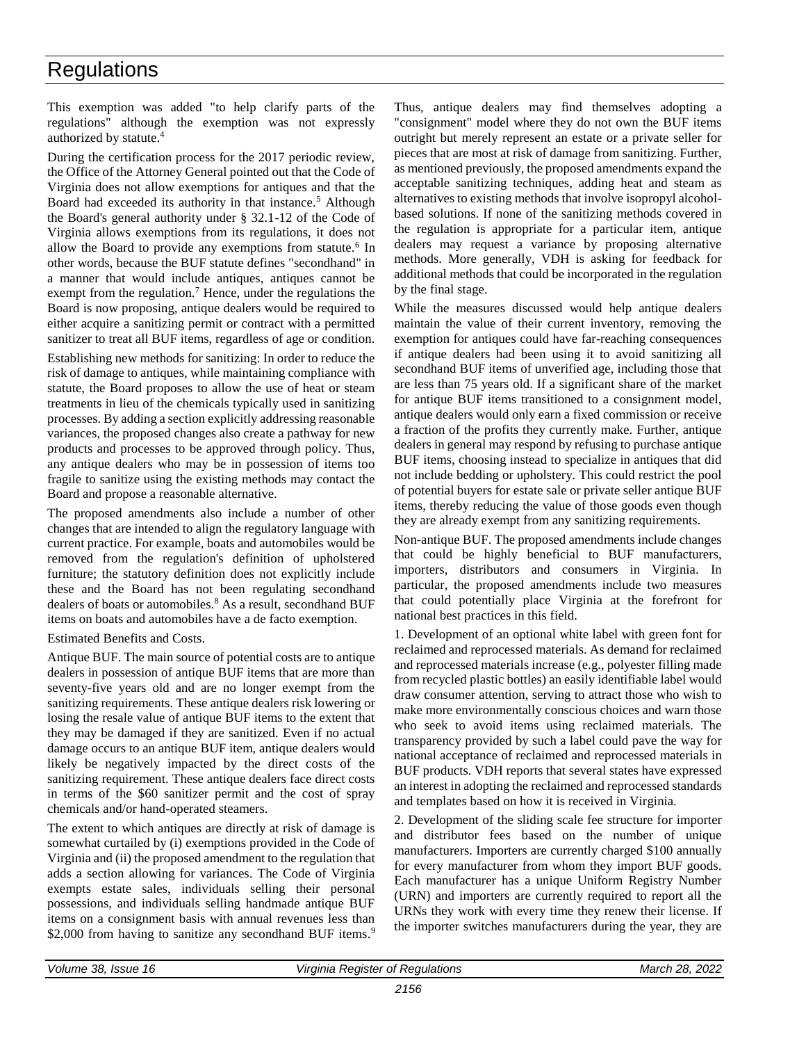This exemption was added "to help clarify parts of the regulations" although the exemption was not expressly authorized by statute.[4]

During the certification process for the 2017 periodic review, the Office of the Attorney General pointed out that the Code of Virginia does not allow exemptions for antiques and that the Board had exceeded its authority in that instance.[5] Although the Board's general authority under § 32.1-12 of the Code of Virginia allows exemptions from its regulations, it does not allow the Board to provide any exemptions from statute.[6] In other words, because the BUF statute defines "secondhand" in a manner that would include antiques, antiques cannot be exempt from the regulation.[7] Hence, under the regulations the Board is now proposing, antique dealers would be required to either acquire a sanitizing permit or contract with a permitted sanitizer to treat all BUF items, regardless of age or condition.

Establishing new methods for sanitizing: In order to reduce the risk of damage to antiques, while maintaining compliance with statute, the Board proposes to allow the use of heat or steam treatments in lieu of the chemicals typically used in sanitizing processes. By adding a section explicitly addressing reasonable variances, the proposed changes also create a pathway for new products and processes to be approved through policy. Thus, any antique dealers who may be in possession of items too fragile to sanitize using the existing methods may contact the Board and propose a reasonable alternative.

The proposed amendments also include a number of other changes that are intended to align the regulatory language with current practice. For example, boats and automobiles would be removed from the regulation's definition of upholstered furniture; the statutory definition does not explicitly include these and the Board has not been regulating secondhand dealers of boats or automobiles.[8] As a result, secondhand BUF items on boats and automobiles have a de facto exemption.

Estimated Benefits and Costs.

Antique BUF. The main source of potential costs are to antique dealers in possession of antique BUF items that are more than seventy-five years old and are no longer exempt from the sanitizing requirements. These antique dealers risk lowering or losing the resale value of antique BUF items to the extent that they may be damaged if they are sanitized. Even if no actual damage occurs to an antique BUF item, antique dealers would likely be negatively impacted by the direct costs of the sanitizing requirement. These antique dealers face direct costs in terms of the $60 sanitizer permit and the cost of spray chemicals and/or hand-operated steamers.

The extent to which antiques are directly at risk of damage is somewhat curtailed by (i) exemptions provided in the Code of Virginia and (ii) the proposed amendment to the regulation that adds a section allowing for variances. The Code of Virginia exempts estate sales, individuals selling their personal possessions, and individuals selling handmade antique BUF items on a consignment basis with annual revenues less than $2,000 from having to sanitize any secondhand BUF items.[9] Thus, antique dealers may find themselves adopting a "consignment" model where they do not own the BUF items outright but merely represent an estate or a private seller for pieces that are most at risk of damage from sanitizing. Further, as mentioned previously, the proposed amendments expand the acceptable sanitizing techniques, adding heat and steam as alternatives to existing methods that involve isopropyl alcohol-based solutions. If none of the sanitizing methods covered in the regulation is appropriate for a particular item, antique dealers may request a variance by proposing alternative methods. More generally, VDH is asking for feedback for additional methods that could be incorporated in the regulation by the final stage.

While the measures discussed would help antique dealers maintain the value of their current inventory, removing the exemption for antiques could have far-reaching consequences if antique dealers had been using it to avoid sanitizing all secondhand BUF items of unverified age, including those that are less than 75 years old. If a significant share of the market for antique BUF items transitioned to a consignment model, antique dealers would only earn a fixed commission or receive a fraction of the profits they currently make. Further, antique dealers in general may respond by refusing to purchase antique BUF items, choosing instead to specialize in antiques that did not include bedding or upholstery. This could restrict the pool of potential buyers for estate sale or private seller antique BUF items, thereby reducing the value of those goods even though they are already exempt from any sanitizing requirements.

Non-antique BUF. The proposed amendments include changes that could be highly beneficial to BUF manufacturers, importers, distributors and consumers in Virginia. In particular, the proposed amendments include two measures that could potentially place Virginia at the forefront for national best practices in this field.

1. Development of an optional white label with green font for reclaimed and reprocessed materials. As demand for reclaimed and reprocessed materials increase (e.g., polyester filling made from recycled plastic bottles) an easily identifiable label would draw consumer attention, serving to attract those who wish to make more environmentally conscious choices and warn those who seek to avoid items using reclaimed materials. The transparency provided by such a label could pave the way for national acceptance of reclaimed and reprocessed materials in BUF products. VDH reports that several states have expressed an interest in adopting the reclaimed and reprocessed standards and templates based on how it is received in Virginia.

2. Development of the sliding scale fee structure for importer and distributor fees based on the number of unique manufacturers. Importers are currently charged $100 annually for every manufacturer from whom they import BUF goods. Each manufacturer has a unique Uniform Registry Number (URN) and importers are currently required to report all the URNs they work with every time they renew their license. If the importer switches manufacturers during the year, they are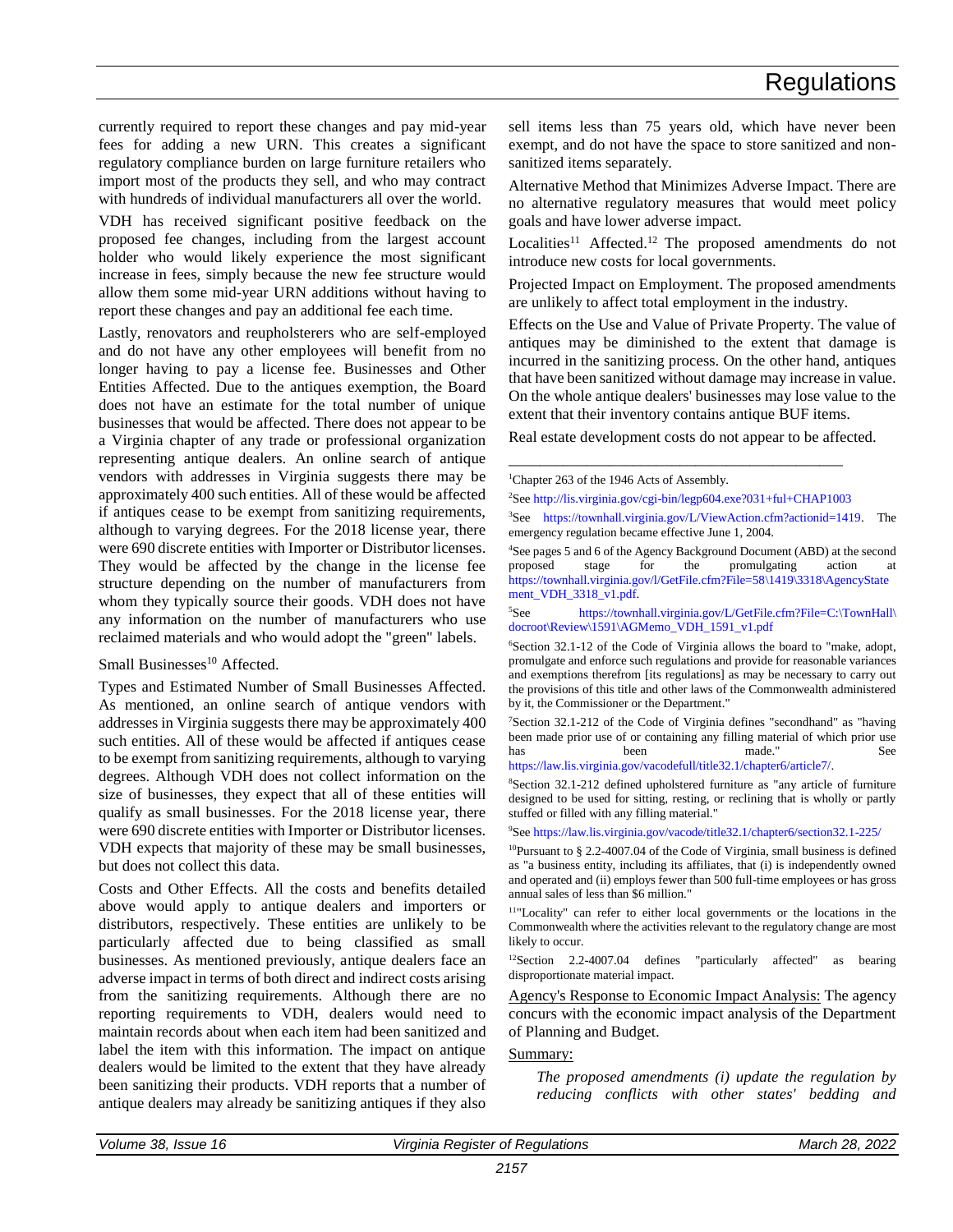currently required to report these changes and pay mid-year fees for adding a new URN. This creates a significant regulatory compliance burden on large furniture retailers who import most of the products they sell, and who may contract with hundreds of individual manufacturers all over the world.

VDH has received significant positive feedback on the proposed fee changes, including from the largest account holder who would likely experience the most significant increase in fees, simply because the new fee structure would allow them some mid-year URN additions without having to report these changes and pay an additional fee each time.

Lastly, renovators and reupholsterers who are self-employed and do not have any other employees will benefit from no longer having to pay a license fee. Businesses and Other Entities Affected. Due to the antiques exemption, the Board does not have an estimate for the total number of unique businesses that would be affected. There does not appear to be a Virginia chapter of any trade or professional organization representing antique dealers. An online search of antique vendors with addresses in Virginia suggests there may be approximately 400 such entities. All of these would be affected if antiques cease to be exempt from sanitizing requirements, although to varying degrees. For the 2018 license year, there were 690 discrete entities with Importer or Distributor licenses. They would be affected by the change in the license fee structure depending on the number of manufacturers from whom they typically source their goods. VDH does not have any information on the number of manufacturers who use reclaimed materials and who would adopt the "green" labels.

Small Businesses[10] Affected.

Types and Estimated Number of Small Businesses Affected. As mentioned, an online search of antique vendors with addresses in Virginia suggests there may be approximately 400 such entities. All of these would be affected if antiques cease to be exempt from sanitizing requirements, although to varying degrees. Although VDH does not collect information on the size of businesses, they expect that all of these entities will qualify as small businesses. For the 2018 license year, there were 690 discrete entities with Importer or Distributor licenses. VDH expects that majority of these may be small businesses, but does not collect this data.

Costs and Other Effects. All the costs and benefits detailed above would apply to antique dealers and importers or distributors, respectively. These entities are unlikely to be particularly affected due to being classified as small businesses. As mentioned previously, antique dealers face an adverse impact in terms of both direct and indirect costs arising from the sanitizing requirements. Although there are no reporting requirements to VDH, dealers would need to maintain records about when each item had been sanitized and label the item with this information. The impact on antique dealers would be limited to the extent that they have already been sanitizing their products. VDH reports that a number of antique dealers may already be sanitizing antiques if they also sell items less than 75 years old, which have never been exempt, and do not have the space to store sanitized and non-sanitized items separately.

Alternative Method that Minimizes Adverse Impact. There are no alternative regulatory measures that would meet policy goals and have lower adverse impact.

Localities[11] Affected.[12] The proposed amendments do not introduce new costs for local governments.

Projected Impact on Employment. The proposed amendments are unlikely to affect total employment in the industry.

Effects on the Use and Value of Private Property. The value of antiques may be diminished to the extent that damage is incurred in the sanitizing process. On the other hand, antiques that have been sanitized without damage may increase in value. On the whole antique dealers' businesses may lose value to the extent that their inventory contains antique BUF items.

Real estate development costs do not appear to be affected.

---

[1]Chapter 263 of the 1946 Acts of Assembly.

[2]See http://lis.virginia.gov/cgi-bin/legp604.exe?031+ful+CHAP1003

[3]See https://townhall.virginia.gov/L/ViewAction.cfm?actionid=1419. The emergency regulation became effective June 1, 2004.

[4]See pages 5 and 6 of the Agency Background Document (ABD) at the second proposed stage for the promulgating action at https://townhall.virginia.gov/l/GetFile.cfm?File=58\1419\3318\AgencyStatement_VDH_3318_v1.pdf.

[5]See https://townhall.virginia.gov/L/GetFile.cfm?File=C:\TownHall\docroot\Review\1591\AGMemo_VDH_1591_v1.pdf

[6]Section 32.1-12 of the Code of Virginia allows the board to "make, adopt, promulgate and enforce such regulations and provide for reasonable variances and exemptions therefrom [its regulations] as may be necessary to carry out the provisions of this title and other laws of the Commonwealth administered by it, the Commissioner or the Department."

[7]Section 32.1-212 of the Code of Virginia defines "secondhand" as "having been made prior use of or containing any filling material of which prior use has been made." See https://law.lis.virginia.gov/vacodefull/title32.1/chapter6/article7/.

[8]Section 32.1-212 defined upholstered furniture as "any article of furniture designed to be used for sitting, resting, or reclining that is wholly or partly stuffed or filled with any filling material."

[9]See https://law.lis.virginia.gov/vacode/title32.1/chapter6/section32.1-225/

[10]Pursuant to § 2.2-4007.04 of the Code of Virginia, small business is defined as "a business entity, including its affiliates, that (i) is independently owned and operated and (ii) employs fewer than 500 full-time employees or has gross annual sales of less than $6 million."

[11]"Locality" can refer to either local governments or the locations in the Commonwealth where the activities relevant to the regulatory change are most likely to occur.

[12]Section 2.2-4007.04 defines "particularly affected" as bearing disproportionate material impact.

Agency's Response to Economic Impact Analysis: The agency concurs with the economic impact analysis of the Department of Planning and Budget.

Summary:

*The proposed amendments (i) update the regulation by reducing conflicts with other states' bedding and*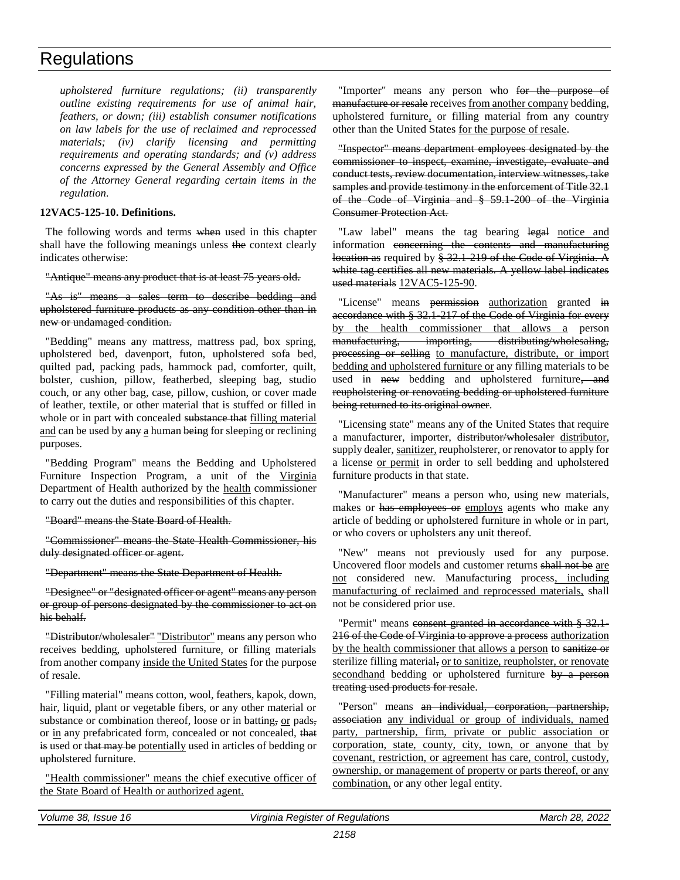*upholstered furniture regulations; (ii) transparently outline existing requirements for use of animal hair, feathers, or down; (iii) establish consumer notifications on law labels for the use of reclaimed and reprocessed materials; (iv) clarify licensing and permitting requirements and operating standards; and (v) address concerns expressed by the General Assembly and Office of the Attorney General regarding certain items in the regulation.*

**12VAC5-125-10. Definitions.**

The following words and terms ~~when~~ used in this chapter shall have the following meanings unless ~~the~~ context clearly indicates otherwise:

~~"Antique" means any product that is at least 75 years old.~~

~~"As is" means a sales term to describe bedding and upholstered furniture products as any condition other than in new or undamaged condition.~~

"Bedding" means any mattress, mattress pad, box spring, upholstered bed, davenport, futon, upholstered sofa bed, quilted pad, packing pads, hammock pad, comforter, quilt, bolster, cushion, pillow, featherbed, sleeping bag, studio couch, or any other bag, case, pillow, cushion, or cover made of leather, textile, or other material that is stuffed or filled in whole or in part with concealed ~~substance that~~ <u>filling material and</u> can be used by ~~any~~ <u>a</u> human ~~being~~ for sleeping or reclining purposes.

"Bedding Program" means the Bedding and Upholstered Furniture Inspection Program, a unit of the <u>Virginia</u> Department of Health authorized by the <u>health</u> commissioner to carry out the duties and responsibilities of this chapter.

~~"Board" means the State Board of Health.~~

~~"Commissioner" means the State Health Commissioner, his duly designated officer or agent.~~

~~"Department" means the State Department of Health.~~

~~"Designee" or "designated officer or agent" means any person or group of persons designated by the commissioner to act on his behalf.~~

~~"Distributor/wholesaler"~~ <u>"Distributor"</u> means any person who receives bedding, upholstered furniture, or filling materials from another company <u>inside the United States</u> for the purpose of resale.

"Filling material" means cotton, wool, feathers, kapok, down, hair, liquid, plant or vegetable fibers, or any other material or substance or combination thereof, loose or in batting~~,~~ <u>or</u> pads~~,~~ or <u>in</u> any prefabricated form, concealed or not concealed, ~~that is~~ used or ~~that may be~~ <u>potentially</u> used in articles of bedding or upholstered furniture.

<u>"Health commissioner" means the chief executive officer of the State Board of Health or authorized agent.</u>

"Importer" means any person who ~~for the purpose of manufacture or resale~~ receives <u>from another company</u> bedding, upholstered furniture<u>,</u> or filling material from any country other than the United States <u>for the purpose of resale</u>.

~~"Inspector" means department employees designated by the commissioner to inspect, examine, investigate, evaluate and conduct tests, review documentation, interview witnesses, take samples and provide testimony in the enforcement of Title 32.1 of the Code of Virginia and § 59.1-200 of the Virginia Consumer Protection Act.~~

"Law label" means the tag bearing ~~legal~~ <u>notice and</u> information ~~concerning the contents and manufacturing location as~~ required by ~~§ 32.1-219 of the Code of Virginia. A white tag certifies all new materials. A yellow label indicates used materials~~ <u>12VAC5-125-90</u>.

"License" means ~~permission~~ <u>authorization</u> granted ~~in accordance with § 32.1-217 of the Code of Virginia for every~~ <u>by the health commissioner that allows a</u> person ~~manufacturing, importing, distributing/wholesaling, processing or selling~~ <u>to manufacture, distribute, or import bedding and upholstered furniture or</u> any filling materials to be used in ~~new~~ bedding and upholstered furniture~~, and reupholstering or renovating bedding or upholstered furniture being returned to its original owner~~.

"Licensing state" means any of the United States that require a manufacturer, importer, ~~distributor/wholesaler~~ <u>distributor</u>, supply dealer, <u>sanitizer,</u> reupholsterer, or renovator to apply for a license <u>or permit</u> in order to sell bedding and upholstered furniture products in that state.

"Manufacturer" means a person who, using new materials, makes or ~~has employees or~~ <u>employs</u> agents who make any article of bedding or upholstered furniture in whole or in part, or who covers or upholsters any unit thereof.

"New" means not previously used for any purpose. Uncovered floor models and customer returns ~~shall not be~~ <u>are not</u> considered new. Manufacturing process<u>, including manufacturing of reclaimed and reprocessed materials,</u> shall not be considered prior use.

"Permit" means ~~consent granted in accordance with § 32.1-216 of the Code of Virginia to approve a process~~ <u>authorization by the health commissioner that allows a person</u> to ~~sanitize or~~ sterilize filling material~~,~~ <u>or to sanitize, reupholster, or renovate secondhand</u> bedding or upholstered furniture ~~by a person treating used products for resale~~.

"Person" means ~~an individual, corporation, partnership, association~~ <u>any individual or group of individuals, named party, partnership, firm, private or public association or corporation, state, county, city, town, or anyone that by covenant, restriction, or agreement has care, control, custody, ownership, or management of property or parts thereof, or any combination,</u> or any other legal entity.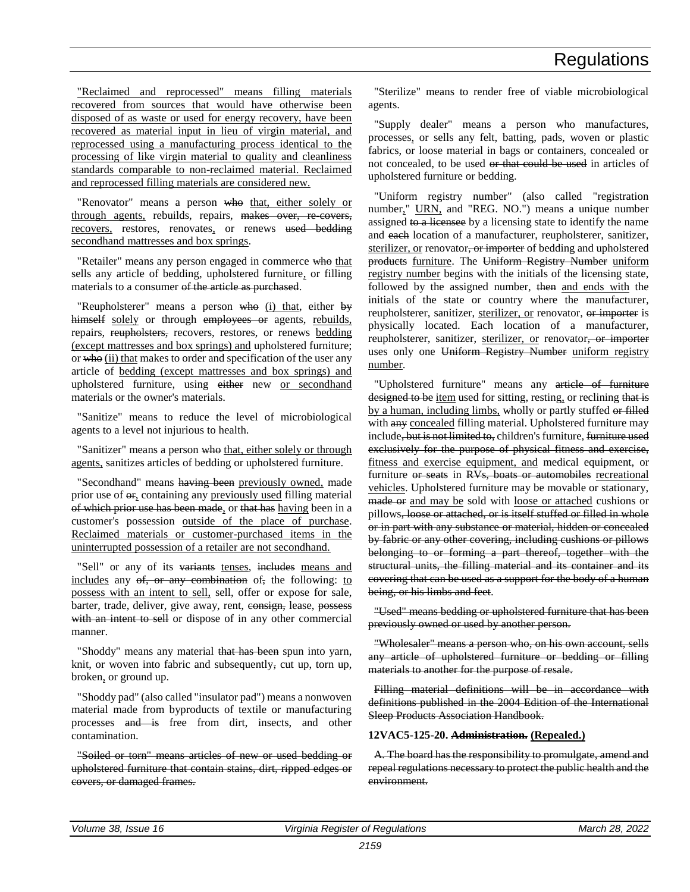<u>"Reclaimed and reprocessed" means filling materials recovered from sources that would have otherwise been disposed of as waste or used for energy recovery, have been recovered as material input in lieu of virgin material, and reprocessed using a manufacturing process identical to the processing of like virgin material to quality and cleanliness standards comparable to non-reclaimed material. Reclaimed and reprocessed filling materials are considered new.</u>

"Renovator" means a person ~~who~~ <u>that, either solely or through agents,</u> rebuilds, repairs, ~~makes over, re-covers,~~ <u>recovers,</u> restores, renovates<u>,</u> or renews ~~used bedding~~ <u>secondhand mattresses and box springs</u>.

"Retailer" means any person engaged in commerce ~~who~~ <u>that</u> sells any article of bedding, upholstered furniture<u>,</u> or filling materials to a consumer ~~of the article as purchased~~.

"Reupholsterer" means a person ~~who~~ <u>(i) that</u>, either ~~by himself~~ <u>solely</u> or through ~~employees or~~ agents, <u>rebuilds,</u> repairs, ~~reupholsters,~~ recovers, restores, or renews <u>bedding (except mattresses and box springs) and</u> upholstered furniture; or ~~who~~ <u>(ii) that</u> makes to order and specification of the user any article of <u>bedding (except mattresses and box springs) and</u> upholstered furniture, using ~~either~~ new <u>or secondhand</u> materials or the owner's materials.

"Sanitize" means to reduce the level of microbiological agents to a level not injurious to health.

"Sanitizer" means a person ~~who~~ <u>that, either solely or through agents,</u> sanitizes articles of bedding or upholstered furniture.

"Secondhand" means ~~having been~~ <u>previously owned,</u> made prior use of ~~or~~<u>,</u> containing any <u>previously used</u> filling material ~~of which prior use has been made~~<u>,</u> or ~~that has~~ <u>having</u> been in a customer's possession <u>outside of the place of purchase</u>. <u>Reclaimed materials or customer-purchased items in the uninterrupted possession of a retailer are not secondhand.</u>

"Sell" or any of its ~~variants~~ <u>tenses</u>, ~~includes~~ <u>means and includes</u> any ~~of, or any combination~~ of~~,~~ the following: <u>to possess with an intent to sell,</u> sell, offer or expose for sale, barter, trade, deliver, give away, rent, ~~consign,~~ lease, ~~possess with an intent to sell~~ or dispose of in any other commercial manner.

"Shoddy" means any material ~~that has been~~ spun into yarn, knit, or woven into fabric and subsequently~~,~~ cut up, torn up, broken<u>,</u> or ground up.

"Shoddy pad" (also called "insulator pad") means a nonwoven material made from byproducts of textile or manufacturing processes ~~and is~~ free from dirt, insects, and other contamination.

~~"Soiled or torn" means articles of new or used bedding or upholstered furniture that contain stains, dirt, ripped edges or covers, or damaged frames.~~

"Sterilize" means to render free of viable microbiological agents.

"Supply dealer" means a person who manufactures, processes<u>,</u> or sells any felt, batting, pads, woven or plastic fabrics, or loose material in bags or containers, concealed or not concealed, to be used ~~or that could be used~~ in articles of upholstered furniture or bedding.

"Uniform registry number" (also called "registration number<u>,</u>" <u>URN,</u> and "REG. NO.") means a unique number assigned ~~to a licensee~~ by a licensing state to identify the name and ~~each~~ location of a manufacturer, reupholsterer, sanitizer, <u>sterilizer, or</u> renovator~~, or importer~~ of bedding and upholstered ~~products~~ <u>furniture</u>. The ~~Uniform Registry Number~~ <u>uniform registry number</u> begins with the initials of the licensing state, followed by the assigned number, ~~then~~ <u>and ends with</u> the initials of the state or country where the manufacturer, reupholsterer, sanitizer, <u>sterilizer, or</u> renovator, ~~or importer~~ is physically located. Each location of a manufacturer, reupholsterer, sanitizer, <u>sterilizer, or</u> renovator~~, or importer~~ uses only one ~~Uniform Registry Number~~ <u>uniform registry number</u>.

"Upholstered furniture" means any ~~article of furniture designed to be~~ <u>item</u> used for sitting, resting<u>,</u> or reclining ~~that is~~ <u>by a human, including limbs,</u> wholly or partly stuffed ~~or filled~~ with ~~any~~ <u>concealed</u> filling material. Upholstered furniture may include~~, but is not limited to,~~ children's furniture, ~~furniture used exclusively for the purpose of physical fitness and exercise,~~ <u>fitness and exercise equipment, and</u> medical equipment, or furniture ~~or seats~~ in ~~RVs, boats or automobiles~~ <u>recreational vehicles</u>. Upholstered furniture may be movable or stationary, ~~made or~~ <u>and may be</u> sold with <u>loose or attached</u> cushions or pillows~~, loose or attached, or is itself stuffed or filled in whole or in part with any substance or material, hidden or concealed by fabric or any other covering, including cushions or pillows belonging to or forming a part thereof, together with the structural units, the filling material and its container and its covering that can be used as a support for the body of a human being, or his limbs and feet~~.

~~"Used" means bedding or upholstered furniture that has been previously owned or used by another person.~~

~~"Wholesaler" means a person who, on his own account, sells any article of upholstered furniture or bedding or filling materials to another for the purpose of resale.~~

~~Filling material definitions will be in accordance with definitions published in the 2004 Edition of the International Sleep Products Association Handbook.~~

**12VAC5-125-20. ~~Administration.~~ <u>(Repealed.)</u>**

~~A. The board has the responsibility to promulgate, amend and repeal regulations necessary to protect the public health and the environment.~~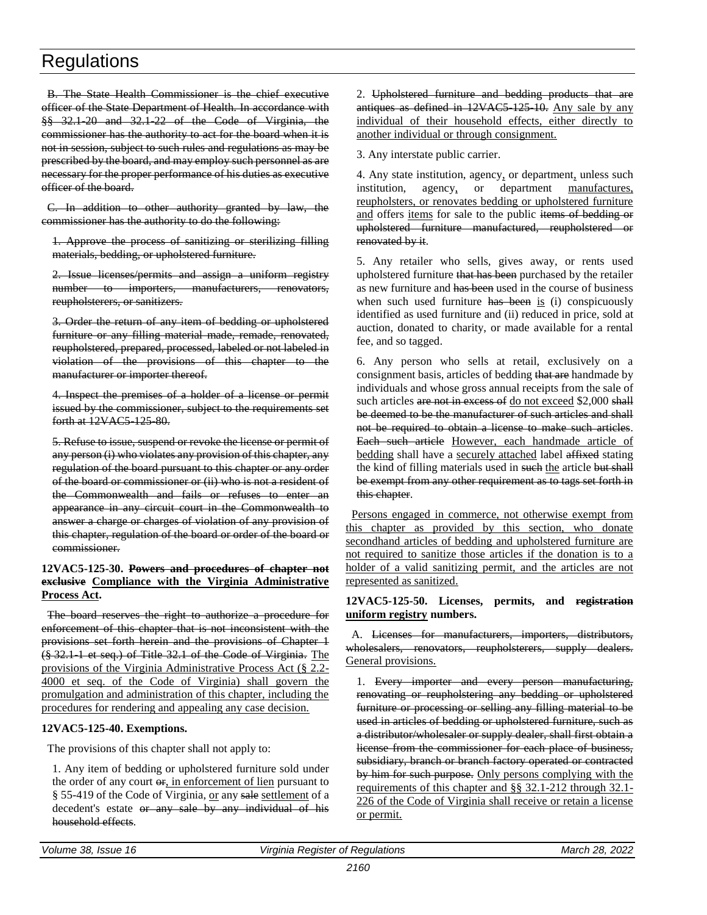~~B. The State Health Commissioner is the chief executive officer of the State Department of Health. In accordance with §§ 32.1-20 and 32.1-22 of the Code of Virginia, the commissioner has the authority to act for the board when it is not in session, subject to such rules and regulations as may be prescribed by the board, and may employ such personnel as are necessary for the proper performance of his duties as executive officer of the board.~~

~~C. In addition to other authority granted by law, the commissioner has the authority to do the following:~~

~~1. Approve the process of sanitizing or sterilizing filling materials, bedding, or upholstered furniture.~~

~~2. Issue licenses/permits and assign a uniform registry number to importers, manufacturers, renovators, reupholsterers, or sanitizers.~~

~~3. Order the return of any item of bedding or upholstered furniture or any filling material made, remade, renovated, reupholstered, prepared, processed, labeled or not labeled in violation of the provisions of this chapter to the manufacturer or importer thereof.~~

~~4. Inspect the premises of a holder of a license or permit issued by the commissioner, subject to the requirements set forth at 12VAC5-125-80.~~

~~5. Refuse to issue, suspend or revoke the license or permit of any person (i) who violates any provision of this chapter, any regulation of the board pursuant to this chapter or any order of the board or commissioner or (ii) who is not a resident of the Commonwealth and fails or refuses to enter an appearance in any circuit court in the Commonwealth to answer a charge or charges of violation of any provision of this chapter, regulation of the board or order of the board or commissioner.~~

**12VAC5-125-30. ~~Powers and procedures of chapter not exclusive~~ <u>Compliance with the Virginia Administrative Process Act</u>.**

~~The board reserves the right to authorize a procedure for enforcement of this chapter that is not inconsistent with the provisions set forth herein and the provisions of Chapter 1 (§ 32.1-1 et seq.) of Title 32.1 of the Code of Virginia.~~ <u>The provisions of the Virginia Administrative Process Act (§ 2.2-4000 et seq. of the Code of Virginia) shall govern the promulgation and administration of this chapter, including the procedures for rendering and appealing any case decision.</u>

**12VAC5-125-40. Exemptions.**

The provisions of this chapter shall not apply to:

1. Any item of bedding or upholstered furniture sold under the order of any court ~~or~~<u>, in enforcement of lien</u> pursuant to § 55-419 of the Code of Virginia, <u>or</u> any ~~sale~~ <u>settlement</u> of a decedent's estate ~~or any sale by any individual of his household effects~~.

2. ~~Upholstered furniture and bedding products that are antiques as defined in 12VAC5-125-10.~~ <u>Any sale by any individual of their household effects, either directly to another individual or through consignment.</u>

3. Any interstate public carrier.

4. Any state institution, agency<u>,</u> or department<u>,</u> unless such institution, agency<u>,</u> or department <u>manufactures, reupholsters, or renovates bedding or upholstered furniture and</u> offers <u>items</u> for sale to the public ~~items of bedding or upholstered furniture manufactured, reupholstered or renovated by it~~.

5. Any retailer who sells, gives away, or rents used upholstered furniture ~~that has been~~ purchased by the retailer as new furniture and ~~has been~~ used in the course of business when such used furniture ~~has been~~ <u>is</u> (i) conspicuously identified as used furniture and (ii) reduced in price, sold at auction, donated to charity, or made available for a rental fee, and so tagged.

6. Any person who sells at retail, exclusively on a consignment basis, articles of bedding ~~that are~~ handmade by individuals and whose gross annual receipts from the sale of such articles ~~are not in excess of~~ <u>do not exceed</u> $2,000 ~~shall be deemed to be the manufacturer of such articles and shall not be required to obtain a license to make such articles~~. ~~Each such article~~ <u>However, each handmade article of bedding</u> shall have a <u>securely attached</u> label ~~affixed~~ stating the kind of filling materials used in ~~such~~ <u>the</u> article ~~but shall be exempt from any other requirement as to tags set forth in this chapter~~.

<u>Persons engaged in commerce, not otherwise exempt from this chapter as provided by this section, who donate secondhand articles of bedding and upholstered furniture are not required to sanitize those articles if the donation is to a holder of a valid sanitizing permit, and the articles are not represented as sanitized.</u>

**12VAC5-125-50. Licenses, permits, and ~~registration~~ <u>uniform registry</u> numbers.**

A. ~~Licenses for manufacturers, importers, distributors, wholesalers, renovators, reupholsterers, supply dealers.~~ <u>General provisions.</u>

1. ~~Every importer and every person manufacturing, renovating or reupholstering any bedding or upholstered furniture or processing or selling any filling material to be used in articles of bedding or upholstered furniture, such as a distributor/wholesaler or supply dealer, shall first obtain a license from the commissioner for each place of business, subsidiary, branch or branch factory operated or contracted by him for such purpose.~~ <u>Only persons complying with the requirements of this chapter and §§ 32.1-212 through 32.1-226 of the Code of Virginia shall receive or retain a license or permit.</u>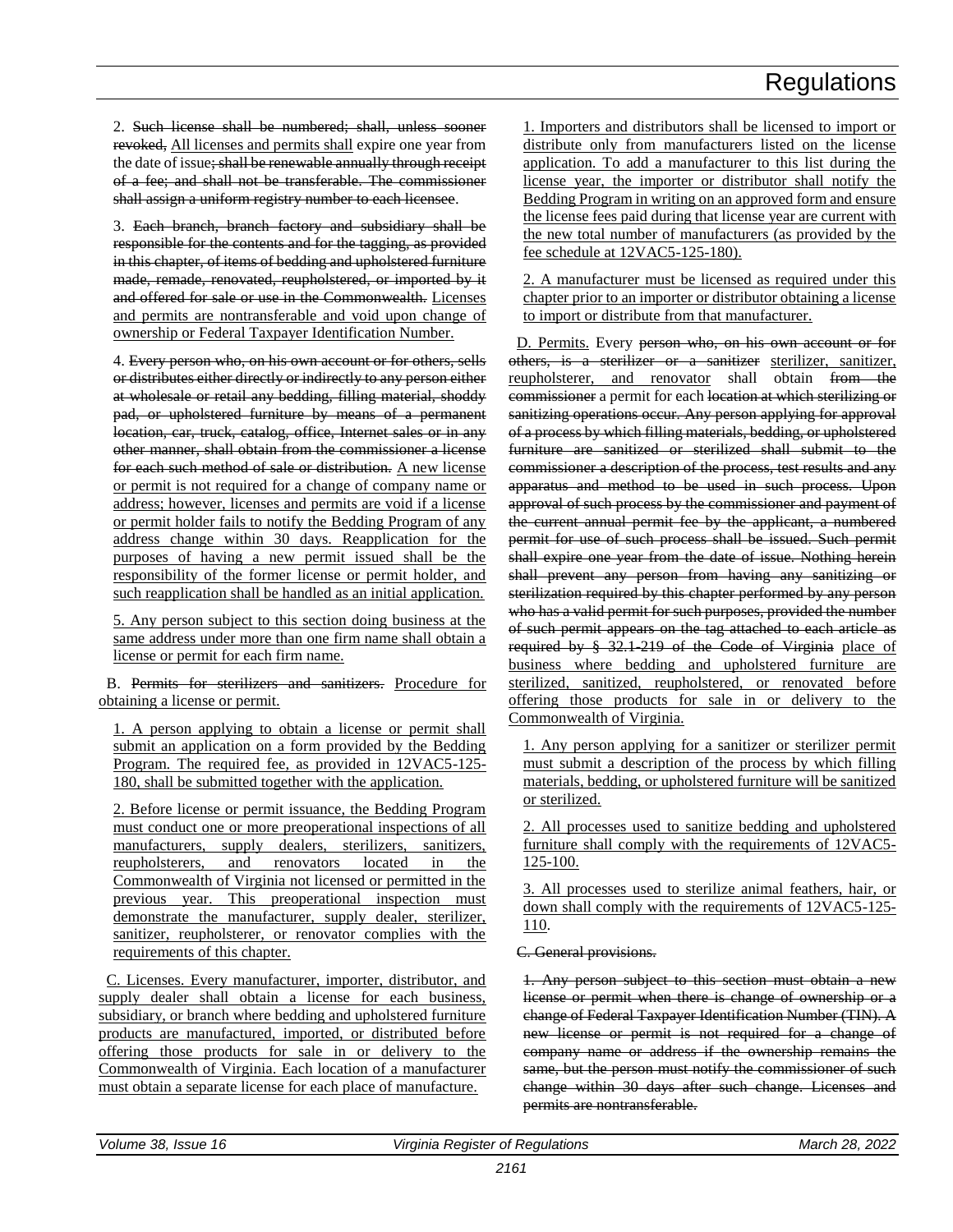2. ~~Such license shall be numbered; shall, unless sooner revoked,~~ All licenses and permits shall expire one year from the date of issue~~; shall be renewable annually through receipt of a fee; and shall not be transferable. The commissioner shall assign a uniform registry number to each licensee~~.

3. ~~Each branch, branch factory and subsidiary shall be responsible for the contents and for the tagging, as provided in this chapter, of items of bedding and upholstered furniture made, remade, renovated, reupholstered, or imported by it and offered for sale or use in the Commonwealth.~~ Licenses and permits are nontransferable and void upon change of ownership or Federal Taxpayer Identification Number.

4. ~~Every person who, on his own account or for others, sells or distributes either directly or indirectly to any person either at wholesale or retail any bedding, filling material, shoddy pad, or upholstered furniture by means of a permanent location, car, truck, catalog, office, Internet sales or in any other manner, shall obtain from the commissioner a license for each such method of sale or distribution.~~ A new license or permit is not required for a change of company name or address; however, licenses and permits are void if a license or permit holder fails to notify the Bedding Program of any address change within 30 days. Reapplication for the purposes of having a new permit issued shall be the responsibility of the former license or permit holder, and such reapplication shall be handled as an initial application.

5. Any person subject to this section doing business at the same address under more than one firm name shall obtain a license or permit for each firm name.

B. ~~Permits for sterilizers and sanitizers.~~ Procedure for obtaining a license or permit.

1. A person applying to obtain a license or permit shall submit an application on a form provided by the Bedding Program. The required fee, as provided in 12VAC5-125-180, shall be submitted together with the application.

2. Before license or permit issuance, the Bedding Program must conduct one or more preoperational inspections of all manufacturers, supply dealers, sterilizers, sanitizers, reupholsterers, and renovators located in the Commonwealth of Virginia not licensed or permitted in the previous year. This preoperational inspection must demonstrate the manufacturer, supply dealer, sterilizer, sanitizer, reupholsterer, or renovator complies with the requirements of this chapter.

C. Licenses. Every manufacturer, importer, distributor, and supply dealer shall obtain a license for each business, subsidiary, or branch where bedding and upholstered furniture products are manufactured, imported, or distributed before offering those products for sale in or delivery to the Commonwealth of Virginia. Each location of a manufacturer must obtain a separate license for each place of manufacture.

1. Importers and distributors shall be licensed to import or distribute only from manufacturers listed on the license application. To add a manufacturer to this list during the license year, the importer or distributor shall notify the Bedding Program in writing on an approved form and ensure the license fees paid during that license year are current with the new total number of manufacturers (as provided by the fee schedule at 12VAC5-125-180).

2. A manufacturer must be licensed as required under this chapter prior to an importer or distributor obtaining a license to import or distribute from that manufacturer.

D. Permits. Every ~~person who, on his own account or for others, is a sterilizer or a sanitizer~~ sterilizer, sanitizer, reupholsterer, and renovator shall obtain ~~from the commissioner~~ a permit for each ~~location at which sterilizing or sanitizing operations occur. Any person applying for approval of a process by which filling materials, bedding, or upholstered furniture are sanitized or sterilized shall submit to the commissioner a description of the process, test results and any apparatus and method to be used in such process. Upon approval of such process by the commissioner and payment of the current annual permit fee by the applicant, a numbered permit for use of such process shall be issued. Such permit shall expire one year from the date of issue. Nothing herein shall prevent any person from having any sanitizing or sterilization required by this chapter performed by any person who has a valid permit for such purposes, provided the number of such permit appears on the tag attached to each article as required by § 32.1-219 of the Code of Virginia~~ place of business where bedding and upholstered furniture are sterilized, sanitized, reupholstered, or renovated before offering those products for sale in or delivery to the Commonwealth of Virginia.

1. Any person applying for a sanitizer or sterilizer permit must submit a description of the process by which filling materials, bedding, or upholstered furniture will be sanitized or sterilized.

2. All processes used to sanitize bedding and upholstered furniture shall comply with the requirements of 12VAC5-125-100.

3. All processes used to sterilize animal feathers, hair, or down shall comply with the requirements of 12VAC5-125-110.

~~C. General provisions.~~

~~1. Any person subject to this section must obtain a new license or permit when there is change of ownership or a change of Federal Taxpayer Identification Number (TIN). A new license or permit is not required for a change of company name or address if the ownership remains the same, but the person must notify the commissioner of such change within 30 days after such change. Licenses and permits are nontransferable.~~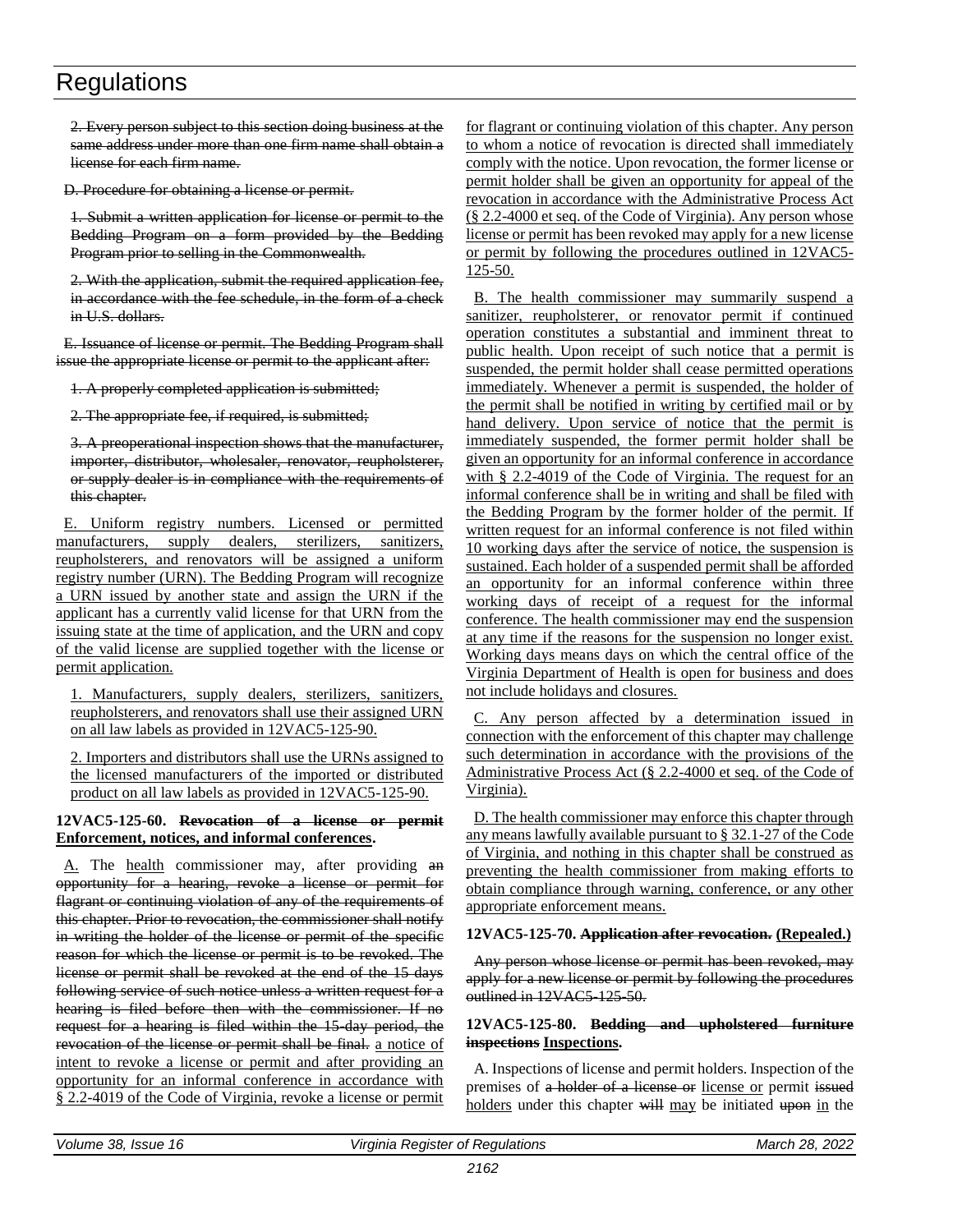2. ~~Every person subject to this section doing business at the same address under more than one firm name shall obtain a license for each firm name.~~

~~D. Procedure for obtaining a license or permit.~~

~~1. Submit a written application for license or permit to the Bedding Program on a form provided by the Bedding Program prior to selling in the Commonwealth.~~

~~2. With the application, submit the required application fee, in accordance with the fee schedule, in the form of a check in U.S. dollars.~~

~~E. Issuance of license or permit. The Bedding Program shall issue the appropriate license or permit to the applicant after:~~

~~1. A properly completed application is submitted;~~

~~2. The appropriate fee, if required, is submitted;~~

~~3. A preoperational inspection shows that the manufacturer, importer, distributor, wholesaler, renovator, reupholsterer, or supply dealer is in compliance with the requirements of this chapter.~~

<u>E. Uniform registry numbers. Licensed or permitted manufacturers, supply dealers, sterilizers, sanitizers, reupholsterers, and renovators will be assigned a uniform registry number (URN). The Bedding Program will recognize a URN issued by another state and assign the URN if the applicant has a currently valid license for that URN from the issuing state at the time of application, and the URN and copy of the valid license are supplied together with the license or permit application.</u>

<u>1. Manufacturers, supply dealers, sterilizers, sanitizers, reupholsterers, and renovators shall use their assigned URN on all law labels as provided in 12VAC5-125-90.</u>

<u>2. Importers and distributors shall use the URNs assigned to the licensed manufacturers of the imported or distributed product on all law labels as provided in 12VAC5-125-90.</u>

**12VAC5-125-60. ~~Revocation of a license or permit~~ <u>Enforcement, notices, and informal conferences</u>.**

<u>A.</u> The <u>health</u> commissioner may, after providing ~~an opportunity for a hearing, revoke a license or permit for flagrant or continuing violation of any of the requirements of this chapter. Prior to revocation, the commissioner shall notify in writing the holder of the license or permit of the specific reason for which the license or permit is to be revoked. The license or permit shall be revoked at the end of the 15 days following service of such notice unless a written request for a hearing is filed before then with the commissioner. If no request for a hearing is filed within the 15-day period, the revocation of the license or permit shall be final.~~ <u>a notice of intent to revoke a license or permit and after providing an opportunity for an informal conference in accordance with § 2.2-4019 of the Code of Virginia, revoke a license or permit for flagrant or continuing violation of this chapter. Any person to whom a notice of revocation is directed shall immediately comply with the notice. Upon revocation, the former license or permit holder shall be given an opportunity for appeal of the revocation in accordance with the Administrative Process Act (§ 2.2-4000 et seq. of the Code of Virginia). Any person whose license or permit has been revoked may apply for a new license or permit by following the procedures outlined in 12VAC5-125-50.</u>

<u>B. The health commissioner may summarily suspend a sanitizer, reupholsterer, or renovator permit if continued operation constitutes a substantial and imminent threat to public health. Upon receipt of such notice that a permit is suspended, the permit holder shall cease permitted operations immediately. Whenever a permit is suspended, the holder of the permit shall be notified in writing by certified mail or by hand delivery. Upon service of notice that the permit is immediately suspended, the former permit holder shall be given an opportunity for an informal conference in accordance with § 2.2-4019 of the Code of Virginia. The request for an informal conference shall be in writing and shall be filed with the Bedding Program by the former holder of the permit. If written request for an informal conference is not filed within 10 working days after the service of notice, the suspension is sustained. Each holder of a suspended permit shall be afforded an opportunity for an informal conference within three working days of receipt of a request for the informal conference. The health commissioner may end the suspension at any time if the reasons for the suspension no longer exist. Working days means days on which the central office of the Virginia Department of Health is open for business and does not include holidays and closures.</u>

<u>C. Any person affected by a determination issued in connection with the enforcement of this chapter may challenge such determination in accordance with the provisions of the Administrative Process Act (§ 2.2-4000 et seq. of the Code of Virginia).</u>

<u>D. The health commissioner may enforce this chapter through any means lawfully available pursuant to § 32.1-27 of the Code of Virginia, and nothing in this chapter shall be construed as preventing the health commissioner from making efforts to obtain compliance through warning, conference, or any other appropriate enforcement means.</u>

**12VAC5-125-70. ~~Application after revocation.~~ <u>(Repealed.)</u>**

~~Any person whose license or permit has been revoked, may apply for a new license or permit by following the procedures outlined in 12VAC5-125-50.~~

**12VAC5-125-80. ~~Bedding and upholstered furniture inspections~~ <u>Inspections</u>.**

A. Inspections of license and permit holders. Inspection of the premises of ~~a holder of a license or~~ <u>license or</u> permit ~~issued~~ <u>holders</u> under this chapter ~~will~~ <u>may</u> be initiated ~~upon~~ <u>in</u> the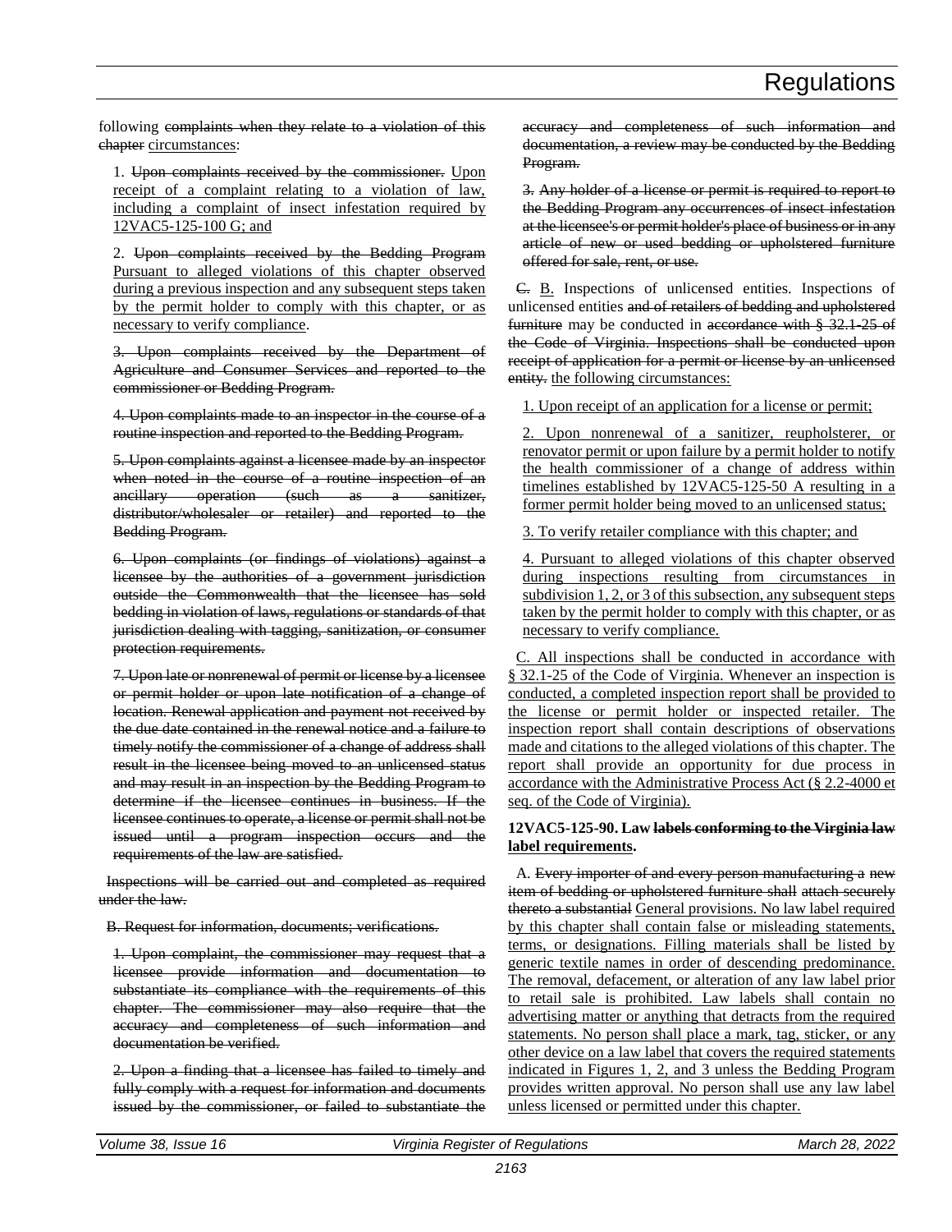following ~~complaints when they relate to a violation of this chapter~~ <u>circumstances</u>:

1. ~~Upon complaints received by the commissioner.~~ <u>Upon receipt of a complaint relating to a violation of law, including a complaint of insect infestation required by 12VAC5-125-100 G; and</u>

2. ~~Upon complaints received by the Bedding Program~~ <u>Pursuant to alleged violations of this chapter observed during a previous inspection and any subsequent steps taken by the permit holder to comply with this chapter, or as necessary to verify compliance</u>.

~~3. Upon complaints received by the Department of Agriculture and Consumer Services and reported to the commissioner or Bedding Program.~~

~~4. Upon complaints made to an inspector in the course of a routine inspection and reported to the Bedding Program.~~

~~5. Upon complaints against a licensee made by an inspector when noted in the course of a routine inspection of an ancillary operation (such as a sanitizer, distributor/wholesaler or retailer) and reported to the Bedding Program.~~

~~6. Upon complaints (or findings of violations) against a licensee by the authorities of a government jurisdiction outside the Commonwealth that the licensee has sold bedding in violation of laws, regulations or standards of that jurisdiction dealing with tagging, sanitization, or consumer protection requirements.~~

~~7. Upon late or nonrenewal of permit or license by a licensee or permit holder or upon late notification of a change of location. Renewal application and payment not received by the due date contained in the renewal notice and a failure to timely notify the commissioner of a change of address shall result in the licensee being moved to an unlicensed status and may result in an inspection by the Bedding Program to determine if the licensee continues in business. If the licensee continues to operate, a license or permit shall not be issued until a program inspection occurs and the requirements of the law are satisfied.~~

~~Inspections will be carried out and completed as required under the law.~~

~~B. Request for information, documents; verifications.~~

~~1. Upon complaint, the commissioner may request that a licensee provide information and documentation to substantiate its compliance with the requirements of this chapter. The commissioner may also require that the accuracy and completeness of such information and documentation be verified.~~

~~2. Upon a finding that a licensee has failed to timely and fully comply with a request for information and documents issued by the commissioner, or failed to substantiate the accuracy and completeness of such information and documentation, a review may be conducted by the Bedding Program.~~

~~3. Any holder of a license or permit is required to report to the Bedding Program any occurrences of insect infestation at the licensee's or permit holder's place of business or in any article of new or used bedding or upholstered furniture offered for sale, rent, or use.~~

~~C.~~ <u>B.</u> Inspections of unlicensed entities. Inspections of unlicensed entities ~~and of retailers of bedding and upholstered furniture~~ may be conducted in ~~accordance with § 32.1-25 of the Code of Virginia. Inspections shall be conducted upon receipt of application for a permit or license by an unlicensed entity.~~ <u>the following circumstances:</u>

<u>1. Upon receipt of an application for a license or permit;</u>

<u>2. Upon nonrenewal of a sanitizer, reupholsterer, or renovator permit or upon failure by a permit holder to notify the health commissioner of a change of address within timelines established by 12VAC5-125-50 A resulting in a former permit holder being moved to an unlicensed status;</u>

<u>3. To verify retailer compliance with this chapter; and</u>

<u>4. Pursuant to alleged violations of this chapter observed during inspections resulting from circumstances in subdivision 1, 2, or 3 of this subsection, any subsequent steps taken by the permit holder to comply with this chapter, or as necessary to verify compliance.</u>

<u>C. All inspections shall be conducted in accordance with § 32.1-25 of the Code of Virginia. Whenever an inspection is conducted, a completed inspection report shall be provided to the license or permit holder or inspected retailer. The inspection report shall contain descriptions of observations made and citations to the alleged violations of this chapter. The report shall provide an opportunity for due process in accordance with the Administrative Process Act (§ 2.2-4000 et seq. of the Code of Virginia).</u>

**12VAC5-125-90. Law ~~labels conforming to the Virginia law label requirements~~.**

A. ~~Every importer of and every person manufacturing a new item of bedding or upholstered furniture shall attach securely thereto a substantial~~ <u>General provisions. No law label required by this chapter shall contain false or misleading statements, terms, or designations. Filling materials shall be listed by generic textile names in order of descending predominance. The removal, defacement, or alteration of any law label prior to retail sale is prohibited. Law labels shall contain no advertising matter or anything that detracts from the required statements. No person shall place a mark, tag, sticker, or any other device on a law label that covers the required statements indicated in Figures 1, 2, and 3 unless the Bedding Program provides written approval. No person shall use any law label unless licensed or permitted under this chapter.</u>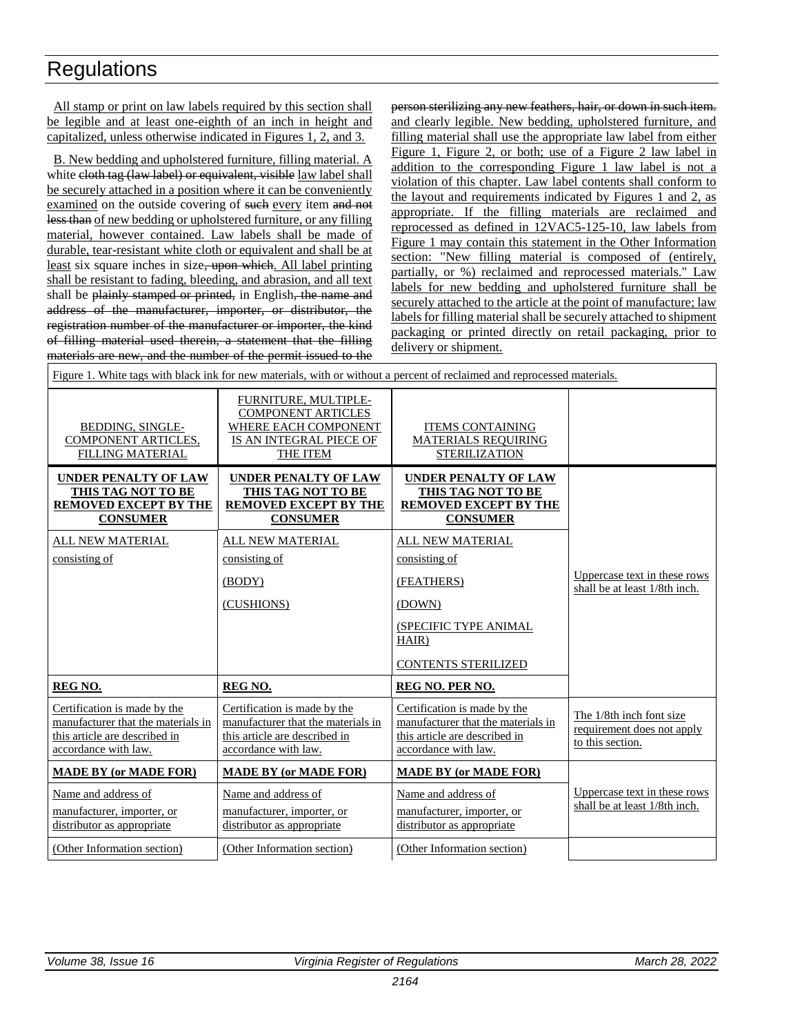All stamp or print on law labels required by this section shall be legible and at least one-eighth of an inch in height and capitalized, unless otherwise indicated in Figures 1, 2, and 3.

B. New bedding and upholstered furniture, filling material. A white ~~cloth tag (law label) or equivalent, visible~~ law label shall be securely attached in a position where it can be conveniently examined on the outside covering of ~~such~~ every item ~~and not less than~~ of new bedding or upholstered furniture, or any filling material, however contained. Law labels shall be made of durable, tear-resistant white cloth or equivalent and shall be at least six square inches in size~~, upon which~~. All label printing shall be resistant to fading, bleeding, and abrasion, and all text shall be ~~plainly stamped or printed,~~ in English~~, the name and address of the manufacturer, importer, or distributor, the registration number of the manufacturer or importer, the kind of filling material used therein, a statement that the filling materials are new, and the number of the permit issued to the person sterilizing any new feathers, hair, or down in such item.~~ and clearly legible. New bedding, upholstered furniture, and filling material shall use the appropriate law label from either Figure 1, Figure 2, or both; use of a Figure 2 law label in addition to the corresponding Figure 1 law label is not a violation of this chapter. Law label contents shall conform to the layout and requirements indicated by Figures 1 and 2, as appropriate. If the filling materials are reclaimed and reprocessed as defined in 12VAC5-125-10, law labels from Figure 1 may contain this statement in the Other Information section: "New filling material is composed of (entirely, partially, or %) reclaimed and reprocessed materials." Law labels for new bedding and upholstered furniture shall be securely attached to the article at the point of manufacture; law labels for filling material shall be securely attached to shipment packaging or printed directly on retail packaging, prior to delivery or shipment.

Figure 1. White tags with black ink for new materials, with or without a percent of reclaimed and reprocessed materials.

| BEDDING, SINGLE-COMPONENT ARTICLES, FILLING MATERIAL | FURNITURE, MULTIPLE-COMPONENT ARTICLES WHERE EACH COMPONENT IS AN INTEGRAL PIECE OF THE ITEM | ITEMS CONTAINING MATERIALS REQUIRING STERILIZATION | |
|---|---|---|---|
| **UNDER PENALTY OF LAW THIS TAG NOT TO BE REMOVED EXCEPT BY THE CONSUMER** | **UNDER PENALTY OF LAW THIS TAG NOT TO BE REMOVED EXCEPT BY THE CONSUMER** | **UNDER PENALTY OF LAW THIS TAG NOT TO BE REMOVED EXCEPT BY THE CONSUMER** | Uppercase text in these rows shall be at least 1/8th inch. |
| ALL NEW MATERIAL<br>consisting of | ALL NEW MATERIAL<br>consisting of<br>(BODY)<br>(CUSHIONS) | ALL NEW MATERIAL<br>consisting of<br>(FEATHERS)<br>(DOWN)<br>(SPECIFIC TYPE ANIMAL HAIR)<br>CONTENTS STERILIZED | |
| **REG NO.** | **REG NO.** | **REG NO. PER NO.** | |
| Certification is made by the manufacturer that the materials in this article are described in accordance with law. | Certification is made by the manufacturer that the materials in this article are described in accordance with law. | Certification is made by the manufacturer that the materials in this article are described in accordance with law. | The 1/8th inch font size requirement does not apply to this section. |
| **MADE BY (or MADE FOR)** | **MADE BY (or MADE FOR)** | **MADE BY (or MADE FOR)** | Uppercase text in these rows shall be at least 1/8th inch. |
| Name and address of manufacturer, importer, or distributor as appropriate | Name and address of manufacturer, importer, or distributor as appropriate | Name and address of manufacturer, importer, or distributor as appropriate | |
| (Other Information section) | (Other Information section) | (Other Information section) | |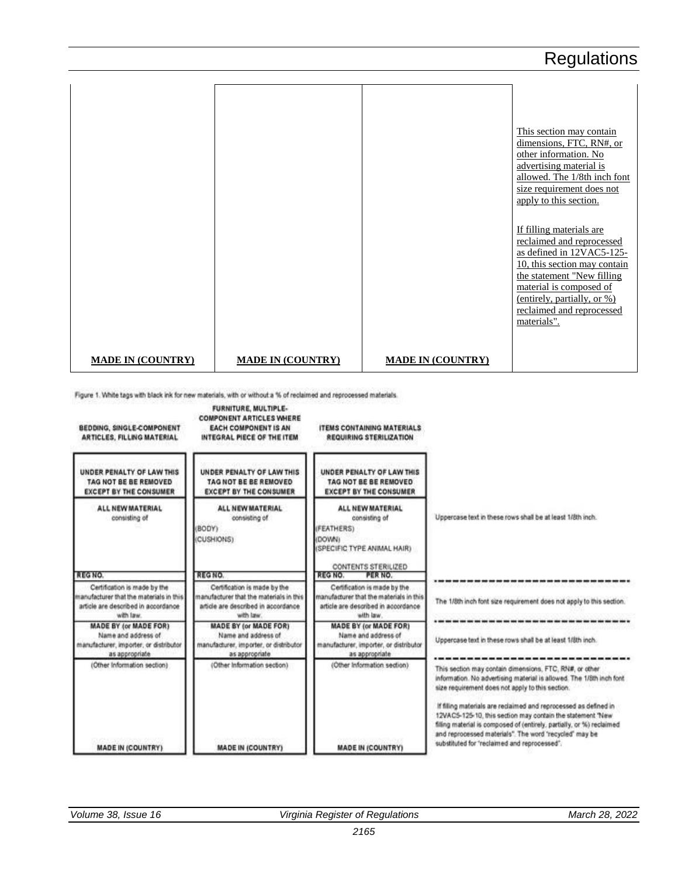| | | | |
|---|---|---|---|
| | | | This section may contain dimensions, FTC, RN#, or other information. No advertising material is allowed. The 1/8th inch font size requirement does not apply to this section.<br><br>If filling materials are reclaimed and reprocessed as defined in 12VAC5-125-10, this section may contain the statement "New filling material is composed of (entirely, partially, or %) reclaimed and reprocessed materials". |
| **MADE IN (COUNTRY)** | **MADE IN (COUNTRY)** | **MADE IN (COUNTRY)** | |

Figure 1. White tags with black ink for new materials, with or without a % of reclaimed and reprocessed materials.

| BEDDING, SINGLE-COMPONENT ARTICLES, FILLING MATERIAL | FURNITURE, MULTIPLE-COMPONENT ARTICLES WHERE EACH COMPONENT IS AN INTEGRAL PIECE OF THE ITEM | ITEMS CONTAINING MATERIALS REQUIRING STERILIZATION | |
|---|---|---|---|
| UNDER PENALTY OF LAW THIS TAG NOT BE BE REMOVED EXCEPT BY THE CONSUMER<br><br>ALL NEW MATERIAL consisting of<br><br>REG NO. | UNDER PENALTY OF LAW THIS TAG NOT BE BE REMOVED EXCEPT BY THE CONSUMER<br><br>ALL NEW MATERIAL consisting of<br>(BODY)<br>(CUSHIONS)<br><br>REG NO. | UNDER PENALTY OF LAW THIS TAG NOT BE BE REMOVED EXCEPT BY THE CONSUMER<br><br>ALL NEW MATERIAL consisting of<br>(FEATHERS)<br>(DOWN)<br>(SPECIFIC TYPE ANIMAL HAIR)<br><br>CONTENTS STERILIZED<br>REG NO. PER NO. | Uppercase text in these rows shall be at least 1/8th inch. |
| Certification is made by the manufacturer that the materials in this article are described in accordance with law. | Certification is made by the manufacturer that the materials in this article are described in accordance with law. | Certification is made by the manufacturer that the materials in this article are described in accordance with law. | The 1/8th inch font size requirement does not apply to this section. |
| MADE BY (or MADE FOR)<br>Name and address of manufacturer, importer, or distributor as appropriate | MADE BY (or MADE FOR)<br>Name and address of manufacturer, importer, or distributor as appropriate | MADE BY (or MADE FOR)<br>Name and address of manufacturer, importer, or distributor as appropriate | Uppercase text in these rows shall be at least 1/8th inch. |
| (Other Information section)<br><br>MADE IN (COUNTRY) | (Other Information section)<br><br>MADE IN (COUNTRY) | (Other Information section)<br><br>MADE IN (COUNTRY) | This section may contain dimensions, FTC, RN#, or other information. No advertising material is allowed. The 1/8th inch font size requirement does not apply to this section.<br><br>If filling materials are reclaimed and reprocessed as defined in 12VAC5-125-10, this section may contain the statement "New filling material is composed of (entirely, partially, or %) reclaimed and reprocessed materials". The word "recycled" may be substituted for "reclaimed and reprocessed". |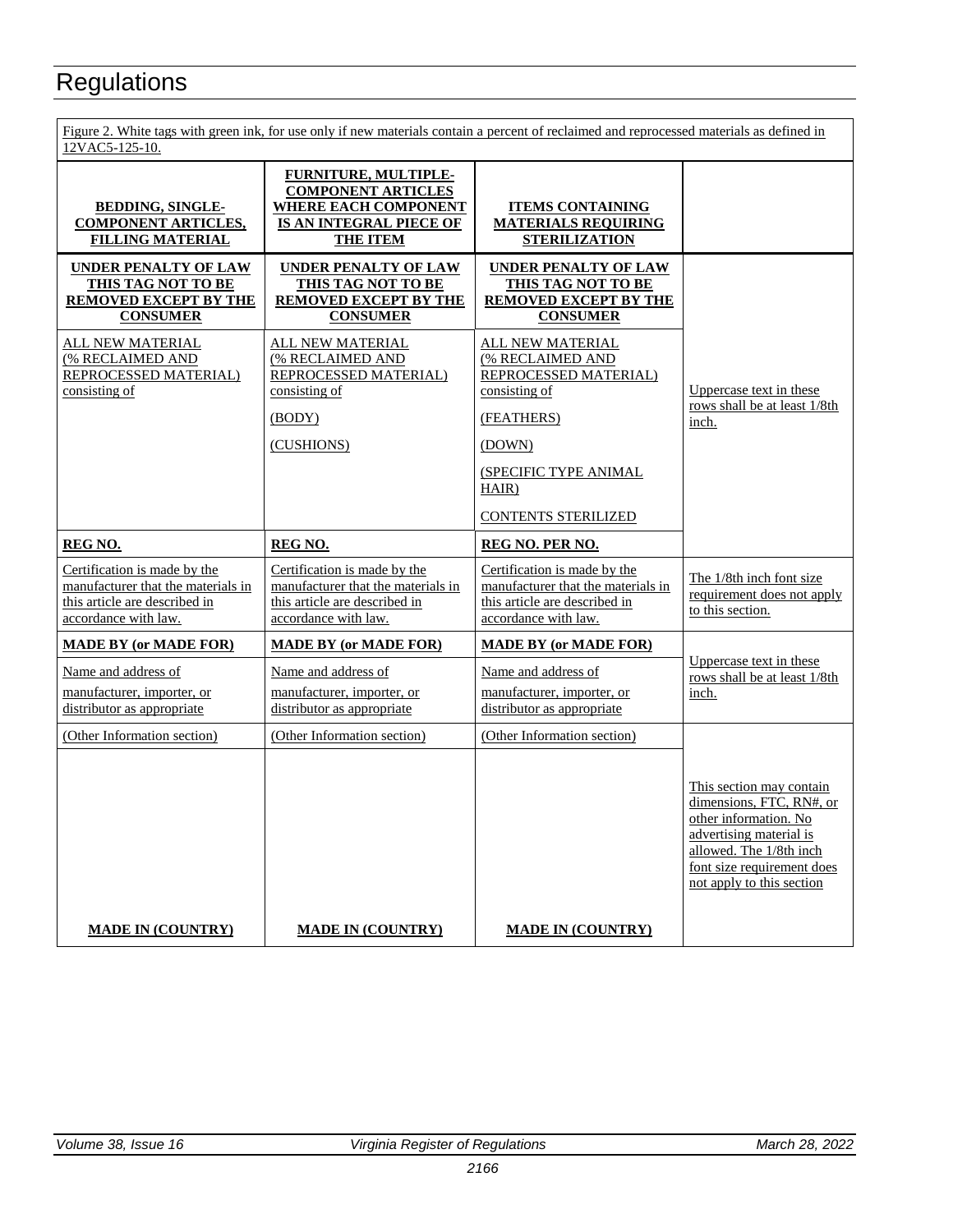Figure 2. White tags with green ink, for use only if new materials contain a percent of reclaimed and reprocessed materials as defined in 12VAC5-125-10.

| **BEDDING, SINGLE-COMPONENT ARTICLES, FILLING MATERIAL** | **FURNITURE, MULTIPLE-COMPONENT ARTICLES WHERE EACH COMPONENT IS AN INTEGRAL PIECE OF THE ITEM** | **ITEMS CONTAINING MATERIALS REQUIRING STERILIZATION** | |
|---|---|---|---|
| **UNDER PENALTY OF LAW THIS TAG NOT TO BE REMOVED EXCEPT BY THE CONSUMER** | **UNDER PENALTY OF LAW THIS TAG NOT TO BE REMOVED EXCEPT BY THE CONSUMER** | **UNDER PENALTY OF LAW THIS TAG NOT TO BE REMOVED EXCEPT BY THE CONSUMER** | Uppercase text in these rows shall be at least 1/8th inch. |
| ALL NEW MATERIAL (% RECLAIMED AND REPROCESSED MATERIAL) consisting of | ALL NEW MATERIAL (% RECLAIMED AND REPROCESSED MATERIAL) consisting of (BODY) (CUSHIONS) | ALL NEW MATERIAL (% RECLAIMED AND REPROCESSED MATERIAL) consisting of (FEATHERS) (DOWN) (SPECIFIC TYPE ANIMAL HAIR) CONTENTS STERILIZED | |
| **REG NO.** | **REG NO.** | **REG NO. PER NO.** | |
| Certification is made by the manufacturer that the materials in this article are described in accordance with law. | Certification is made by the manufacturer that the materials in this article are described in accordance with law. | Certification is made by the manufacturer that the materials in this article are described in accordance with law. | The 1/8th inch font size requirement does not apply to this section. |
| **MADE BY (or MADE FOR)** | **MADE BY (or MADE FOR)** | **MADE BY (or MADE FOR)** | Uppercase text in these rows shall be at least 1/8th inch. |
| Name and address of manufacturer, importer, or distributor as appropriate | Name and address of manufacturer, importer, or distributor as appropriate | Name and address of manufacturer, importer, or distributor as appropriate | |
| (Other Information section) | (Other Information section) | (Other Information section) | This section may contain dimensions, FTC, RN#, or other information. No advertising material is allowed. The 1/8th inch font size requirement does not apply to this section |
| **MADE IN (COUNTRY)** | **MADE IN (COUNTRY)** | **MADE IN (COUNTRY)** | |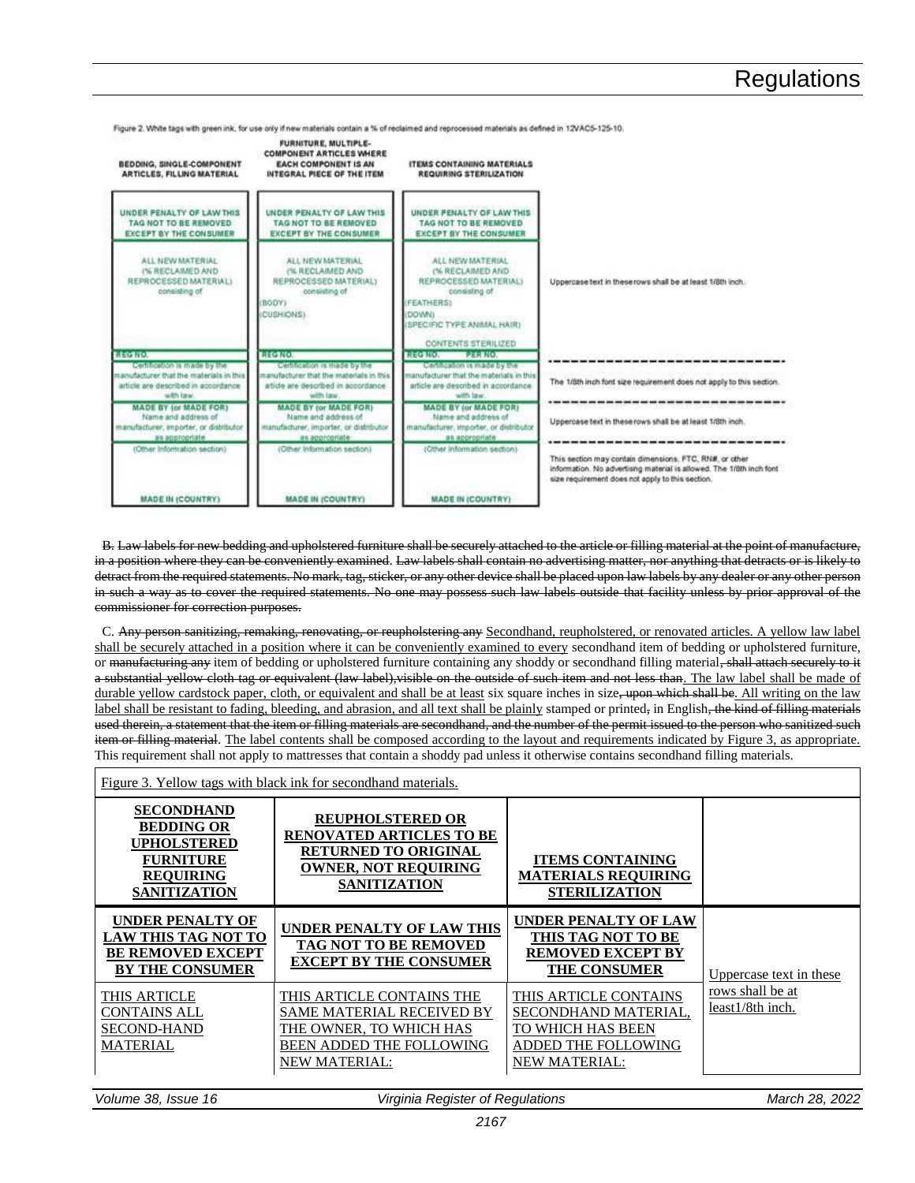Figure 2. White tags with green ink, for use only if new materials contain a % of reclaimed and reprocessed materials as defined in 12VAC5-125-10.

| BEDDING, SINGLE-COMPONENT ARTICLES, FILLING MATERIAL | FURNITURE, MULTIPLE-COMPONENT ARTICLES WHERE EACH COMPONENT IS AN INTEGRAL PIECE OF THE ITEM | ITEMS CONTAINING MATERIALS REQUIRING STERILIZATION | |
|---|---|---|---|
| UNDER PENALTY OF LAW THIS TAG NOT TO BE REMOVED EXCEPT BY THE CONSUMER | UNDER PENALTY OF LAW THIS TAG NOT TO BE REMOVED EXCEPT BY THE CONSUMER | UNDER PENALTY OF LAW THIS TAG NOT TO BE REMOVED EXCEPT BY THE CONSUMER | Uppercase text in these rows shall be at least 1/8th inch. |
| ALL NEW MATERIAL (% RECLAIMED AND REPROCESSED MATERIAL) consisting of | ALL NEW MATERIAL (% RECLAIMED AND REPROCESSED MATERIAL) consisting of (BODY) (CUSHIONS) | ALL NEW MATERIAL (% RECLAIMED AND REPROCESSED MATERIAL) consisting of (FEATHERS) (DOWN) (SPECIFIC TYPE ANIMAL HAIR) CONTENTS STERILIZED | |
| REG NO. | REG NO. | REG NO. PER NO. | |
| Certification is made by the manufacturer that the materials in this article are described in accordance with law. | Certification is made by the manufacturer that the materials in this article are described in accordance with law. | Certification is made by the manufacturer that the materials in this article are described in accordance with law. | The 1/8th inch font size requirement does not apply to this section. |
| MADE BY (or MADE FOR) Name and address of manufacturer, importer, or distributor as appropriate | MADE BY (or MADE FOR) Name and address of manufacturer, importer, or distributor as appropriate | MADE BY (or MADE FOR) Name and address of manufacturer, importer, or distributor as appropriate | Uppercase text in these rows shall be at least 1/8th inch. |
| (Other Information section) MADE IN (COUNTRY) | (Other Information section) MADE IN (COUNTRY) | (Other Information section) MADE IN (COUNTRY) | This section may contain dimensions, FTC, RN#, or other information. No advertising material is allowed. The 1/8th inch font size requirement does not apply to this section. |

~~B. Law labels for new bedding and upholstered furniture shall be securely attached to the article or filling material at the point of manufacture, in a position where they can be conveniently examined. Law labels shall contain no advertising matter, nor anything that detracts or is likely to detract from the required statements. No mark, tag, sticker, or any other device shall be placed upon law labels by any dealer or any other person in such a way as to cover the required statements. No one may possess such law labels outside that facility unless by prior approval of the commissioner for correction purposes.~~

C. ~~Any person sanitizing, remaking, renovating, or reupholstering any~~ Secondhand, reupholstered, or renovated articles. A yellow law label shall be securely attached in a position where it can be conveniently examined to every secondhand item of bedding or upholstered furniture, or ~~manufacturing any~~ item of bedding or upholstered furniture containing any shoddy or secondhand filling material~~, shall attach securely to it a substantial yellow cloth tag or equivalent (law label),visible on the outside of such item and not less than~~. The law label shall be made of durable yellow cardstock paper, cloth, or equivalent and shall be at least six square inches in size~~, upon which shall be~~. All writing on the law label shall be resistant to fading, bleeding, and abrasion, and all text shall be plainly stamped or printed~~,~~ in English~~, the kind of filling materials used therein, a statement that the item or filling materials are secondhand, and the number of the permit issued to the person who sanitized such item or filling material~~. The label contents shall be composed according to the layout and requirements indicated by Figure 3, as appropriate. This requirement shall not apply to mattresses that contain a shoddy pad unless it otherwise contains secondhand filling materials.

Figure 3. Yellow tags with black ink for secondhand materials.

| SECONDHAND BEDDING OR UPHOLSTERED FURNITURE REQUIRING SANITIZATION | REUPHOLSTERED OR RENOVATED ARTICLES TO BE RETURNED TO ORIGINAL OWNER, NOT REQUIRING SANITIZATION | ITEMS CONTAINING MATERIALS REQUIRING STERILIZATION | |
|---|---|---|---|
| UNDER PENALTY OF LAW THIS TAG NOT TO BE REMOVED EXCEPT BY THE CONSUMER | UNDER PENALTY OF LAW THIS TAG NOT TO BE REMOVED EXCEPT BY THE CONSUMER | UNDER PENALTY OF LAW THIS TAG NOT TO BE REMOVED EXCEPT BY THE CONSUMER | Uppercase text in these rows shall be at least1/8th inch. |
| THIS ARTICLE CONTAINS ALL SECOND-HAND MATERIAL | THIS ARTICLE CONTAINS THE SAME MATERIAL RECEIVED BY THE OWNER, TO WHICH HAS BEEN ADDED THE FOLLOWING NEW MATERIAL: | THIS ARTICLE CONTAINS SECONDHAND MATERIAL, TO WHICH HAS BEEN ADDED THE FOLLOWING NEW MATERIAL: | |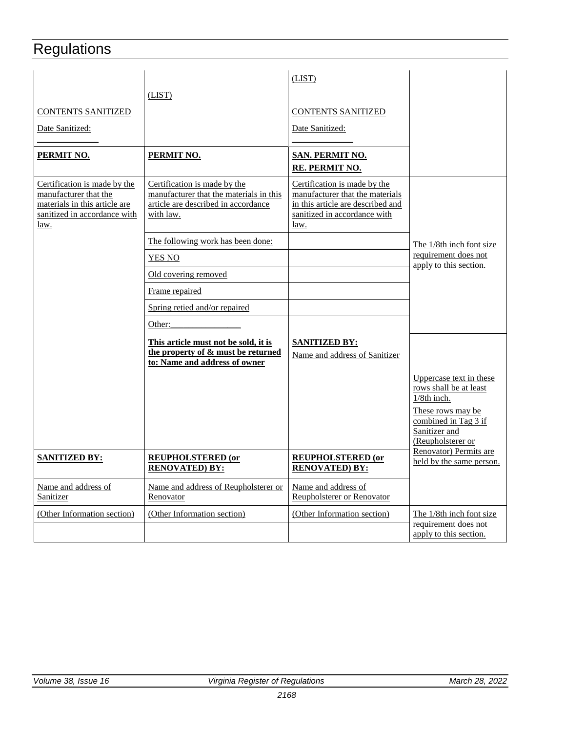| | | | |
|---|---|---|---|
| CONTENTS SANITIZED<br>Date Sanitized:<br>\_\_\_\_\_\_\_\_\_\_\_\_\_ | (LIST) | (LIST)<br>CONTENTS SANITIZED<br>Date Sanitized:<br>\_\_\_\_\_\_\_\_\_\_\_\_\_ | |
| **PERMIT NO.** | **PERMIT NO.** | **SAN. PERMIT NO.**<br>**RE. PERMIT NO.** | |
| Certification is made by the manufacturer that the materials in this article are sanitized in accordance with law. | Certification is made by the manufacturer that the materials in this article are described in accordance with law. | Certification is made by the manufacturer that the materials in this article are described and sanitized in accordance with law. | The 1/8th inch font size requirement does not apply to this section. |
| | The following work has been done: | | |
| | YES NO | | |
| | Old covering removed | | |
| | Frame repaired | | |
| | Spring retied and/or repaired | | |
| | Other:\_\_\_\_\_\_\_\_\_\_\_\_\_\_\_\_ | | |
| | **This article must not be sold, it is the property of & must be returned to: Name and address of owner** | **SANITIZED BY:**<br>Name and address of Sanitizer | Uppercase text in these rows shall be at least 1/8th inch.<br>These rows may be combined in Tag 3 if Sanitizer and (Reupholsterer or Renovator) Permits are held by the same person. |
| **SANITIZED BY:** | **REUPHOLSTERED (or RENOVATED) BY:** | **REUPHOLSTERED (or RENOVATED) BY:** | |
| Name and address of Sanitizer | Name and address of Reupholsterer or Renovator | Name and address of Reupholsterer or Renovator | |
| (Other Information section) | (Other Information section) | (Other Information section) | The 1/8th inch font size requirement does not apply to this section. |
| | | | |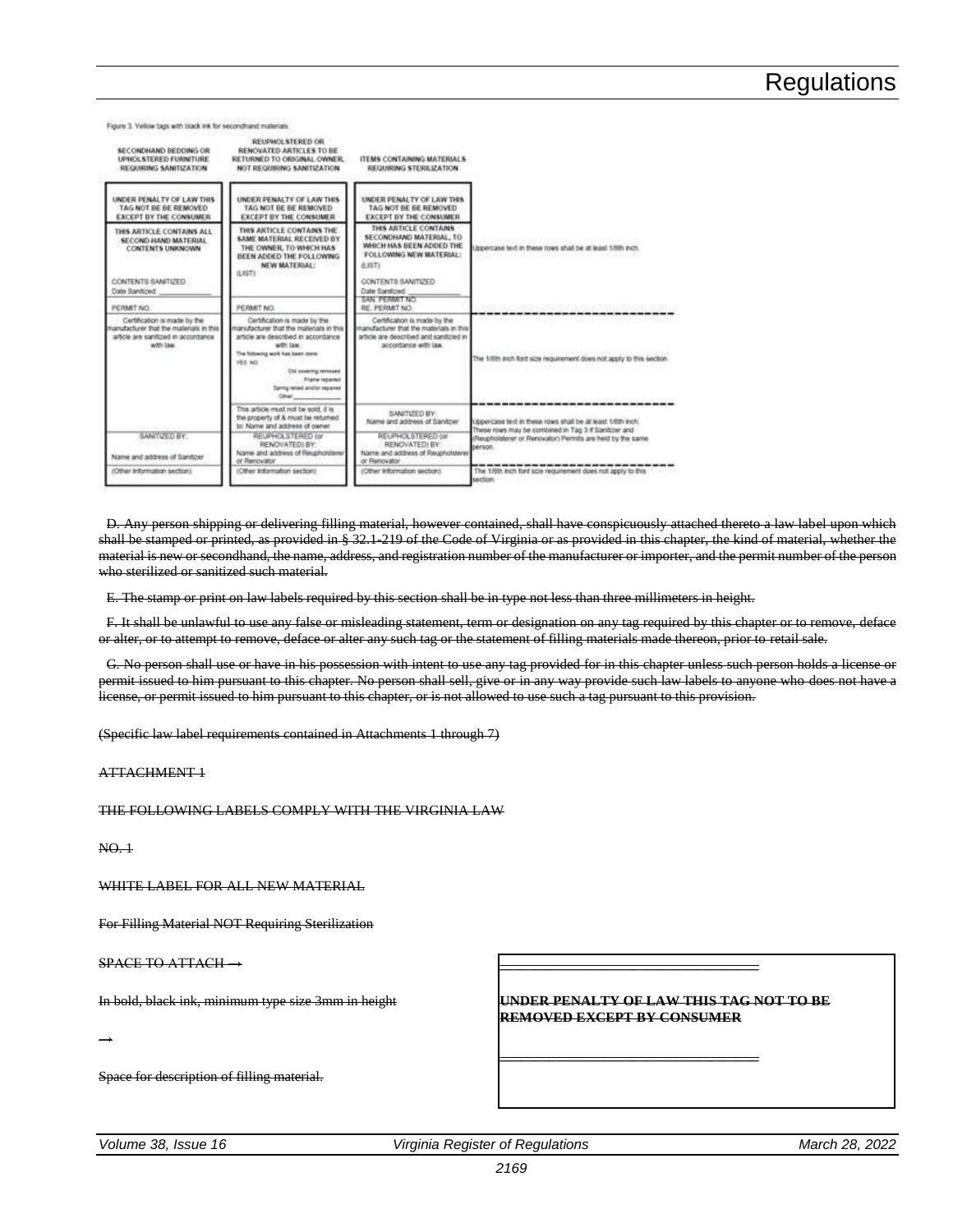Figure 3. Yellow tags with black ink for secondhand materials

| SECONDHAND BEDDING OR UPHOLSTERED FURNITURE REQUIRING SANITIZATION | REUPHOLSTERED OR RENOVATED ARTICLES TO BE RETURNED TO ORIGINAL OWNER, NOT REQUIRING SANITIZATION | ITEMS CONTAINING MATERIALS REQUIRING STERILIZATION | |
|---|---|---|---|
| UNDER PENALTY OF LAW THIS TAG NOT BE BE REMOVED EXCEPT BY THE CONSUMER | UNDER PENALTY OF LAW THIS TAG NOT BE BE REMOVED EXCEPT BY THE CONSUMER | UNDER PENALTY OF LAW THIS TAG NOT BE BE REMOVED EXCEPT BY THE CONSUMER | |
| THIS ARTICLE CONTAINS ALL SECOND-HAND MATERIAL CONTENTS UNKNOWN<br><br>CONTENTS SANITIZED<br>Date Sanitized: ___________ | THIS ARTICLE CONTAINS THE SAME MATERIAL RECEIVED BY THE OWNER, TO WHICH HAS BEEN ADDED THE FOLLOWING NEW MATERIAL:<br>(LIST) | THIS ARTICLE CONTAINS SECONDHAND MATERIAL, TO WHICH HAS BEEN ADDED THE FOLLOWING NEW MATERIAL:<br>(LIST)<br><br>CONTENTS SANITIZED<br>Date Sanitized: ___________ | Uppercase text in these rows shall be at least 1/8th inch. |
| PERMIT NO. | PERMIT NO. | SAN. PERMIT NO.<br>RE. PERMIT NO. | |
| Certification is made by the manufacturer that the materials in this article are sanitized in accordance with law. | Certification is made by the manufacturer that the materials in this article are described in accordance with law.<br>The following work has been done:<br>YES NO<br>Old covering removed<br>Frame repaired<br>Spring retied and/or repaired<br>Other ___________ | Certification is made by the manufacturer that the materials in this article are described and sanitized in accordance with law. | The 1/8th inch font size requirement does not apply to this section. |
| | This article must not be sold, it is the property of & must be returned to: Name and address of owner | SANITIZED BY:<br>Name and address of Sanitizer | Uppercase text in these rows shall be at least 1/8th inch. These rows may be combined in Tag 3 if Sanitizer and (Reupholsterer or Renovator) Permits are held by the same person. |
| SANITIZED BY:<br><br>Name and address of Sanitizer | REUPHOLSTERED (or RENOVATED) BY:<br>Name and address of Reupholsterer or Renovator | REUPHOLSTERED (or RENOVATED) BY:<br>Name and address of Reupholsterer or Renovator | |
| (Other Information section) | (Other Information section) | (Other Information section) | The 1/8th inch font size requirement does not apply to this section. |

~~D. Any person shipping or delivering filling material, however contained, shall have conspicuously attached thereto a law label upon which shall be stamped or printed, as provided in § 32.1-219 of the Code of Virginia or as provided in this chapter, the kind of material, whether the material is new or secondhand, the name, address, and registration number of the manufacturer or importer, and the permit number of the person who sterilized or sanitized such material.~~

~~E. The stamp or print on law labels required by this section shall be in type not less than three millimeters in height.~~

~~F. It shall be unlawful to use any false or misleading statement, term or designation on any tag required by this chapter or to remove, deface or alter, or to attempt to remove, deface or alter any such tag or the statement of filling materials made thereon, prior to retail sale.~~

~~G. No person shall use or have in his possession with intent to use any tag provided for in this chapter unless such person holds a license or permit issued to him pursuant to this chapter. No person shall sell, give or in any way provide such law labels to anyone who does not have a license, or permit issued to him pursuant to this chapter, or is not allowed to use such a tag pursuant to this provision.~~

~~(Specific law label requirements contained in Attachments 1 through 7)~~

~~ATTACHMENT 1~~

~~THE FOLLOWING LABELS COMPLY WITH THE VIRGINIA LAW~~

~~NO. 1~~

~~WHITE LABEL FOR ALL NEW MATERIAL~~

~~For Filling Material NOT Requiring Sterilization~~

| | |
|---|---|
| ~~SPACE TO ATTACH →~~ | ______________________________ |
| ~~In bold, black ink, minimum type size 3mm in height~~<br><br>~~→~~ | ~~**UNDER PENALTY OF LAW THIS TAG NOT TO BE REMOVED EXCEPT BY CONSUMER**~~ |
| ~~Space for description of filling material.~~ | ______________________________ |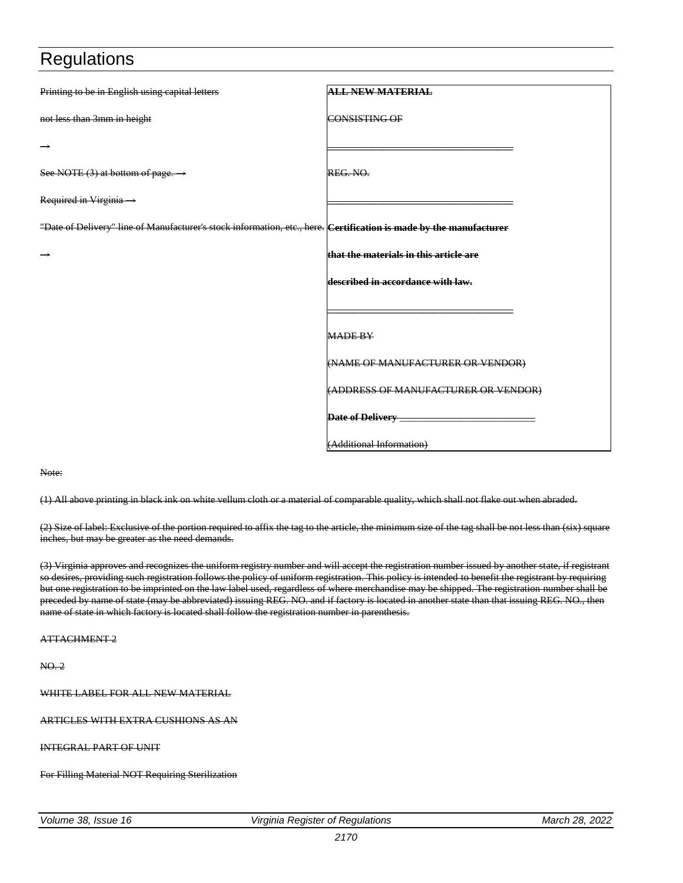| Printing to be in English using capital letters | **ALL NEW MATERIAL** |
|---|---|
| not less than 3mm in height | CONSISTING OF |
| → | ________________________________ |
| See NOTE (3) at bottom of page. → | REG. NO. |
| Required in Virginia → | ________________________________ |
| "Date of Delivery" line of Manufacturer's stock information, etc., here. | **Certification is made by the manufacturer** |
| → | **that the materials in this article are** |
| | **described in accordance with law.** |
| | ________________________________ |
| | MADE BY |
| | (NAME OF MANUFACTURER OR VENDOR) |
| | (ADDRESS OF MANUFACTURER OR VENDOR) |
| | **Date of Delivery** ________________________ |
| | (Additional Information) |

Note:

(1) All above printing in black ink on white vellum cloth or a material of comparable quality, which shall not flake out when abraded.

(2) Size of label: Exclusive of the portion required to affix the tag to the article, the minimum size of the tag shall be not less than (six) square inches, but may be greater as the need demands.

(3) Virginia approves and recognizes the uniform registry number and will accept the registration number issued by another state, if registrant so desires, providing such registration follows the policy of uniform registration. This policy is intended to benefit the registrant by requiring but one registration to be imprinted on the law label used, regardless of where merchandise may be shipped. The registration number shall be preceded by name of state (may be abbreviated) issuing REG. NO. and if factory is located in another state than that issuing REG. NO., then name of state in which factory is located shall follow the registration number in parenthesis.

ATTACHMENT 2

NO. 2

WHITE LABEL FOR ALL NEW MATERIAL

ARTICLES WITH EXTRA CUSHIONS AS AN

INTEGRAL PART OF UNIT

For Filling Material NOT Requiring Sterilization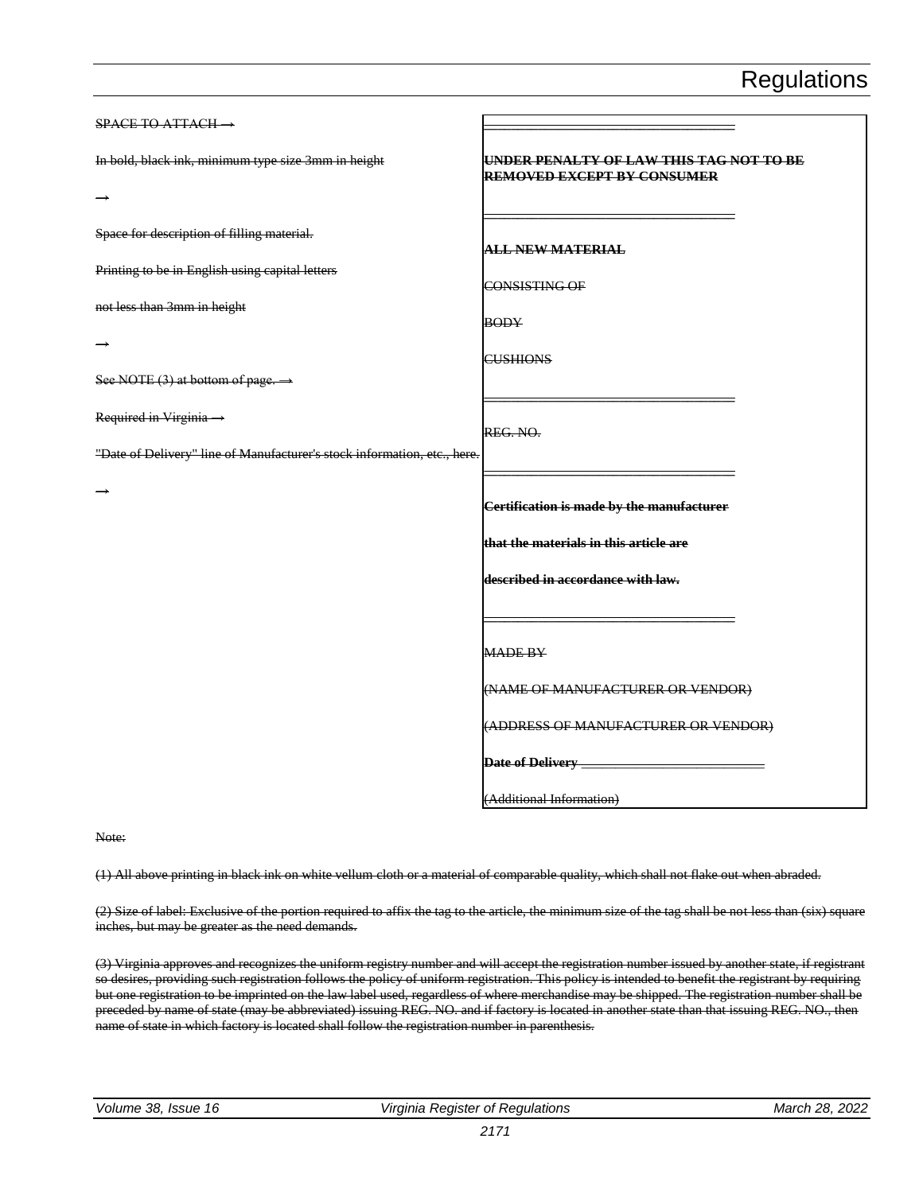| | |
|---|---|
| ~~SPACE TO ATTACH →~~ | |
| ~~In bold, black ink, minimum type size 3mm in height~~ | ~~**UNDER PENALTY OF LAW THIS TAG NOT TO BE REMOVED EXCEPT BY CONSUMER**~~ |
| ~~→~~ | |
| ~~Space for description of filling material.~~ | ~~**ALL NEW MATERIAL**~~ |
| ~~Printing to be in English using capital letters~~ | ~~CONSISTING OF~~ |
| ~~not less than 3mm in height~~ | ~~BODY~~ |
| ~~→~~ | ~~CUSHIONS~~ |
| ~~See NOTE (3) at bottom of page. →~~ | |
| ~~Required in Virginia →~~ | ~~REG. NO.~~ |
| ~~"Date of Delivery" line of Manufacturer's stock information, etc., here.~~ | |
| ~~→~~ | ~~**Certification is made by the manufacturer**~~ |
| | ~~**that the materials in this article are**~~ |
| | ~~**described in accordance with law.**~~ |
| | ~~MADE BY~~ |
| | ~~(NAME OF MANUFACTURER OR VENDOR)~~ |
| | ~~(ADDRESS OF MANUFACTURER OR VENDOR)~~ |
| | ~~**Date of Delivery** \_\_\_\_\_\_\_\_\_\_\_\_\_\_\_\_\_\_\_\_\_\_\_\_~~ |
| | ~~(Additional Information)~~ |

~~Note:~~

~~(1) All above printing in black ink on white vellum cloth or a material of comparable quality, which shall not flake out when abraded.~~

~~(2) Size of label: Exclusive of the portion required to affix the tag to the article, the minimum size of the tag shall be not less than (six) square inches, but may be greater as the need demands.~~

~~(3) Virginia approves and recognizes the uniform registry number and will accept the registration number issued by another state, if registrant so desires, providing such registration follows the policy of uniform registration. This policy is intended to benefit the registrant by requiring but one registration to be imprinted on the law label used, regardless of where merchandise may be shipped. The registration number shall be preceded by name of state (may be abbreviated) issuing REG. NO. and if factory is located in another state than that issuing REG. NO., then name of state in which factory is located shall follow the registration number in parenthesis.~~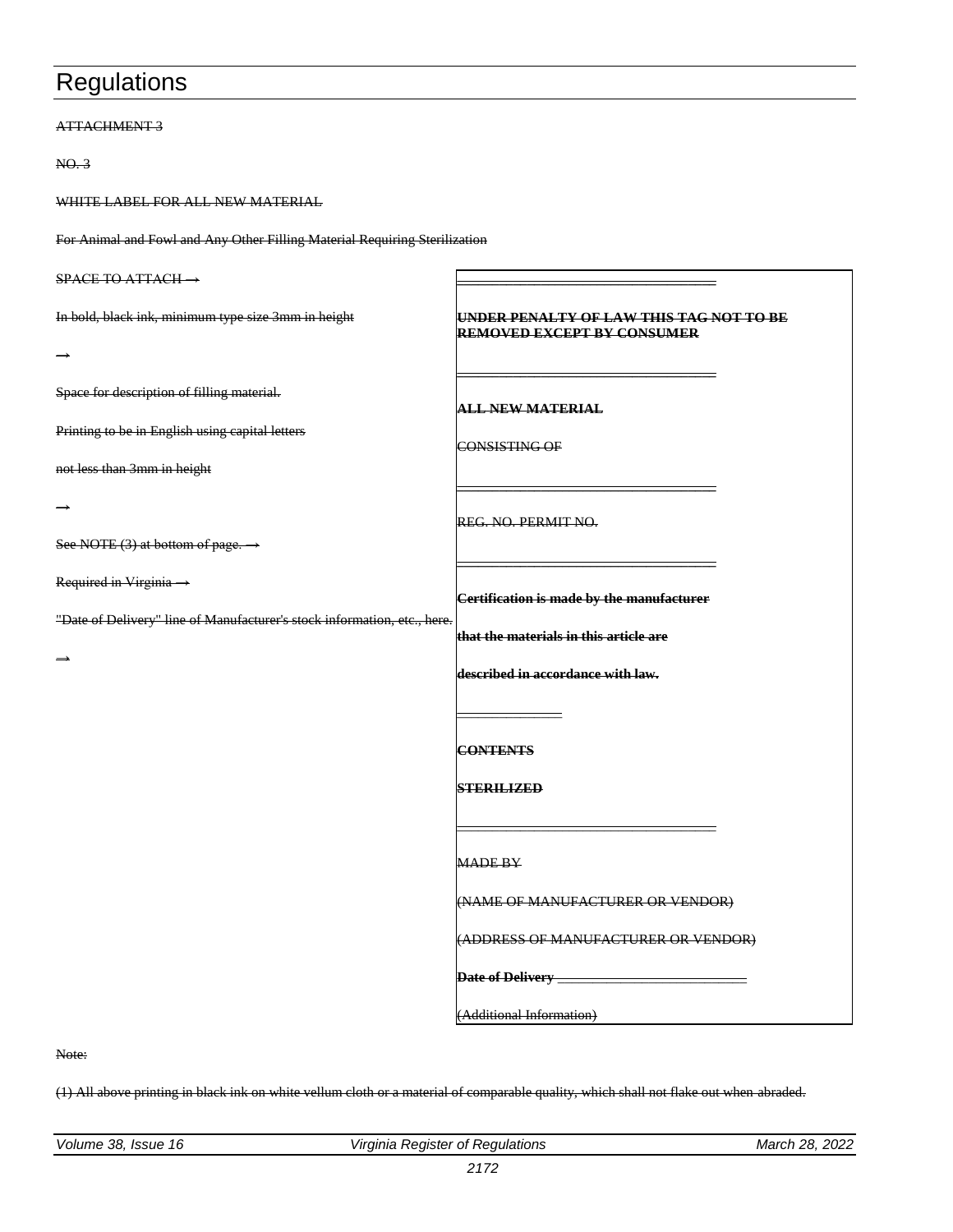# Regulations

~~ATTACHMENT 3~~

~~NO. 3~~

~~WHITE LABEL FOR ALL NEW MATERIAL~~

~~For Animal and Fowl and Any Other Filling Material Requiring Sterilization~~

| | |
|---|---|
| ~~SPACE TO ATTACH →~~ | ~~_______________________________~~ |
| ~~In bold, black ink, minimum type size 3mm in height~~ | **~~UNDER PENALTY OF LAW THIS TAG NOT TO BE REMOVED EXCEPT BY CONSUMER~~** |
| ~~→~~ | ~~_______________________________~~ |
| ~~Space for description of filling material.~~ | **~~ALL NEW MATERIAL~~** |
| ~~Printing to be in English using capital letters~~ | ~~CONSISTING OF~~ |
| ~~not less than 3mm in height~~ | ~~_______________________________~~ |
| ~~→~~ | ~~REG. NO. PERMIT NO.~~ |
| ~~See NOTE (3) at bottom of page. →~~ | ~~_______________________________~~ |
| ~~Required in Virginia →~~ | **~~Certification is made by the manufacturer~~** |
| ~~"Date of Delivery" line of Manufacturer's stock information, etc., here.~~ | **~~that the materials in this article are~~** |
| ~~→~~ | **~~described in accordance with law.~~** |
| | ~~____________~~ |
| | **~~CONTENTS~~** |
| | **~~STERILIZED~~** |
| | ~~_______________________________~~ |
| | ~~MADE BY~~ |
| | ~~(NAME OF MANUFACTURER OR VENDOR)~~ |
| | ~~(ADDRESS OF MANUFACTURER OR VENDOR)~~ |
| | **~~Date of Delivery~~** ~~______________________~~ |
| | ~~(Additional Information)~~ |

~~Note:~~

~~(1) All above printing in black ink on white vellum cloth or a material of comparable quality, which shall not flake out when abraded.~~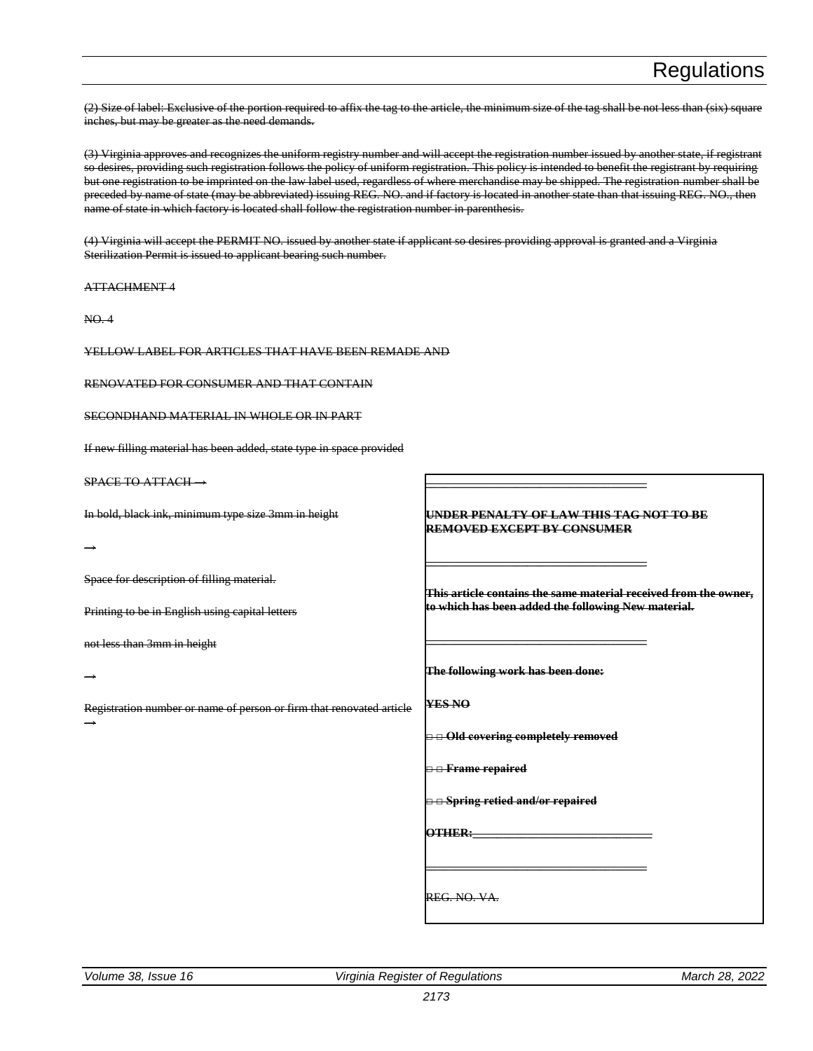~~(2) Size of label: Exclusive of the portion required to affix the tag to the article, the minimum size of the tag shall be not less than (six) square inches, but may be greater as the need demands.~~

~~(3) Virginia approves and recognizes the uniform registry number and will accept the registration number issued by another state, if registrant so desires, providing such registration follows the policy of uniform registration. This policy is intended to benefit the registrant by requiring but one registration to be imprinted on the law label used, regardless of where merchandise may be shipped. The registration number shall be preceded by name of state (may be abbreviated) issuing REG. NO. and if factory is located in another state than that issuing REG. NO., then name of state in which factory is located shall follow the registration number in parenthesis.~~

~~(4) Virginia will accept the PERMIT NO. issued by another state if applicant so desires providing approval is granted and a Virginia Sterilization Permit is issued to applicant bearing such number.~~

~~ATTACHMENT 4~~

~~NO. 4~~

~~YELLOW LABEL FOR ARTICLES THAT HAVE BEEN REMADE AND~~

~~RENOVATED FOR CONSUMER AND THAT CONTAIN~~

~~SECONDHAND MATERIAL IN WHOLE OR IN PART~~

~~If new filling material has been added, state type in space provided~~

| | |
|---|---|
| ~~SPACE TO ATTACH →~~ | ________________________________ |
| ~~In bold, black ink, minimum type size 3mm in height~~ | ~~**UNDER PENALTY OF LAW THIS TAG NOT TO BE REMOVED EXCEPT BY CONSUMER**~~ |
| → | ________________________________ |
| ~~Space for description of filling material.~~ | ~~**This article contains the same material received from the owner, to which has been added the following New material.**~~ |
| ~~Printing to be in English using capital letters~~ | |
| ~~not less than 3mm in height~~ | ________________________________ |
| → | ~~**The following work has been done:**~~ |
| ~~Registration number or name of person or firm that renovated article~~ → | ~~**YES NO**~~ |
| | ~~□ □ **Old covering completely removed**~~ |
| | ~~□ □ **Frame repaired**~~ |
| | ~~□ □ **Spring retied and/or repaired**~~ |
| | ~~**OTHER:**___________________________~~ |
| | ________________________________ |
| | ~~REG. NO. VA.~~ |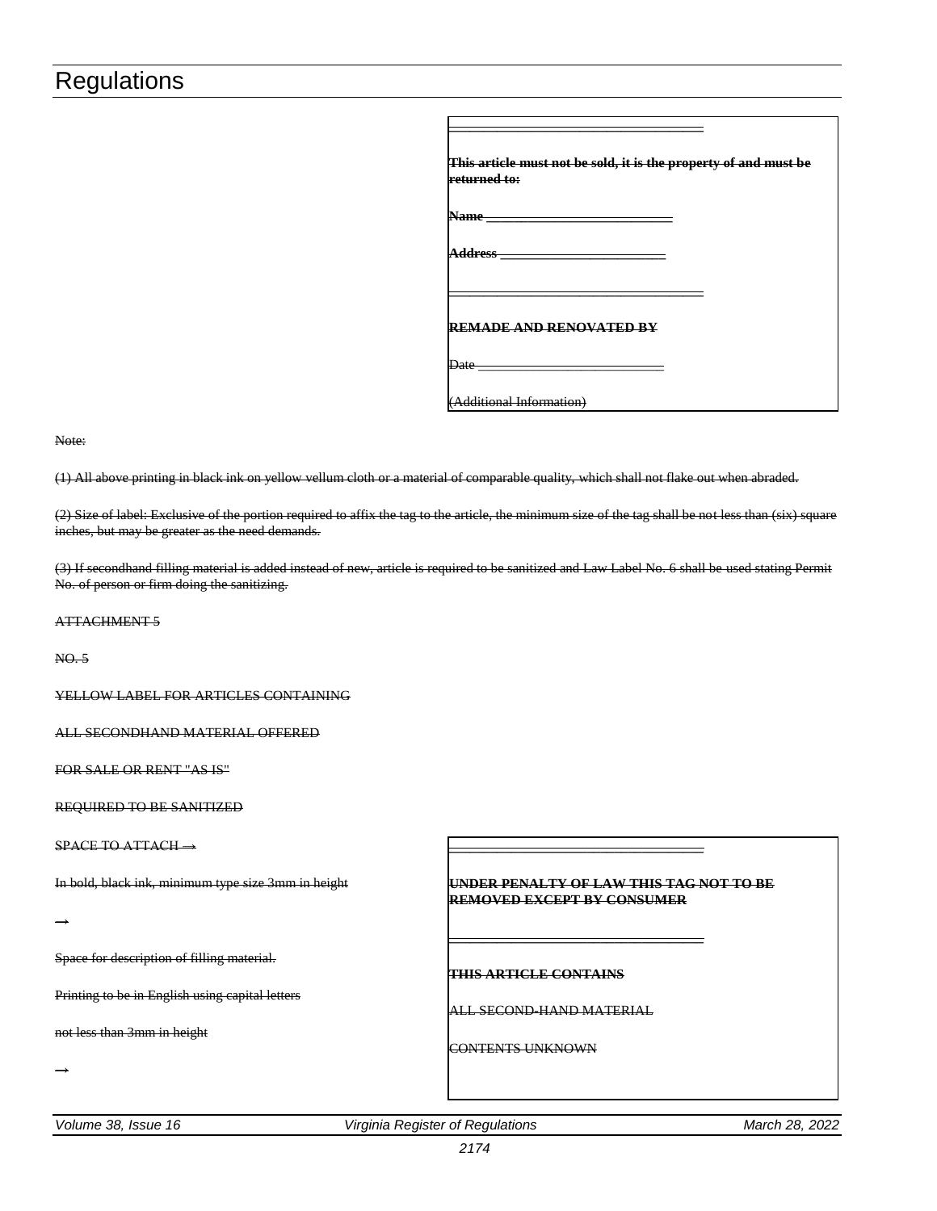~~This article must not be sold, it is the property of and must be returned to:~~

~~**Name** ________________________~~

~~**Address** ______________________~~

~~**REMADE AND RENOVATED BY**~~

~~Date ________________________~~

~~(Additional Information)~~

~~Note:~~

~~(1) All above printing in black ink on yellow vellum cloth or a material of comparable quality, which shall not flake out when abraded.~~

~~(2) Size of label: Exclusive of the portion required to affix the tag to the article, the minimum size of the tag shall be not less than (six) square inches, but may be greater as the need demands.~~

~~(3) If secondhand filling material is added instead of new, article is required to be sanitized and Law Label No. 6 shall be used stating Permit No. of person or firm doing the sanitizing.~~

~~ATTACHMENT 5~~

~~NO. 5~~

~~YELLOW LABEL FOR ARTICLES CONTAINING~~

~~ALL SECONDHAND MATERIAL OFFERED~~

~~FOR SALE OR RENT "AS IS"~~

~~REQUIRED TO BE SANITIZED~~

~~SPACE TO ATTACH →~~

~~In bold, black ink, minimum type size 3mm in height~~

~~→~~

~~Space for description of filling material.~~

~~Printing to be in English using capital letters~~

~~not less than 3mm in height~~

~~→~~

~~**UNDER PENALTY OF LAW THIS TAG NOT TO BE REMOVED EXCEPT BY CONSUMER**~~

~~**THIS ARTICLE CONTAINS**~~

~~ALL SECOND-HAND MATERIAL~~

~~CONTENTS UNKNOWN~~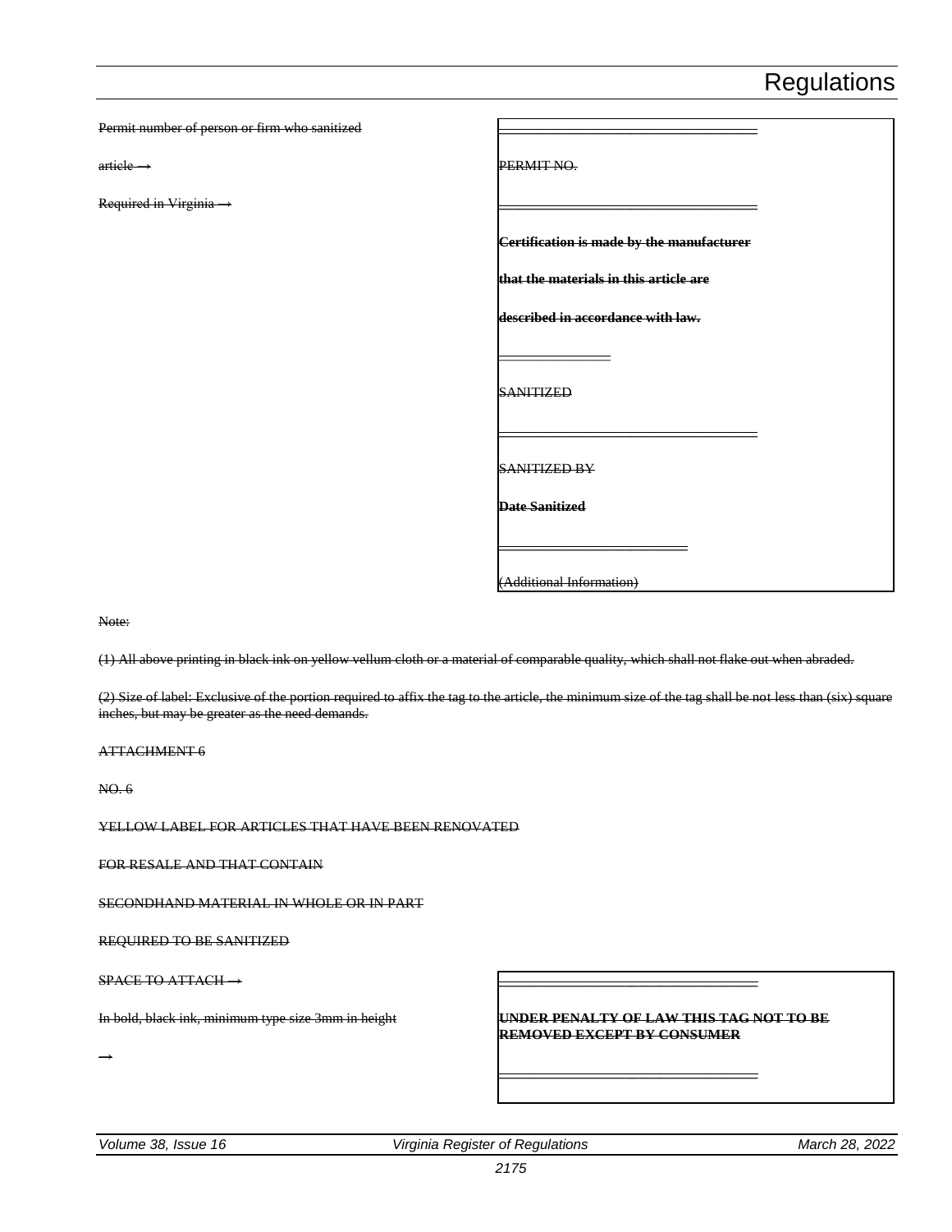Permit number of person or firm who sanitized

article →

Required in Virginia →

| |
|---|
| PERMIT NO. |
| **Certification is made by the manufacturer that the materials in this article are described in accordance with law.** |
| SANITIZED |
| SANITIZED BY |
| **Date Sanitized** |
| (Additional Information) |

Note:

(1) All above printing in black ink on yellow vellum cloth or a material of comparable quality, which shall not flake out when abraded.

(2) Size of label: Exclusive of the portion required to affix the tag to the article, the minimum size of the tag shall be not less than (six) square inches, but may be greater as the need demands.

ATTACHMENT 6

NO. 6

YELLOW LABEL FOR ARTICLES THAT HAVE BEEN RENOVATED

FOR RESALE AND THAT CONTAIN

SECONDHAND MATERIAL IN WHOLE OR IN PART

REQUIRED TO BE SANITIZED

SPACE TO ATTACH →

In bold, black ink, minimum type size 3mm in height

→

| |
|---|
| **UNDER PENALTY OF LAW THIS TAG NOT TO BE REMOVED EXCEPT BY CONSUMER** |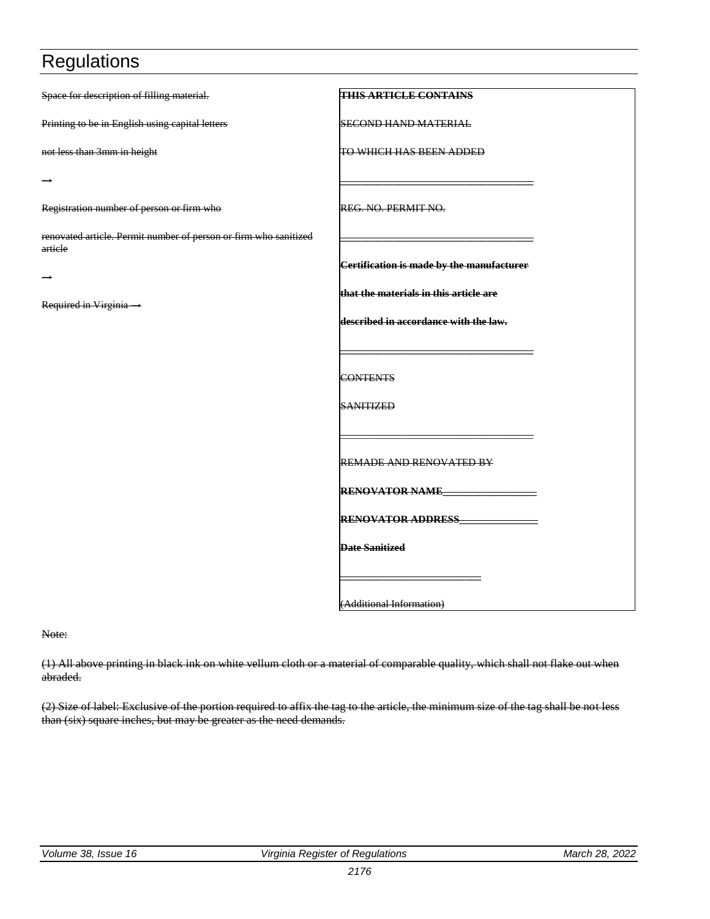~~Space for description of filling material.~~

~~Printing to be in English using capital letters~~

~~not less than 3mm in height~~

~~→~~

~~Registration number of person or firm who~~

~~renovated article. Permit number of person or firm who sanitized article~~

~~→~~

~~Required in Virginia →~~

| ~~**THIS ARTICLE CONTAINS**~~ |
|---|
| ~~SECOND HAND MATERIAL~~ |
| ~~TO WHICH HAS BEEN ADDED~~ |
| ~~______________________________~~ |
| ~~REG. NO. PERMIT NO.~~ |
| ~~______________________________~~ |
| ~~**Certification is made by the manufacturer**~~ |
| ~~**that the materials in this article are**~~ |
| ~~**described in accordance with the law.**~~ |
| ~~______________________________~~ |
| ~~CONTENTS~~ |
| ~~SANITIZED~~ |
| ~~______________________________~~ |
| ~~REMADE AND RENOVATED BY~~ |
| ~~**RENOVATOR NAME**________________~~ |
| ~~**RENOVATOR ADDRESS**______________~~ |
| ~~**Date Sanitized**~~ |
| ~~______________________~~ |
| ~~(Additional Information)~~ |

~~Note:~~

~~(1) All above printing in black ink on white vellum cloth or a material of comparable quality, which shall not flake out when abraded.~~

~~(2) Size of label: Exclusive of the portion required to affix the tag to the article, the minimum size of the tag shall be not less than (six) square inches, but may be greater as the need demands.~~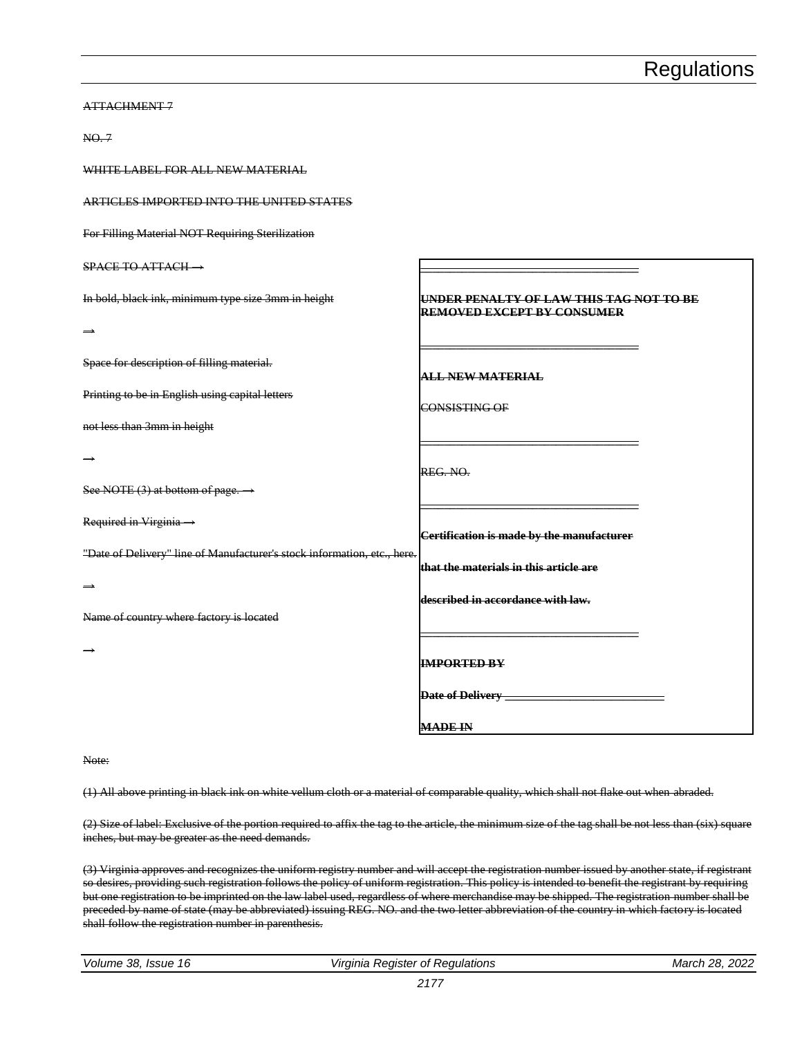~~ATTACHMENT 7~~

~~NO. 7~~

~~WHITE LABEL FOR ALL NEW MATERIAL~~

~~ARTICLES IMPORTED INTO THE UNITED STATES~~

~~For Filling Material NOT Requiring Sterilization~~

| | |
|---|---|
| ~~SPACE TO ATTACH →~~ | ~~\_\_\_\_\_\_\_\_\_\_\_\_\_\_\_\_\_\_\_\_\_\_\_\_\_\_\_\_\_\_\_\_~~ |
| ~~In bold, black ink, minimum type size 3mm in height~~ ~~→~~ | ~~**UNDER PENALTY OF LAW THIS TAG NOT TO BE REMOVED EXCEPT BY CONSUMER**~~ |
| | ~~\_\_\_\_\_\_\_\_\_\_\_\_\_\_\_\_\_\_\_\_\_\_\_\_\_\_\_\_\_\_\_\_~~ |
| ~~Space for description of filling material.~~ | ~~**ALL NEW MATERIAL**~~ |
| ~~Printing to be in English using capital letters~~ | ~~CONSISTING OF~~ |
| ~~not less than 3mm in height~~ ~~→~~ | ~~\_\_\_\_\_\_\_\_\_\_\_\_\_\_\_\_\_\_\_\_\_\_\_\_\_\_\_\_\_\_\_\_~~ |
| ~~See NOTE (3) at bottom of page. →~~ | ~~REG. NO.~~ |
| ~~Required in Virginia →~~ | ~~\_\_\_\_\_\_\_\_\_\_\_\_\_\_\_\_\_\_\_\_\_\_\_\_\_\_\_\_\_\_\_\_~~ |
| ~~"Date of Delivery" line of Manufacturer's stock information, etc., here.~~ ~~→~~ | ~~**Certification is made by the manufacturer**~~ |
| | ~~**that the materials in this article are**~~ |
| ~~Name of country where factory is located~~ ~~→~~ | ~~**described in accordance with law.**~~ |
| | ~~\_\_\_\_\_\_\_\_\_\_\_\_\_\_\_\_\_\_\_\_\_\_\_\_\_\_\_\_\_\_\_\_~~ |
| | ~~**IMPORTED BY**~~ |
| | ~~**Date of Delivery** \_\_\_\_\_\_\_\_\_\_\_\_\_\_\_\_\_\_\_\_\_\_\_\_~~ |
| | ~~**MADE IN**~~ |

~~Note:~~

~~(1) All above printing in black ink on white vellum cloth or a material of comparable quality, which shall not flake out when abraded.~~

~~(2) Size of label: Exclusive of the portion required to affix the tag to the article, the minimum size of the tag shall be not less than (six) square inches, but may be greater as the need demands.~~

~~(3) Virginia approves and recognizes the uniform registry number and will accept the registration number issued by another state, if registrant so desires, providing such registration follows the policy of uniform registration. This policy is intended to benefit the registrant by requiring but one registration to be imprinted on the law label used, regardless of where merchandise may be shipped. The registration number shall be preceded by name of state (may be abbreviated) issuing REG. NO. and the two letter abbreviation of the country in which factory is located shall follow the registration number in parenthesis.~~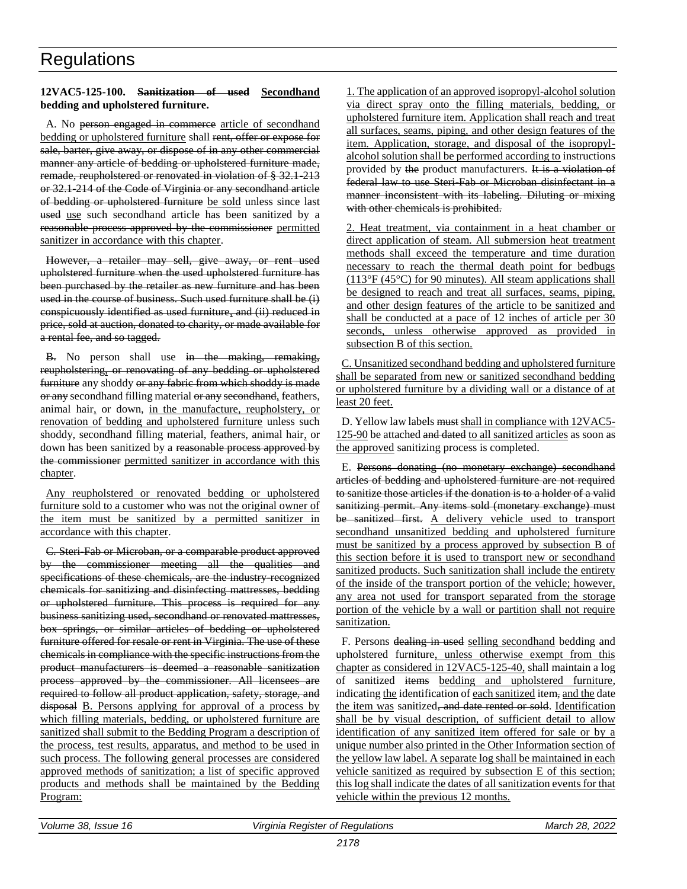**12VAC5-125-100. ~~Sanitization of used~~ Secondhand bedding and upholstered furniture.**

A. No ~~person engaged in commerce~~ article of secondhand bedding or upholstered furniture shall ~~rent, offer or expose for sale, barter, give away, or dispose of in any other commercial manner any article of bedding or upholstered furniture made, remade, reupholstered or renovated in violation of § 32.1-213 or 32.1-214 of the Code of Virginia or any secondhand article of bedding or upholstered furniture~~ be sold unless since last ~~used~~ use such secondhand article has been sanitized by a ~~reasonable process approved by the commissioner~~ permitted sanitizer in accordance with this chapter.

~~However, a retailer may sell, give away, or rent used upholstered furniture when the used upholstered furniture has been purchased by the retailer as new furniture and has been used in the course of business. Such used furniture shall be (i) conspicuously identified as used furniture, and (ii) reduced in price, sold at auction, donated to charity, or made available for a rental fee, and so tagged.~~

~~B.~~ No person shall use ~~in the making, remaking, reupholstering, or renovating of any bedding or upholstered furniture~~ any shoddy ~~or any fabric from which shoddy is made or any~~ secondhand filling material ~~or any secondhand~~, feathers, animal hair, or down, in the manufacture, reupholstery, or renovation of bedding and upholstered furniture unless such shoddy, secondhand filling material, feathers, animal hair, or down has been sanitized by a ~~reasonable process approved by the commissioner~~ permitted sanitizer in accordance with this chapter.

Any reupholstered or renovated bedding or upholstered furniture sold to a customer who was not the original owner of the item must be sanitized by a permitted sanitizer in accordance with this chapter.

~~C. Steri-Fab or Microban, or a comparable product approved by the commissioner meeting all the qualities and specifications of these chemicals, are the industry-recognized chemicals for sanitizing and disinfecting mattresses, bedding or upholstered furniture. This process is required for any business sanitizing used, secondhand or renovated mattresses, box springs, or similar articles of bedding or upholstered furniture offered for resale or rent in Virginia. The use of these chemicals in compliance with the specific instructions from the product manufacturers is deemed a reasonable sanitization process approved by the commissioner. All licensees are required to follow all product application, safety, storage, and disposal~~ B. Persons applying for approval of a process by which filling materials, bedding, or upholstered furniture are sanitized shall submit to the Bedding Program a description of the process, test results, apparatus, and method to be used in such process. The following general processes are considered approved methods of sanitization; a list of specific approved products and methods shall be maintained by the Bedding Program:

1. The application of an approved isopropyl-alcohol solution via direct spray onto the filling materials, bedding, or upholstered furniture item. Application shall reach and treat all surfaces, seams, piping, and other design features of the item. Application, storage, and disposal of the isopropyl-alcohol solution shall be performed according to instructions provided by ~~the~~ product manufacturers. ~~It is a violation of federal law to use Steri-Fab or Microban disinfectant in a manner inconsistent with its labeling. Diluting or mixing with other chemicals is prohibited.~~

2. Heat treatment, via containment in a heat chamber or direct application of steam. All submersion heat treatment methods shall exceed the temperature and time duration necessary to reach the thermal death point for bedbugs (113°F (45°C) for 90 minutes). All steam applications shall be designed to reach and treat all surfaces, seams, piping, and other design features of the article to be sanitized and shall be conducted at a pace of 12 inches of article per 30 seconds, unless otherwise approved as provided in subsection B of this section.

C. Unsanitized secondhand bedding and upholstered furniture shall be separated from new or sanitized secondhand bedding or upholstered furniture by a dividing wall or a distance of at least 20 feet.

D. Yellow law labels ~~must~~ shall in compliance with 12VAC5-125-90 be attached ~~and dated~~ to all sanitized articles as soon as the approved sanitizing process is completed.

E. ~~Persons donating (no monetary exchange) secondhand articles of bedding and upholstered furniture are not required to sanitize those articles if the donation is to a holder of a valid sanitizing permit. Any items sold (monetary exchange) must be sanitized first.~~ A delivery vehicle used to transport secondhand unsanitized bedding and upholstered furniture must be sanitized by a process approved by subsection B of this section before it is used to transport new or secondhand sanitized products. Such sanitization shall include the entirety of the inside of the transport portion of the vehicle; however, any area not used for transport separated from the storage portion of the vehicle by a wall or partition shall not require sanitization.

F. Persons ~~dealing in used~~ selling secondhand bedding and upholstered furniture, unless otherwise exempt from this chapter as considered in 12VAC5-125-40, shall maintain a log of sanitized ~~items~~ bedding and upholstered furniture, indicating the identification of each sanitized item~~,~~ and the date the item was sanitized~~, and date rented or sold~~. Identification shall be by visual description, of sufficient detail to allow identification of any sanitized item offered for sale or by a unique number also printed in the Other Information section of the yellow law label. A separate log shall be maintained in each vehicle sanitized as required by subsection E of this section; this log shall indicate the dates of all sanitization events for that vehicle within the previous 12 months.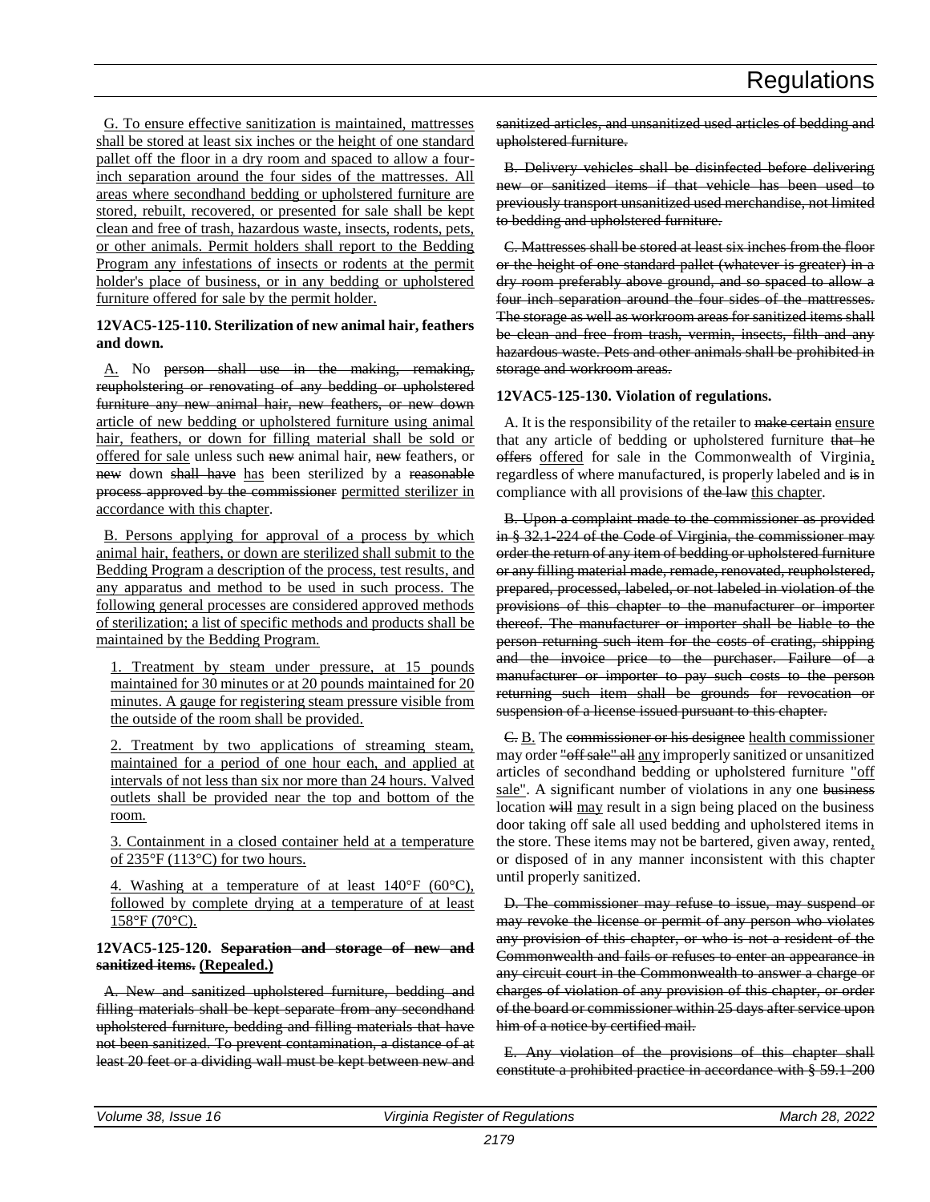G. To ensure effective sanitization is maintained, mattresses shall be stored at least six inches or the height of one standard pallet off the floor in a dry room and spaced to allow a four-inch separation around the four sides of the mattresses. All areas where secondhand bedding or upholstered furniture are stored, rebuilt, recovered, or presented for sale shall be kept clean and free of trash, hazardous waste, insects, rodents, pets, or other animals. Permit holders shall report to the Bedding Program any infestations of insects or rodents at the permit holder's place of business, or in any bedding or upholstered furniture offered for sale by the permit holder.

**12VAC5-125-110. Sterilization of new animal hair, feathers and down.**

A. No ~~person shall use in the making, remaking, reupholstering or renovating of any bedding or upholstered furniture any new animal hair, new feathers, or new down~~ article of new bedding or upholstered furniture using animal hair, feathers, or down for filling material shall be sold or offered for sale unless such ~~new~~ animal hair, ~~new~~ feathers, or ~~new~~ down ~~shall have~~ has been sterilized by a ~~reasonable process approved by the commissioner~~ permitted sterilizer in accordance with this chapter.

B. Persons applying for approval of a process by which animal hair, feathers, or down are sterilized shall submit to the Bedding Program a description of the process, test results, and any apparatus and method to be used in such process. The following general processes are considered approved methods of sterilization; a list of specific methods and products shall be maintained by the Bedding Program.

1. Treatment by steam under pressure, at 15 pounds maintained for 30 minutes or at 20 pounds maintained for 20 minutes. A gauge for registering steam pressure visible from the outside of the room shall be provided.

2. Treatment by two applications of streaming steam, maintained for a period of one hour each, and applied at intervals of not less than six nor more than 24 hours. Valved outlets shall be provided near the top and bottom of the room.

3. Containment in a closed container held at a temperature of 235°F (113°C) for two hours.

4. Washing at a temperature of at least 140°F (60°C), followed by complete drying at a temperature of at least 158°F (70°C).

**12VAC5-125-120. ~~Separation and storage of new and sanitized items.~~ (Repealed.)**

~~A. New and sanitized upholstered furniture, bedding and filling materials shall be kept separate from any secondhand upholstered furniture, bedding and filling materials that have not been sanitized. To prevent contamination, a distance of at least 20 feet or a dividing wall must be kept between new and sanitized articles, and unsanitized used articles of bedding and upholstered furniture.~~

~~B. Delivery vehicles shall be disinfected before delivering new or sanitized items if that vehicle has been used to previously transport unsanitized used merchandise, not limited to bedding and upholstered furniture.~~

~~C. Mattresses shall be stored at least six inches from the floor or the height of one standard pallet (whatever is greater) in a dry room preferably above ground, and so spaced to allow a four inch separation around the four sides of the mattresses. The storage as well as workroom areas for sanitized items shall be clean and free from trash, vermin, insects, filth and any hazardous waste. Pets and other animals shall be prohibited in storage and workroom areas.~~

**12VAC5-125-130. Violation of regulations.**

A. It is the responsibility of the retailer to ~~make certain~~ ensure that any article of bedding or upholstered furniture ~~that he offers~~ offered for sale in the Commonwealth of Virginia, regardless of where manufactured, is properly labeled and ~~is~~ in compliance with all provisions of ~~the law~~ this chapter.

~~B. Upon a complaint made to the commissioner as provided in § 32.1-224 of the Code of Virginia, the commissioner may order the return of any item of bedding or upholstered furniture or any filling material made, remade, renovated, reupholstered, prepared, processed, labeled, or not labeled in violation of the provisions of this chapter to the manufacturer or importer thereof. The manufacturer or importer shall be liable to the person returning such item for the costs of crating, shipping and the invoice price to the purchaser. Failure of a manufacturer or importer to pay such costs to the person returning such item shall be grounds for revocation or suspension of a license issued pursuant to this chapter.~~

~~C.~~ B. The ~~commissioner or his designee~~ health commissioner may order ~~"off sale" all~~ any improperly sanitized or unsanitized articles of secondhand bedding or upholstered furniture "off sale". A significant number of violations in any one ~~business~~ location ~~will~~ may result in a sign being placed on the business door taking off sale all used bedding and upholstered items in the store. These items may not be bartered, given away, rented, or disposed of in any manner inconsistent with this chapter until properly sanitized.

~~D. The commissioner may refuse to issue, may suspend or may revoke the license or permit of any person who violates any provision of this chapter, or who is not a resident of the Commonwealth and fails or refuses to enter an appearance in any circuit court in the Commonwealth to answer a charge or charges of violation of any provision of this chapter, or order of the board or commissioner within 25 days after service upon him of a notice by certified mail.~~

~~E. Any violation of the provisions of this chapter shall constitute a prohibited practice in accordance with § 59.1-200~~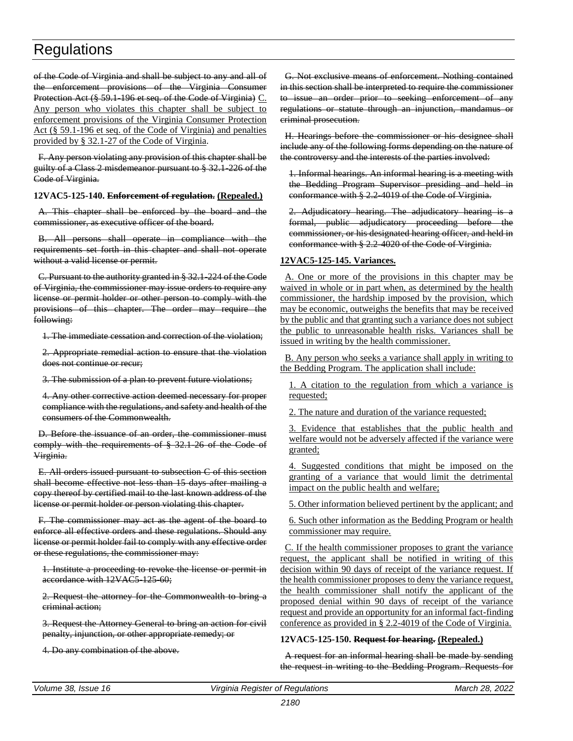of the Code of Virginia and shall be subject to any and all of the enforcement provisions of the Virginia Consumer Protection Act (§ 59.1-196 et seq. of the Code of Virginia) C. Any person who violates this chapter shall be subject to enforcement provisions of the Virginia Consumer Protection Act (§ 59.1-196 et seq. of the Code of Virginia) and penalties provided by § 32.1-27 of the Code of Virginia.

F. Any person violating any provision of this chapter shall be guilty of a Class 2 misdemeanor pursuant to § 32.1-226 of the Code of Virginia.

**12VAC5-125-140. Enforcement of regulation. (Repealed.)**

A. This chapter shall be enforced by the board and the commissioner, as executive officer of the board.

B. All persons shall operate in compliance with the requirements set forth in this chapter and shall not operate without a valid license or permit.

C. Pursuant to the authority granted in § 32.1-224 of the Code of Virginia, the commissioner may issue orders to require any license or permit holder or other person to comply with the provisions of this chapter. The order may require the following:

1. The immediate cessation and correction of the violation;

2. Appropriate remedial action to ensure that the violation does not continue or recur;

3. The submission of a plan to prevent future violations;

4. Any other corrective action deemed necessary for proper compliance with the regulations, and safety and health of the consumers of the Commonwealth.

D. Before the issuance of an order, the commissioner must comply with the requirements of § 32.1-26 of the Code of Virginia.

E. All orders issued pursuant to subsection C of this section shall become effective not less than 15 days after mailing a copy thereof by certified mail to the last known address of the license or permit holder or person violating this chapter.

F. The commissioner may act as the agent of the board to enforce all effective orders and these regulations. Should any license or permit holder fail to comply with any effective order or these regulations, the commissioner may:

1. Institute a proceeding to revoke the license or permit in accordance with 12VAC5-125-60;

2. Request the attorney for the Commonwealth to bring a criminal action;

3. Request the Attorney General to bring an action for civil penalty, injunction, or other appropriate remedy; or

4. Do any combination of the above.

G. Not exclusive means of enforcement. Nothing contained in this section shall be interpreted to require the commissioner to issue an order prior to seeking enforcement of any regulations or statute through an injunction, mandamus or criminal prosecution.

H. Hearings before the commissioner or his designee shall include any of the following forms depending on the nature of the controversy and the interests of the parties involved:

1. Informal hearings. An informal hearing is a meeting with the Bedding Program Supervisor presiding and held in conformance with § 2.2-4019 of the Code of Virginia.

2. Adjudicatory hearing. The adjudicatory hearing is a formal, public adjudicatory proceeding before the commissioner, or his designated hearing officer, and held in conformance with § 2.2-4020 of the Code of Virginia.

**12VAC5-125-145. Variances.**

A. One or more of the provisions in this chapter may be waived in whole or in part when, as determined by the health commissioner, the hardship imposed by the provision, which may be economic, outweighs the benefits that may be received by the public and that granting such a variance does not subject the public to unreasonable health risks. Variances shall be issued in writing by the health commissioner.

B. Any person who seeks a variance shall apply in writing to the Bedding Program. The application shall include:

1. A citation to the regulation from which a variance is requested;

2. The nature and duration of the variance requested;

3. Evidence that establishes that the public health and welfare would not be adversely affected if the variance were granted;

4. Suggested conditions that might be imposed on the granting of a variance that would limit the detrimental impact on the public health and welfare;

5. Other information believed pertinent by the applicant; and

6. Such other information as the Bedding Program or health commissioner may require.

C. If the health commissioner proposes to grant the variance request, the applicant shall be notified in writing of this decision within 90 days of receipt of the variance request. If the health commissioner proposes to deny the variance request, the health commissioner shall notify the applicant of the proposed denial within 90 days of receipt of the variance request and provide an opportunity for an informal fact-finding conference as provided in § 2.2-4019 of the Code of Virginia.

**12VAC5-125-150. Request for hearing. (Repealed.)**

A request for an informal hearing shall be made by sending the request in writing to the Bedding Program. Requests for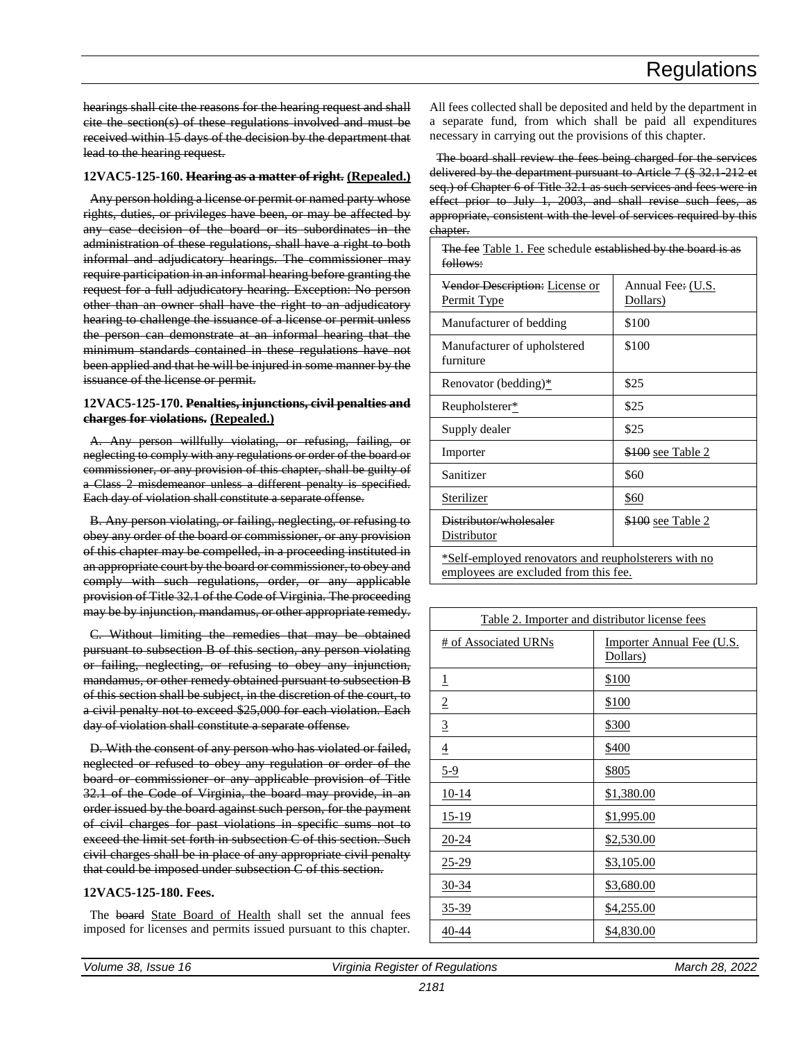hearings shall cite the reasons for the hearing request and shall cite the section(s) of these regulations involved and must be received within 15 days of the decision by the department that lead to the hearing request.

**12VAC5-125-160. Hearing as a matter of right. (Repealed.)**

Any person holding a license or permit or named party whose rights, duties, or privileges have been, or may be affected by any case decision of the board or its subordinates in the administration of these regulations, shall have a right to both informal and adjudicatory hearings. The commissioner may require participation in an informal hearing before granting the request for a full adjudicatory hearing. Exception: No person other than an owner shall have the right to an adjudicatory hearing to challenge the issuance of a license or permit unless the person can demonstrate at an informal hearing that the minimum standards contained in these regulations have not been applied and that he will be injured in some manner by the issuance of the license or permit.

**12VAC5-125-170. Penalties, injunctions, civil penalties and charges for violations. (Repealed.)**

A. Any person willfully violating, or refusing, failing, or neglecting to comply with any regulations or order of the board or commissioner, or any provision of this chapter, shall be guilty of a Class 2 misdemeanor unless a different penalty is specified. Each day of violation shall constitute a separate offense.

B. Any person violating, or failing, neglecting, or refusing to obey any order of the board or commissioner, or any provision of this chapter may be compelled, in a proceeding instituted in an appropriate court by the board or commissioner, to obey and comply with such regulations, order, or any applicable provision of Title 32.1 of the Code of Virginia. The proceeding may be by injunction, mandamus, or other appropriate remedy.

C. Without limiting the remedies that may be obtained pursuant to subsection B of this section, any person violating or failing, neglecting, or refusing to obey any injunction, mandamus, or other remedy obtained pursuant to subsection B of this section shall be subject, in the discretion of the court, to a civil penalty not to exceed $25,000 for each violation. Each day of violation shall constitute a separate offense.

D. With the consent of any person who has violated or failed, neglected or refused to obey any regulation or order of the board or commissioner or any applicable provision of Title 32.1 of the Code of Virginia, the board may provide, in an order issued by the board against such person, for the payment of civil charges for past violations in specific sums not to exceed the limit set forth in subsection C of this section. Such civil charges shall be in place of any appropriate civil penalty that could be imposed under subsection C of this section.

**12VAC5-125-180. Fees.**

The board State Board of Health shall set the annual fees imposed for licenses and permits issued pursuant to this chapter. All fees collected shall be deposited and held by the department in a separate fund, from which shall be paid all expenditures necessary in carrying out the provisions of this chapter.

The board shall review the fees being charged for the services delivered by the department pursuant to Article 7 (§ 32.1-212 et seq.) of Chapter 6 of Title 32.1 as such services and fees were in effect prior to July 1, 2003, and shall revise such fees, as appropriate, consistent with the level of services required by this chapter.

The fee Table 1. Fee schedule established by the board is as follows:

| Vendor Description: License or Permit Type | Annual Fee: (U.S. Dollars) |
|---|---|
| Manufacturer of bedding | $100 |
| Manufacturer of upholstered furniture | $100 |
| Renovator (bedding)* | $25 |
| Reupholsterer* | $25 |
| Supply dealer | $25 |
| Importer | $100 see Table 2 |
| Sanitizer | $60 |
| Sterilizer | $60 |
| Distributor/wholesaler Distributor | $100 see Table 2 |
| *Self-employed renovators and reupholsterers with no employees are excluded from this fee. | |

Table 2. Importer and distributor license fees

| # of Associated URNs | Importer Annual Fee (U.S. Dollars) |
|---|---|
| 1 | $100 |
| 2 | $100 |
| 3 | $300 |
| 4 | $400 |
| 5-9 | $805 |
| 10-14 | $1,380.00 |
| 15-19 | $1,995.00 |
| 20-24 | $2,530.00 |
| 25-29 | $3,105.00 |
| 30-34 | $3,680.00 |
| 35-39 | $4,255.00 |
| 40-44 | $4,830.00 |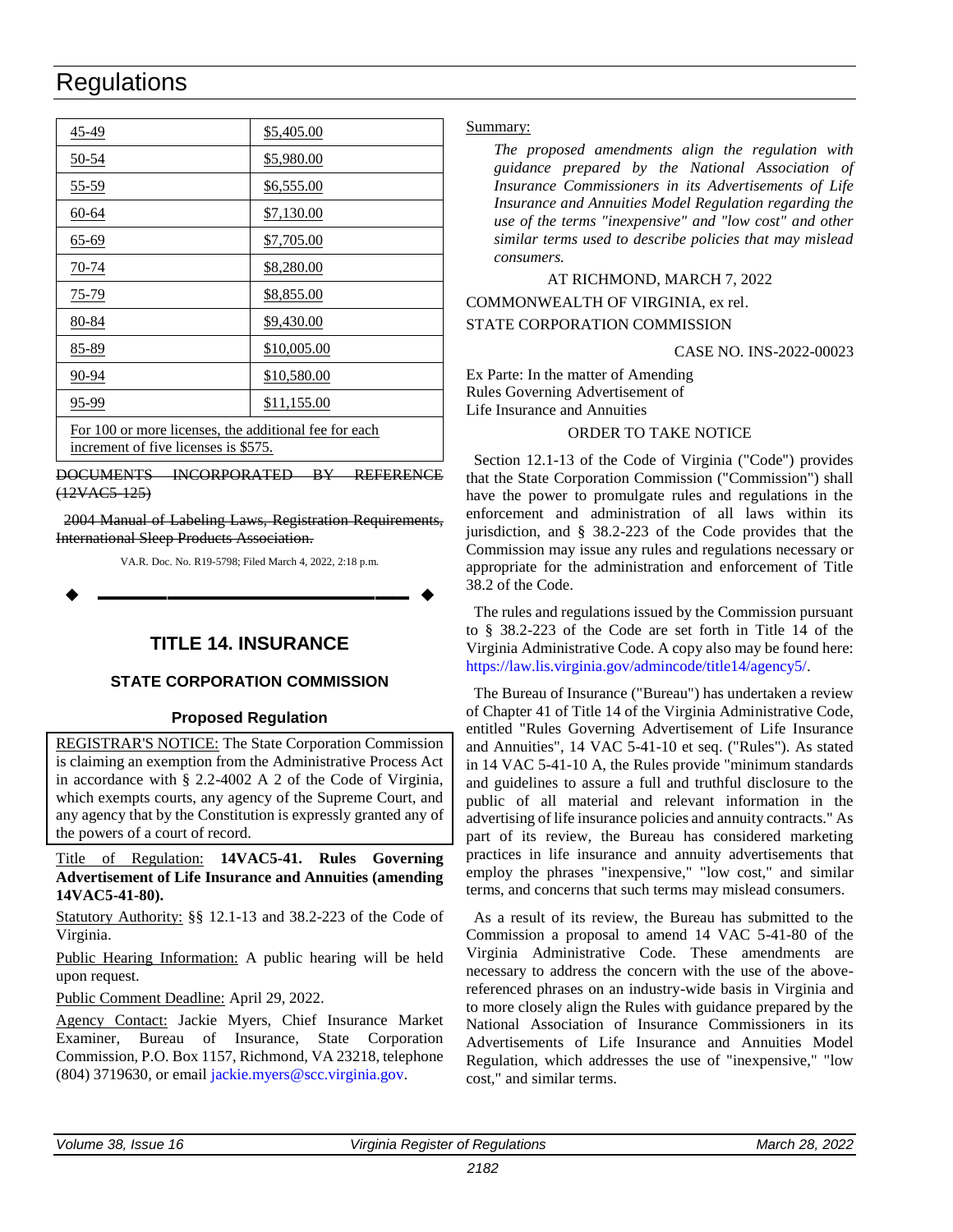| 45-49 | $5,405.00 |
|---|---|
| 50-54 | $5,980.00 |
| 55-59 | $6,555.00 |
| 60-64 | $7,130.00 |
| 65-69 | $7,705.00 |
| 70-74 | $8,280.00 |
| 75-79 | $8,855.00 |
| 80-84 | $9,430.00 |
| 85-89 | $10,005.00 |
| 90-94 | $10,580.00 |
| 95-99 | $11,155.00 |
| For 100 or more licenses, the additional fee for each increment of five licenses is $575. | |

~~DOCUMENTS INCORPORATED BY REFERENCE (12VAC5-125)~~

~~2004 Manual of Labeling Laws, Registration Requirements, International Sleep Products Association.~~

VA.R. Doc. No. R19-5798; Filed March 4, 2022, 2:18 p.m.

---

## TITLE 14. INSURANCE

### STATE CORPORATION COMMISSION

#### Proposed Regulation

REGISTRAR'S NOTICE: The State Corporation Commission is claiming an exemption from the Administrative Process Act in accordance with § 2.2-4002 A 2 of the Code of Virginia, which exempts courts, any agency of the Supreme Court, and any agency that by the Constitution is expressly granted any of the powers of a court of record.

Title of Regulation: **14VAC5-41. Rules Governing Advertisement of Life Insurance and Annuities (amending 14VAC5-41-80).**

Statutory Authority: §§ 12.1-13 and 38.2-223 of the Code of Virginia.

Public Hearing Information: A public hearing will be held upon request.

Public Comment Deadline: April 29, 2022.

Agency Contact: Jackie Myers, Chief Insurance Market Examiner, Bureau of Insurance, State Corporation Commission, P.O. Box 1157, Richmond, VA 23218, telephone (804) 3719630, or email jackie.myers@scc.virginia.gov.

Summary:

*The proposed amendments align the regulation with guidance prepared by the National Association of Insurance Commissioners in its Advertisements of Life Insurance and Annuities Model Regulation regarding the use of the terms "inexpensive" and "low cost" and other similar terms used to describe policies that may mislead consumers.*

AT RICHMOND, MARCH 7, 2022

COMMONWEALTH OF VIRGINIA, ex rel.

STATE CORPORATION COMMISSION

CASE NO. INS-2022-00023

Ex Parte: In the matter of Amending
Rules Governing Advertisement of
Life Insurance and Annuities

ORDER TO TAKE NOTICE

Section 12.1-13 of the Code of Virginia ("Code") provides that the State Corporation Commission ("Commission") shall have the power to promulgate rules and regulations in the enforcement and administration of all laws within its jurisdiction, and § 38.2-223 of the Code provides that the Commission may issue any rules and regulations necessary or appropriate for the administration and enforcement of Title 38.2 of the Code.

The rules and regulations issued by the Commission pursuant to § 38.2-223 of the Code are set forth in Title 14 of the Virginia Administrative Code. A copy also may be found here: https://law.lis.virginia.gov/admincode/title14/agency5/.

The Bureau of Insurance ("Bureau") has undertaken a review of Chapter 41 of Title 14 of the Virginia Administrative Code, entitled "Rules Governing Advertisement of Life Insurance and Annuities", 14 VAC 5-41-10 et seq. ("Rules"). As stated in 14 VAC 5-41-10 A, the Rules provide "minimum standards and guidelines to assure a full and truthful disclosure to the public of all material and relevant information in the advertising of life insurance policies and annuity contracts." As part of its review, the Bureau has considered marketing practices in life insurance and annuity advertisements that employ the phrases "inexpensive," "low cost," and similar terms, and concerns that such terms may mislead consumers.

As a result of its review, the Bureau has submitted to the Commission a proposal to amend 14 VAC 5-41-80 of the Virginia Administrative Code. These amendments are necessary to address the concern with the use of the above-referenced phrases on an industry-wide basis in Virginia and to more closely align the Rules with guidance prepared by the National Association of Insurance Commissioners in its Advertisements of Life Insurance and Annuities Model Regulation, which addresses the use of "inexpensive," "low cost," and similar terms.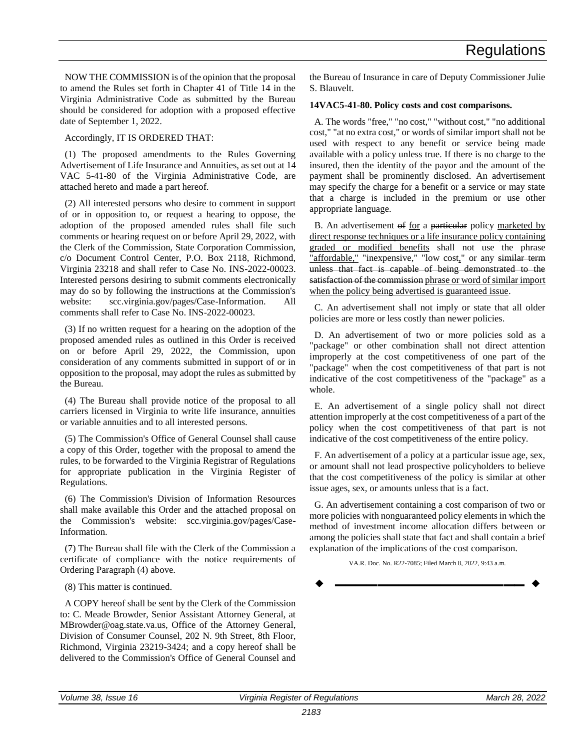NOW THE COMMISSION is of the opinion that the proposal to amend the Rules set forth in Chapter 41 of Title 14 in the Virginia Administrative Code as submitted by the Bureau should be considered for adoption with a proposed effective date of September 1, 2022.

Accordingly, IT IS ORDERED THAT:

(1) The proposed amendments to the Rules Governing Advertisement of Life Insurance and Annuities, as set out at 14 VAC 5-41-80 of the Virginia Administrative Code, are attached hereto and made a part hereof.

(2) All interested persons who desire to comment in support of or in opposition to, or request a hearing to oppose, the adoption of the proposed amended rules shall file such comments or hearing request on or before April 29, 2022, with the Clerk of the Commission, State Corporation Commission, c/o Document Control Center, P.O. Box 2118, Richmond, Virginia 23218 and shall refer to Case No. INS-2022-00023. Interested persons desiring to submit comments electronically may do so by following the instructions at the Commission's website: scc.virginia.gov/pages/Case-Information. All comments shall refer to Case No. INS-2022-00023.

(3) If no written request for a hearing on the adoption of the proposed amended rules as outlined in this Order is received on or before April 29, 2022, the Commission, upon consideration of any comments submitted in support of or in opposition to the proposal, may adopt the rules as submitted by the Bureau.

(4) The Bureau shall provide notice of the proposal to all carriers licensed in Virginia to write life insurance, annuities or variable annuities and to all interested persons.

(5) The Commission's Office of General Counsel shall cause a copy of this Order, together with the proposal to amend the rules, to be forwarded to the Virginia Registrar of Regulations for appropriate publication in the Virginia Register of Regulations.

(6) The Commission's Division of Information Resources shall make available this Order and the attached proposal on the Commission's website: scc.virginia.gov/pages/Case-Information.

(7) The Bureau shall file with the Clerk of the Commission a certificate of compliance with the notice requirements of Ordering Paragraph (4) above.

(8) This matter is continued.

A COPY hereof shall be sent by the Clerk of the Commission to: C. Meade Browder, Senior Assistant Attorney General, at MBrowder@oag.state.va.us, Office of the Attorney General, Division of Consumer Counsel, 202 N. 9th Street, 8th Floor, Richmond, Virginia 23219-3424; and a copy hereof shall be delivered to the Commission's Office of General Counsel and the Bureau of Insurance in care of Deputy Commissioner Julie S. Blauvelt.

**14VAC5-41-80. Policy costs and cost comparisons.**

A. The words "free," "no cost," "without cost," "no additional cost," "at no extra cost," or words of similar import shall not be used with respect to any benefit or service being made available with a policy unless true. If there is no charge to the insured, then the identity of the payor and the amount of the payment shall be prominently disclosed. An advertisement may specify the charge for a benefit or a service or may state that a charge is included in the premium or use other appropriate language.

B. An advertisement ~~of~~ <u>for</u> a ~~particular~~ policy <u>marketed by direct response techniques or a life insurance policy containing graded or modified benefits</u> shall not use the phrase <u>"affordable,"</u> "inexpensive," "low cost<u>,</u>" or any ~~similar term unless that fact is capable of being demonstrated to the satisfaction of the commission~~ <u>phrase or word of similar import when the policy being advertised is guaranteed issue</u>.

C. An advertisement shall not imply or state that all older policies are more or less costly than newer policies.

D. An advertisement of two or more policies sold as a "package" or other combination shall not direct attention improperly at the cost competitiveness of one part of the "package" when the cost competitiveness of that part is not indicative of the cost competitiveness of the "package" as a whole.

E. An advertisement of a single policy shall not direct attention improperly at the cost competitiveness of a part of the policy when the cost competitiveness of that part is not indicative of the cost competitiveness of the entire policy.

F. An advertisement of a policy at a particular issue age, sex, or amount shall not lead prospective policyholders to believe that the cost competitiveness of the policy is similar at other issue ages, sex, or amounts unless that is a fact.

G. An advertisement containing a cost comparison of two or more policies with nonguaranteed policy elements in which the method of investment income allocation differs between or among the policies shall state that fact and shall contain a brief explanation of the implications of the cost comparison.

VA.R. Doc. No. R22-7085; Filed March 8, 2022, 9:43 a.m.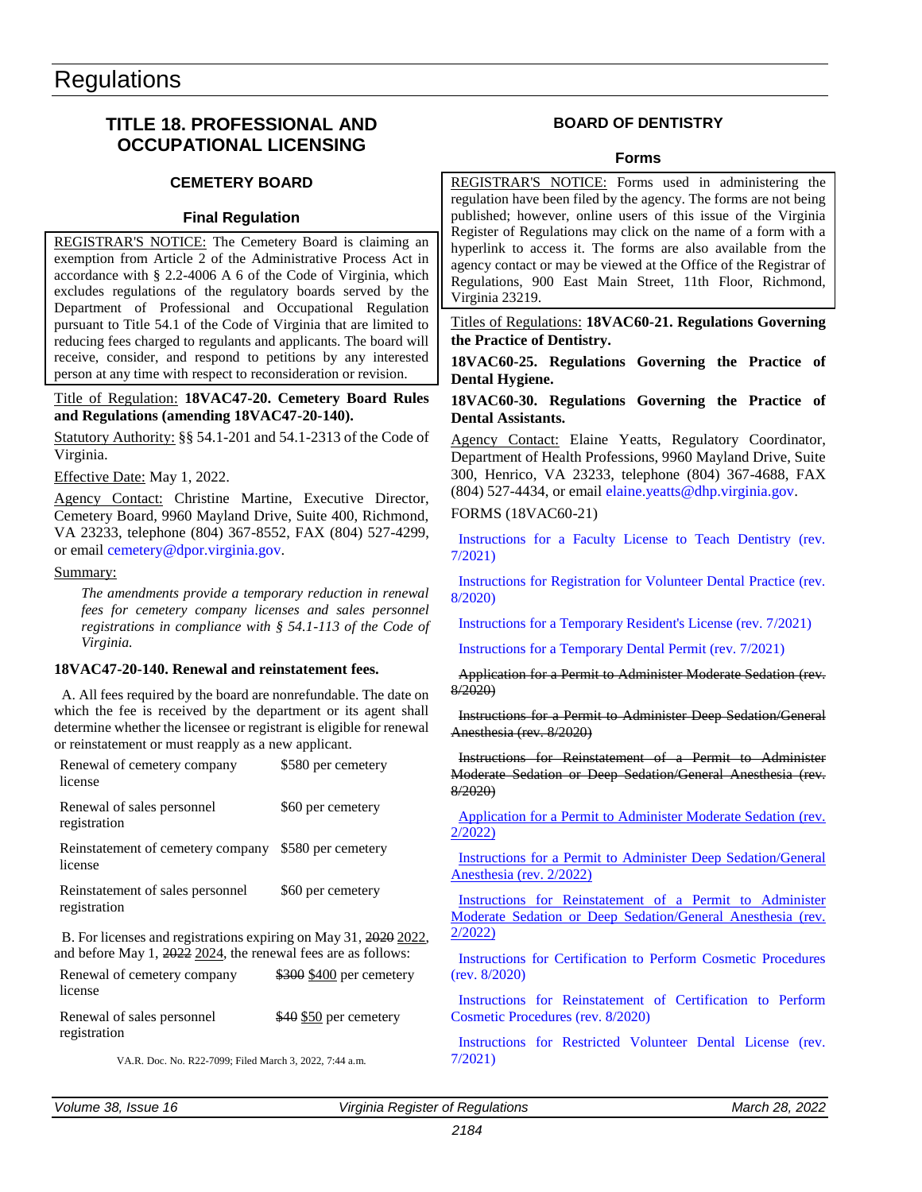# Regulations

## TITLE 18. PROFESSIONAL AND OCCUPATIONAL LICENSING

### CEMETERY BOARD

#### Final Regulation

REGISTRAR'S NOTICE: The Cemetery Board is claiming an exemption from Article 2 of the Administrative Process Act in accordance with § 2.2-4006 A 6 of the Code of Virginia, which excludes regulations of the regulatory boards served by the Department of Professional and Occupational Regulation pursuant to Title 54.1 of the Code of Virginia that are limited to reducing fees charged to regulants and applicants. The board will receive, consider, and respond to petitions by any interested person at any time with respect to reconsideration or revision.

Title of Regulation: **18VAC47-20. Cemetery Board Rules and Regulations (amending 18VAC47-20-140).**

Statutory Authority: §§ 54.1-201 and 54.1-2313 of the Code of Virginia.

Effective Date: May 1, 2022.

Agency Contact: Christine Martine, Executive Director, Cemetery Board, 9960 Mayland Drive, Suite 400, Richmond, VA 23233, telephone (804) 367-8552, FAX (804) 527-4299, or email cemetery@dpor.virginia.gov.

Summary:

*The amendments provide a temporary reduction in renewal fees for cemetery company licenses and sales personnel registrations in compliance with § 54.1-113 of the Code of Virginia.*

**18VAC47-20-140. Renewal and reinstatement fees.**

A. All fees required by the board are nonrefundable. The date on which the fee is received by the department or its agent shall determine whether the licensee or registrant is eligible for renewal or reinstatement or must reapply as a new applicant.

| | |
|---|---|
| Renewal of cemetery company license | $580 per cemetery |
| Renewal of sales personnel registration | $60 per cemetery |
| Reinstatement of cemetery company license | $580 per cemetery |
| Reinstatement of sales personnel registration | $60 per cemetery |

B. For licenses and registrations expiring on May 31, ~~2020~~ 2022, and before May 1, ~~2022~~ 2024, the renewal fees are as follows:

| | |
|---|---|
| Renewal of cemetery company license | ~~$300~~ $400 per cemetery |
| Renewal of sales personnel registration | ~~$40~~ $50 per cemetery |

VA.R. Doc. No. R22-7099; Filed March 3, 2022, 7:44 a.m.

### BOARD OF DENTISTRY

#### Forms

REGISTRAR'S NOTICE: Forms used in administering the regulation have been filed by the agency. The forms are not being published; however, online users of this issue of the Virginia Register of Regulations may click on the name of a form with a hyperlink to access it. The forms are also available from the agency contact or may be viewed at the Office of the Registrar of Regulations, 900 East Main Street, 11th Floor, Richmond, Virginia 23219.

Titles of Regulations: **18VAC60-21. Regulations Governing the Practice of Dentistry.**

**18VAC60-25. Regulations Governing the Practice of Dental Hygiene.**

**18VAC60-30. Regulations Governing the Practice of Dental Assistants.**

Agency Contact: Elaine Yeatts, Regulatory Coordinator, Department of Health Professions, 9960 Mayland Drive, Suite 300, Henrico, VA 23233, telephone (804) 367-4688, FAX (804) 527-4434, or email elaine.yeatts@dhp.virginia.gov.

FORMS (18VAC60-21)

Instructions for a Faculty License to Teach Dentistry (rev. 7/2021)

Instructions for Registration for Volunteer Dental Practice (rev. 8/2020)

Instructions for a Temporary Resident's License (rev. 7/2021)

Instructions for a Temporary Dental Permit (rev. 7/2021)

~~Application for a Permit to Administer Moderate Sedation (rev. 8/2020)~~

~~Instructions for a Permit to Administer Deep Sedation/General Anesthesia (rev. 8/2020)~~

~~Instructions for Reinstatement of a Permit to Administer Moderate Sedation or Deep Sedation/General Anesthesia (rev. 8/2020)~~

Application for a Permit to Administer Moderate Sedation (rev. 2/2022)

Instructions for a Permit to Administer Deep Sedation/General Anesthesia (rev. 2/2022)

Instructions for Reinstatement of a Permit to Administer Moderate Sedation or Deep Sedation/General Anesthesia (rev. 2/2022)

Instructions for Certification to Perform Cosmetic Procedures (rev. 8/2020)

Instructions for Reinstatement of Certification to Perform Cosmetic Procedures (rev. 8/2020)

Instructions for Restricted Volunteer Dental License (rev. 7/2021)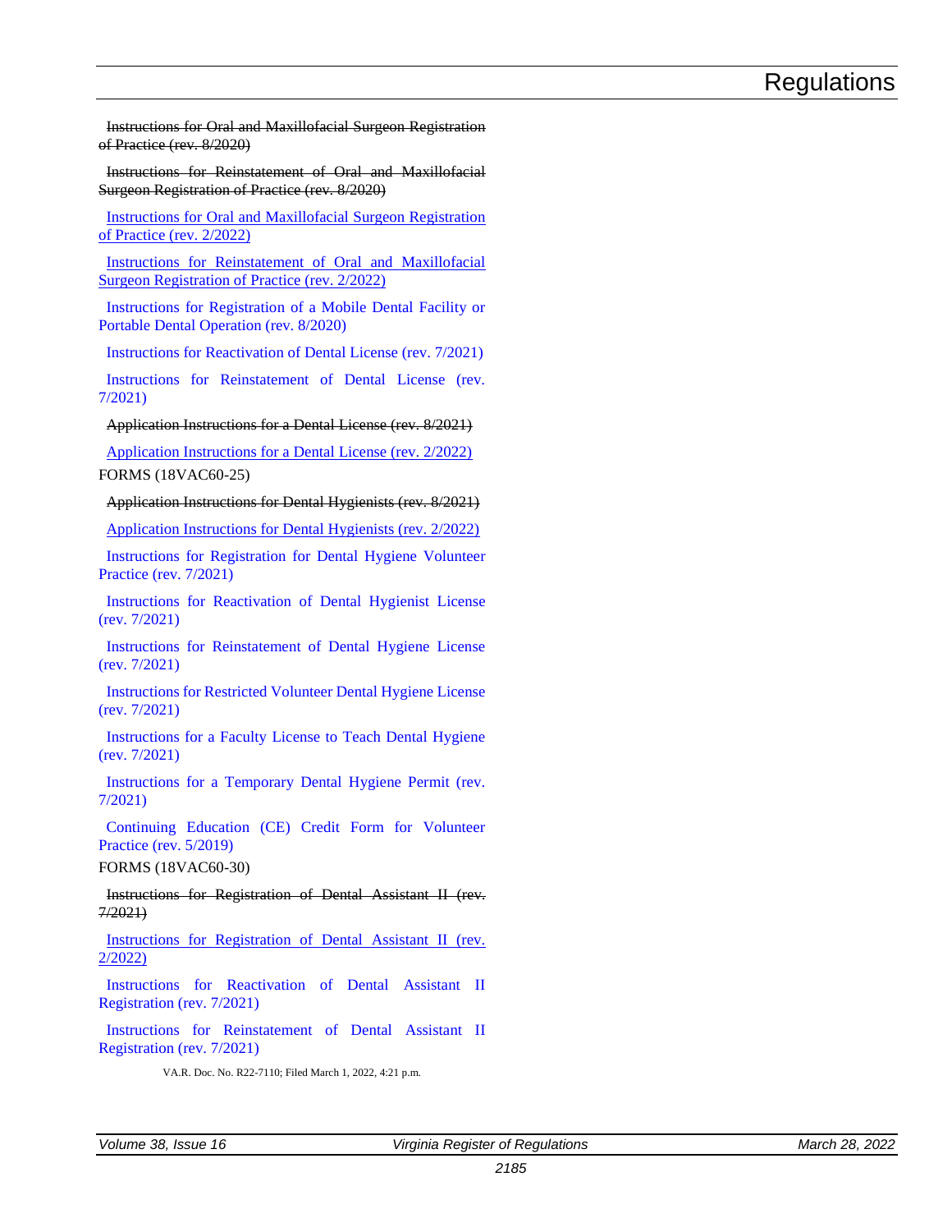~~Instructions for Oral and Maxillofacial Surgeon Registration of Practice (rev. 8/2020)~~

~~Instructions for Reinstatement of Oral and Maxillofacial Surgeon Registration of Practice (rev. 8/2020)~~

<u>Instructions for Oral and Maxillofacial Surgeon Registration of Practice (rev. 2/2022)</u>

<u>Instructions for Reinstatement of Oral and Maxillofacial Surgeon Registration of Practice (rev. 2/2022)</u>

Instructions for Registration of a Mobile Dental Facility or Portable Dental Operation (rev. 8/2020)

Instructions for Reactivation of Dental License (rev. 7/2021)

Instructions for Reinstatement of Dental License (rev. 7/2021)

~~Application Instructions for a Dental License (rev. 8/2021)~~

<u>Application Instructions for a Dental License (rev. 2/2022)</u>

FORMS (18VAC60-25)

~~Application Instructions for Dental Hygienists (rev. 8/2021)~~

<u>Application Instructions for Dental Hygienists (rev. 2/2022)</u>

Instructions for Registration for Dental Hygiene Volunteer Practice (rev. 7/2021)

Instructions for Reactivation of Dental Hygienist License (rev. 7/2021)

Instructions for Reinstatement of Dental Hygiene License (rev. 7/2021)

Instructions for Restricted Volunteer Dental Hygiene License (rev. 7/2021)

Instructions for a Faculty License to Teach Dental Hygiene (rev. 7/2021)

Instructions for a Temporary Dental Hygiene Permit (rev. 7/2021)

Continuing Education (CE) Credit Form for Volunteer Practice (rev. 5/2019)

FORMS (18VAC60-30)

~~Instructions for Registration of Dental Assistant II (rev. 7/2021)~~

<u>Instructions for Registration of Dental Assistant II (rev. 2/2022)</u>

Instructions for Reactivation of Dental Assistant II Registration (rev. 7/2021)

Instructions for Reinstatement of Dental Assistant II Registration (rev. 7/2021)

VA.R. Doc. No. R22-7110; Filed March 1, 2022, 4:21 p.m.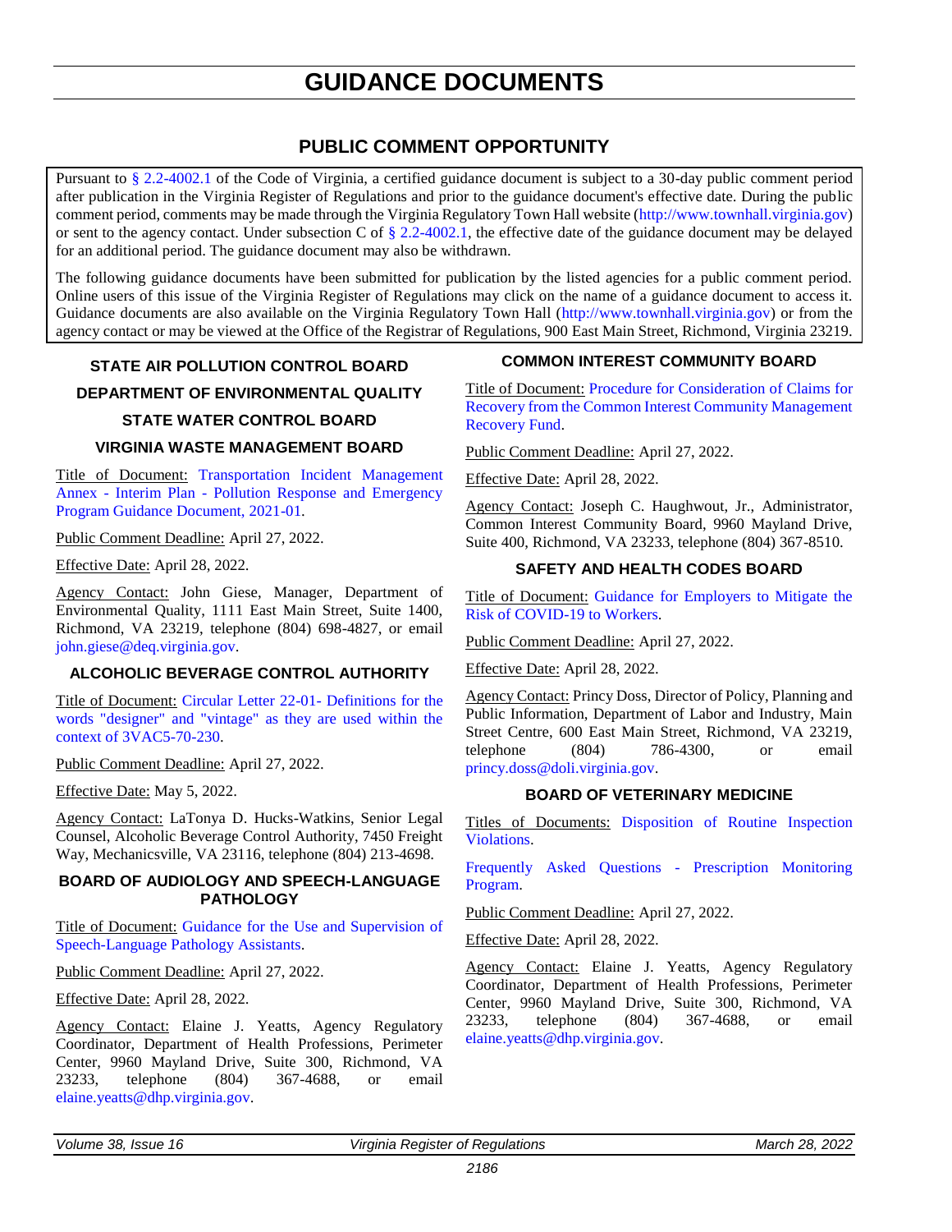# GUIDANCE DOCUMENTS

## PUBLIC COMMENT OPPORTUNITY

Pursuant to § 2.2-4002.1 of the Code of Virginia, a certified guidance document is subject to a 30-day public comment period after publication in the Virginia Register of Regulations and prior to the guidance document's effective date. During the public comment period, comments may be made through the Virginia Regulatory Town Hall website (http://www.townhall.virginia.gov) or sent to the agency contact. Under subsection C of § 2.2-4002.1, the effective date of the guidance document may be delayed for an additional period. The guidance document may also be withdrawn.

The following guidance documents have been submitted for publication by the listed agencies for a public comment period. Online users of this issue of the Virginia Register of Regulations may click on the name of a guidance document to access it. Guidance documents are also available on the Virginia Regulatory Town Hall (http://www.townhall.virginia.gov) or from the agency contact or may be viewed at the Office of the Registrar of Regulations, 900 East Main Street, Richmond, Virginia 23219.

### STATE AIR POLLUTION CONTROL BOARD

### DEPARTMENT OF ENVIRONMENTAL QUALITY

### STATE WATER CONTROL BOARD

### VIRGINIA WASTE MANAGEMENT BOARD

Title of Document: Transportation Incident Management Annex - Interim Plan - Pollution Response and Emergency Program Guidance Document, 2021-01.

Public Comment Deadline: April 27, 2022.

Effective Date: April 28, 2022.

Agency Contact: John Giese, Manager, Department of Environmental Quality, 1111 East Main Street, Suite 1400, Richmond, VA 23219, telephone (804) 698-4827, or email john.giese@deq.virginia.gov.

### ALCOHOLIC BEVERAGE CONTROL AUTHORITY

Title of Document: Circular Letter 22-01- Definitions for the words "designer" and "vintage" as they are used within the context of 3VAC5-70-230.

Public Comment Deadline: April 27, 2022.

Effective Date: May 5, 2022.

Agency Contact: LaTonya D. Hucks-Watkins, Senior Legal Counsel, Alcoholic Beverage Control Authority, 7450 Freight Way, Mechanicsville, VA 23116, telephone (804) 213-4698.

### BOARD OF AUDIOLOGY AND SPEECH-LANGUAGE PATHOLOGY

Title of Document: Guidance for the Use and Supervision of Speech-Language Pathology Assistants.

Public Comment Deadline: April 27, 2022.

Effective Date: April 28, 2022.

Agency Contact: Elaine J. Yeatts, Agency Regulatory Coordinator, Department of Health Professions, Perimeter Center, 9960 Mayland Drive, Suite 300, Richmond, VA 23233, telephone (804) 367-4688, or email elaine.yeatts@dhp.virginia.gov.

### COMMON INTEREST COMMUNITY BOARD

Title of Document: Procedure for Consideration of Claims for Recovery from the Common Interest Community Management Recovery Fund.

Public Comment Deadline: April 27, 2022.

Effective Date: April 28, 2022.

Agency Contact: Joseph C. Haughwout, Jr., Administrator, Common Interest Community Board, 9960 Mayland Drive, Suite 400, Richmond, VA 23233, telephone (804) 367-8510.

### SAFETY AND HEALTH CODES BOARD

Title of Document: Guidance for Employers to Mitigate the Risk of COVID-19 to Workers.

Public Comment Deadline: April 27, 2022.

Effective Date: April 28, 2022.

Agency Contact: Princy Doss, Director of Policy, Planning and Public Information, Department of Labor and Industry, Main Street Centre, 600 East Main Street, Richmond, VA 23219, telephone (804) 786-4300, or email princy.doss@doli.virginia.gov.

### BOARD OF VETERINARY MEDICINE

Titles of Documents: Disposition of Routine Inspection Violations.

Frequently Asked Questions - Prescription Monitoring Program.

Public Comment Deadline: April 27, 2022.

Effective Date: April 28, 2022.

Agency Contact: Elaine J. Yeatts, Agency Regulatory Coordinator, Department of Health Professions, Perimeter Center, 9960 Mayland Drive, Suite 300, Richmond, VA 23233, telephone (804) 367-4688, or email elaine.yeatts@dhp.virginia.gov.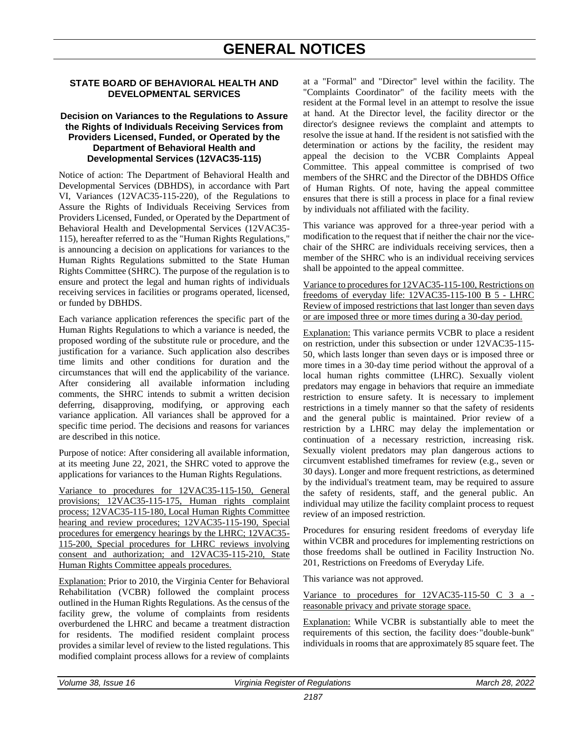# GENERAL NOTICES

### STATE BOARD OF BEHAVIORAL HEALTH AND DEVELOPMENTAL SERVICES

#### Decision on Variances to the Regulations to Assure the Rights of Individuals Receiving Services from Providers Licensed, Funded, or Operated by the Department of Behavioral Health and Developmental Services (12VAC35-115)

Notice of action: The Department of Behavioral Health and Developmental Services (DBHDS), in accordance with Part VI, Variances (12VAC35-115-220), of the Regulations to Assure the Rights of Individuals Receiving Services from Providers Licensed, Funded, or Operated by the Department of Behavioral Health and Developmental Services (12VAC35-115), hereafter referred to as the "Human Rights Regulations," is announcing a decision on applications for variances to the Human Rights Regulations submitted to the State Human Rights Committee (SHRC). The purpose of the regulation is to ensure and protect the legal and human rights of individuals receiving services in facilities or programs operated, licensed, or funded by DBHDS.

Each variance application references the specific part of the Human Rights Regulations to which a variance is needed, the proposed wording of the substitute rule or procedure, and the justification for a variance. Such application also describes time limits and other conditions for duration and the circumstances that will end the applicability of the variance. After considering all available information including comments, the SHRC intends to submit a written decision deferring, disapproving, modifying, or approving each variance application. All variances shall be approved for a specific time period. The decisions and reasons for variances are described in this notice.

Purpose of notice: After considering all available information, at its meeting June 22, 2021, the SHRC voted to approve the applications for variances to the Human Rights Regulations.

Variance to procedures for 12VAC35-115-150, General provisions; 12VAC35-115-175, Human rights complaint process; 12VAC35-115-180, Local Human Rights Committee hearing and review procedures; 12VAC35-115-190, Special procedures for emergency hearings by the LHRC; 12VAC35-115-200, Special procedures for LHRC reviews involving consent and authorization; and 12VAC35-115-210, State Human Rights Committee appeals procedures.

Explanation: Prior to 2010, the Virginia Center for Behavioral Rehabilitation (VCBR) followed the complaint process outlined in the Human Rights Regulations. As the census of the facility grew, the volume of complaints from residents overburdened the LHRC and became a treatment distraction for residents. The modified resident complaint process provides a similar level of review to the listed regulations. This modified complaint process allows for a review of complaints at a "Formal" and "Director" level within the facility. The "Complaints Coordinator" of the facility meets with the resident at the Formal level in an attempt to resolve the issue at hand. At the Director level, the facility director or the director's designee reviews the complaint and attempts to resolve the issue at hand. If the resident is not satisfied with the determination or actions by the facility, the resident may appeal the decision to the VCBR Complaints Appeal Committee. This appeal committee is comprised of two members of the SHRC and the Director of the DBHDS Office of Human Rights. Of note, having the appeal committee ensures that there is still a process in place for a final review by individuals not affiliated with the facility.

This variance was approved for a three-year period with a modification to the request that if neither the chair nor the vice-chair of the SHRC are individuals receiving services, then a member of the SHRC who is an individual receiving services shall be appointed to the appeal committee.

Variance to procedures for 12VAC35-115-100, Restrictions on freedoms of everyday life: 12VAC35-115-100 B 5 - LHRC Review of imposed restrictions that last longer than seven days or are imposed three or more times during a 30-day period.

Explanation: This variance permits VCBR to place a resident on restriction, under this subsection or under 12VAC35-115-50, which lasts longer than seven days or is imposed three or more times in a 30-day time period without the approval of a local human rights committee (LHRC). Sexually violent predators may engage in behaviors that require an immediate restriction to ensure safety. It is necessary to implement restrictions in a timely manner so that the safety of residents and the general public is maintained. Prior review of a restriction by a LHRC may delay the implementation or continuation of a necessary restriction, increasing risk. Sexually violent predators may plan dangerous actions to circumvent established timeframes for review (e.g., seven or 30 days). Longer and more frequent restrictions, as determined by the individual's treatment team, may be required to assure the safety of residents, staff, and the general public. An individual may utilize the facility complaint process to request review of an imposed restriction.

Procedures for ensuring resident freedoms of everyday life within VCBR and procedures for implementing restrictions on those freedoms shall be outlined in Facility Instruction No. 201, Restrictions on Freedoms of Everyday Life.

This variance was not approved.

Variance to procedures for 12VAC35-115-50 C 3 a - reasonable privacy and private storage space.

Explanation: While VCBR is substantially able to meet the requirements of this section, the facility does "double-bunk" individuals in rooms that are approximately 85 square feet. The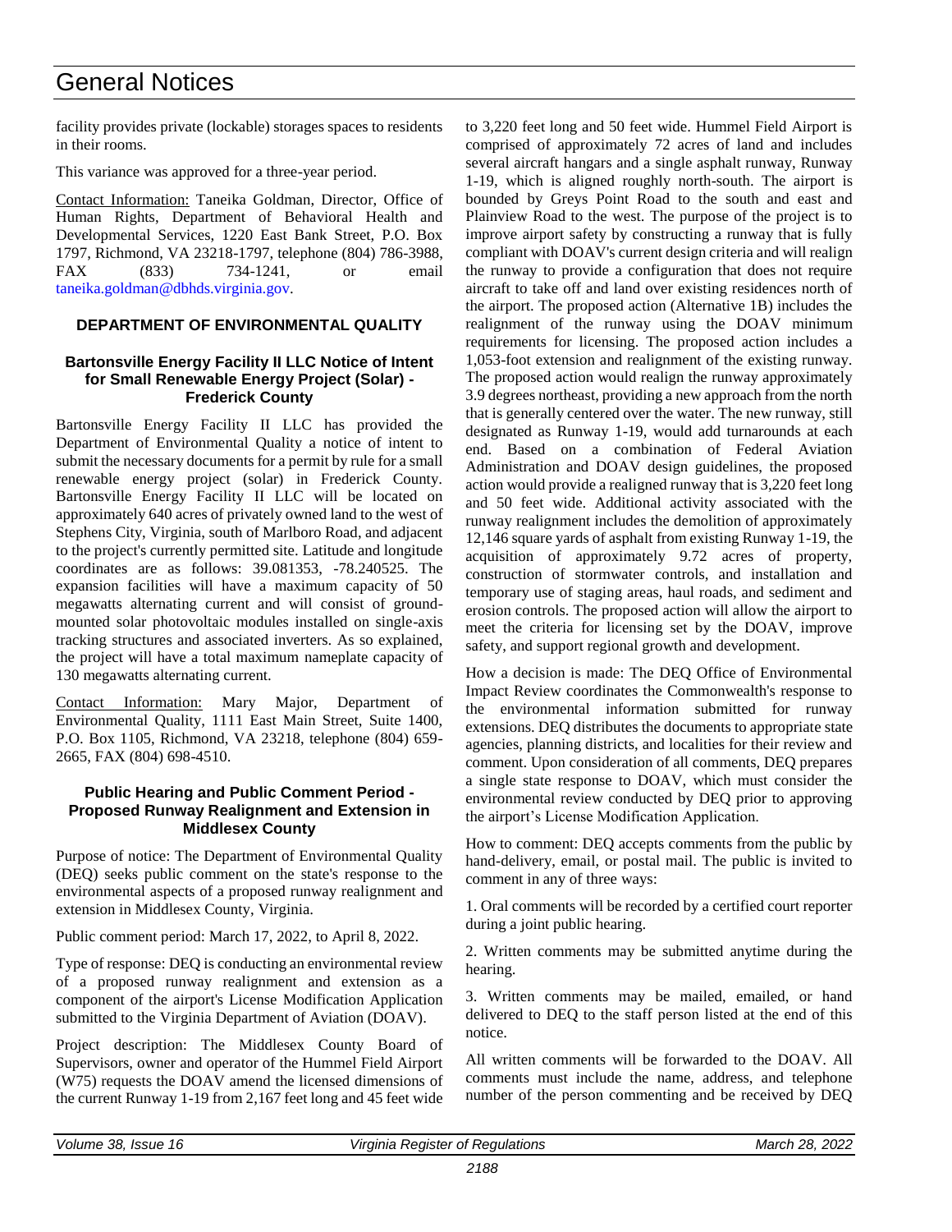facility provides private (lockable) storages spaces to residents in their rooms.

This variance was approved for a three-year period.

Contact Information: Taneika Goldman, Director, Office of Human Rights, Department of Behavioral Health and Developmental Services, 1220 East Bank Street, P.O. Box 1797, Richmond, VA 23218-1797, telephone (804) 786-3988, FAX (833) 734-1241, or email taneika.goldman@dbhds.virginia.gov.

## DEPARTMENT OF ENVIRONMENTAL QUALITY

### Bartonsville Energy Facility II LLC Notice of Intent for Small Renewable Energy Project (Solar) - Frederick County

Bartonsville Energy Facility II LLC has provided the Department of Environmental Quality a notice of intent to submit the necessary documents for a permit by rule for a small renewable energy project (solar) in Frederick County. Bartonsville Energy Facility II LLC will be located on approximately 640 acres of privately owned land to the west of Stephens City, Virginia, south of Marlboro Road, and adjacent to the project's currently permitted site. Latitude and longitude coordinates are as follows: 39.081353, -78.240525. The expansion facilities will have a maximum capacity of 50 megawatts alternating current and will consist of ground-mounted solar photovoltaic modules installed on single-axis tracking structures and associated inverters. As so explained, the project will have a total maximum nameplate capacity of 130 megawatts alternating current.

Contact Information: Mary Major, Department of Environmental Quality, 1111 East Main Street, Suite 1400, P.O. Box 1105, Richmond, VA 23218, telephone (804) 659-2665, FAX (804) 698-4510.

### Public Hearing and Public Comment Period - Proposed Runway Realignment and Extension in Middlesex County

Purpose of notice: The Department of Environmental Quality (DEQ) seeks public comment on the state's response to the environmental aspects of a proposed runway realignment and extension in Middlesex County, Virginia.

Public comment period: March 17, 2022, to April 8, 2022.

Type of response: DEQ is conducting an environmental review of a proposed runway realignment and extension as a component of the airport's License Modification Application submitted to the Virginia Department of Aviation (DOAV).

Project description: The Middlesex County Board of Supervisors, owner and operator of the Hummel Field Airport (W75) requests the DOAV amend the licensed dimensions of the current Runway 1-19 from 2,167 feet long and 45 feet wide to 3,220 feet long and 50 feet wide. Hummel Field Airport is comprised of approximately 72 acres of land and includes several aircraft hangars and a single asphalt runway, Runway 1-19, which is aligned roughly north-south. The airport is bounded by Greys Point Road to the south and east and Plainview Road to the west. The purpose of the project is to improve airport safety by constructing a runway that is fully compliant with DOAV's current design criteria and will realign the runway to provide a configuration that does not require aircraft to take off and land over existing residences north of the airport. The proposed action (Alternative 1B) includes the realignment of the runway using the DOAV minimum requirements for licensing. The proposed action includes a 1,053-foot extension and realignment of the existing runway. The proposed action would realign the runway approximately 3.9 degrees northeast, providing a new approach from the north that is generally centered over the water. The new runway, still designated as Runway 1-19, would add turnarounds at each end. Based on a combination of Federal Aviation Administration and DOAV design guidelines, the proposed action would provide a realigned runway that is 3,220 feet long and 50 feet wide. Additional activity associated with the runway realignment includes the demolition of approximately 12,146 square yards of asphalt from existing Runway 1-19, the acquisition of approximately 9.72 acres of property, construction of stormwater controls, and installation and temporary use of staging areas, haul roads, and sediment and erosion controls. The proposed action will allow the airport to meet the criteria for licensing set by the DOAV, improve safety, and support regional growth and development.

How a decision is made: The DEQ Office of Environmental Impact Review coordinates the Commonwealth's response to the environmental information submitted for runway extensions. DEQ distributes the documents to appropriate state agencies, planning districts, and localities for their review and comment. Upon consideration of all comments, DEQ prepares a single state response to DOAV, which must consider the environmental review conducted by DEQ prior to approving the airport's License Modification Application.

How to comment: DEQ accepts comments from the public by hand-delivery, email, or postal mail. The public is invited to comment in any of three ways:

1. Oral comments will be recorded by a certified court reporter during a joint public hearing.

2. Written comments may be submitted anytime during the hearing.

3. Written comments may be mailed, emailed, or hand delivered to DEQ to the staff person listed at the end of this notice.

All written comments will be forwarded to the DOAV. All comments must include the name, address, and telephone number of the person commenting and be received by DEQ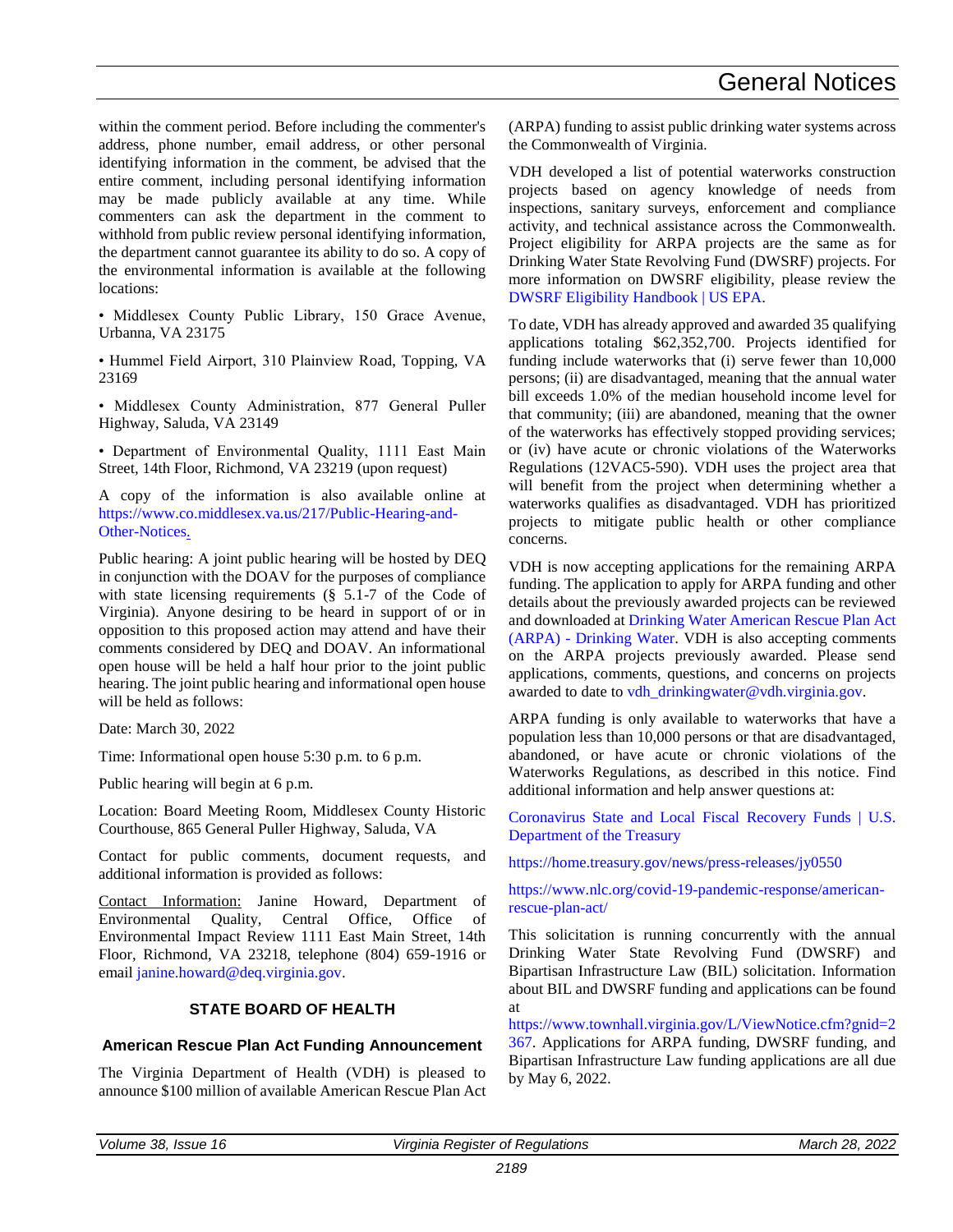within the comment period. Before including the commenter's address, phone number, email address, or other personal identifying information in the comment, be advised that the entire comment, including personal identifying information may be made publicly available at any time. While commenters can ask the department in the comment to withhold from public review personal identifying information, the department cannot guarantee its ability to do so. A copy of the environmental information is available at the following locations:

• Middlesex County Public Library, 150 Grace Avenue, Urbanna, VA 23175

• Hummel Field Airport, 310 Plainview Road, Topping, VA 23169

• Middlesex County Administration, 877 General Puller Highway, Saluda, VA 23149

• Department of Environmental Quality, 1111 East Main Street, 14th Floor, Richmond, VA 23219 (upon request)

A copy of the information is also available online at https://www.co.middlesex.va.us/217/Public-Hearing-and-Other-Notices.

Public hearing: A joint public hearing will be hosted by DEQ in conjunction with the DOAV for the purposes of compliance with state licensing requirements (§ 5.1-7 of the Code of Virginia). Anyone desiring to be heard in support of or in opposition to this proposed action may attend and have their comments considered by DEQ and DOAV. An informational open house will be held a half hour prior to the joint public hearing. The joint public hearing and informational open house will be held as follows:

Date: March 30, 2022

Time: Informational open house 5:30 p.m. to 6 p.m.

Public hearing will begin at 6 p.m.

Location: Board Meeting Room, Middlesex County Historic Courthouse, 865 General Puller Highway, Saluda, VA

Contact for public comments, document requests, and additional information is provided as follows:

Contact Information: Janine Howard, Department of Environmental Quality, Central Office, Office of Environmental Impact Review 1111 East Main Street, 14th Floor, Richmond, VA 23218, telephone (804) 659-1916 or email janine.howard@deq.virginia.gov.

## STATE BOARD OF HEALTH

### American Rescue Plan Act Funding Announcement

The Virginia Department of Health (VDH) is pleased to announce $100 million of available American Rescue Plan Act (ARPA) funding to assist public drinking water systems across the Commonwealth of Virginia.

VDH developed a list of potential waterworks construction projects based on agency knowledge of needs from inspections, sanitary surveys, enforcement and compliance activity, and technical assistance across the Commonwealth. Project eligibility for ARPA projects are the same as for Drinking Water State Revolving Fund (DWSRF) projects. For more information on DWSRF eligibility, please review the DWSRF Eligibility Handbook | US EPA.

To date, VDH has already approved and awarded 35 qualifying applications totaling $62,352,700. Projects identified for funding include waterworks that (i) serve fewer than 10,000 persons; (ii) are disadvantaged, meaning that the annual water bill exceeds 1.0% of the median household income level for that community; (iii) are abandoned, meaning that the owner of the waterworks has effectively stopped providing services; or (iv) have acute or chronic violations of the Waterworks Regulations (12VAC5-590). VDH uses the project area that will benefit from the project when determining whether a waterworks qualifies as disadvantaged. VDH has prioritized projects to mitigate public health or other compliance concerns.

VDH is now accepting applications for the remaining ARPA funding. The application to apply for ARPA funding and other details about the previously awarded projects can be reviewed and downloaded at Drinking Water American Rescue Plan Act (ARPA) - Drinking Water. VDH is also accepting comments on the ARPA projects previously awarded. Please send applications, comments, questions, and concerns on projects awarded to date to vdh_drinkingwater@vdh.virginia.gov.

ARPA funding is only available to waterworks that have a population less than 10,000 persons or that are disadvantaged, abandoned, or have acute or chronic violations of the Waterworks Regulations, as described in this notice. Find additional information and help answer questions at:

Coronavirus State and Local Fiscal Recovery Funds | U.S. Department of the Treasury

https://home.treasury.gov/news/press-releases/jy0550

https://www.nlc.org/covid-19-pandemic-response/american-rescue-plan-act/

This solicitation is running concurrently with the annual Drinking Water State Revolving Fund (DWSRF) and Bipartisan Infrastructure Law (BIL) solicitation. Information about BIL and DWSRF funding and applications can be found at https://www.townhall.virginia.gov/L/ViewNotice.cfm?gnid=2367. Applications for ARPA funding, DWSRF funding, and Bipartisan Infrastructure Law funding applications are all due by May 6, 2022.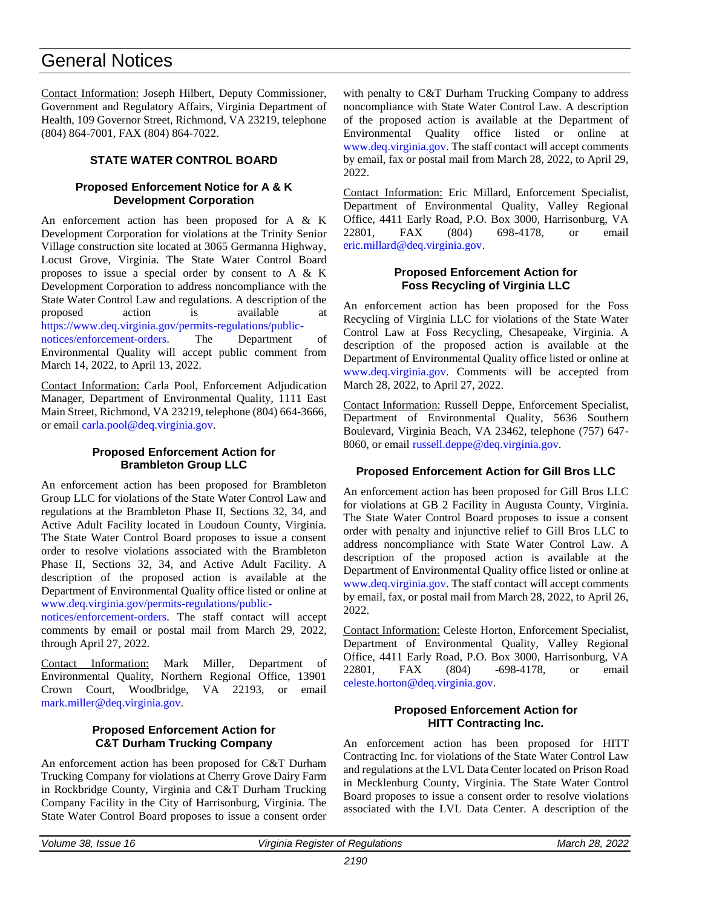Contact Information: Joseph Hilbert, Deputy Commissioner, Government and Regulatory Affairs, Virginia Department of Health, 109 Governor Street, Richmond, VA 23219, telephone (804) 864-7001, FAX (804) 864-7022.

## STATE WATER CONTROL BOARD

### Proposed Enforcement Notice for A & K Development Corporation

An enforcement action has been proposed for A & K Development Corporation for violations at the Trinity Senior Village construction site located at 3065 Germanna Highway, Locust Grove, Virginia. The State Water Control Board proposes to issue a special order by consent to A & K Development Corporation to address noncompliance with the State Water Control Law and regulations. A description of the proposed action is available at https://www.deq.virginia.gov/permits-regulations/public-notices/enforcement-orders. The Department of Environmental Quality will accept public comment from March 14, 2022, to April 13, 2022.

Contact Information: Carla Pool, Enforcement Adjudication Manager, Department of Environmental Quality, 1111 East Main Street, Richmond, VA 23219, telephone (804) 664-3666, or email carla.pool@deq.virginia.gov.

### Proposed Enforcement Action for Brambleton Group LLC

An enforcement action has been proposed for Brambleton Group LLC for violations of the State Water Control Law and regulations at the Brambleton Phase II, Sections 32, 34, and Active Adult Facility located in Loudoun County, Virginia. The State Water Control Board proposes to issue a consent order to resolve violations associated with the Brambleton Phase II, Sections 32, 34, and Active Adult Facility. A description of the proposed action is available at the Department of Environmental Quality office listed or online at www.deq.virginia.gov/permits-regulations/public-notices/enforcement-orders. The staff contact will accept comments by email or postal mail from March 29, 2022, through April 27, 2022.

Contact Information: Mark Miller, Department of Environmental Quality, Northern Regional Office, 13901 Crown Court, Woodbridge, VA 22193, or email mark.miller@deq.virginia.gov.

### Proposed Enforcement Action for C&T Durham Trucking Company

An enforcement action has been proposed for C&T Durham Trucking Company for violations at Cherry Grove Dairy Farm in Rockbridge County, Virginia and C&T Durham Trucking Company Facility in the City of Harrisonburg, Virginia. The State Water Control Board proposes to issue a consent order with penalty to C&T Durham Trucking Company to address noncompliance with State Water Control Law. A description of the proposed action is available at the Department of Environmental Quality office listed or online at www.deq.virginia.gov. The staff contact will accept comments by email, fax or postal mail from March 28, 2022, to April 29, 2022.

Contact Information: Eric Millard, Enforcement Specialist, Department of Environmental Quality, Valley Regional Office, 4411 Early Road, P.O. Box 3000, Harrisonburg, VA 22801, FAX (804) 698-4178, or email eric.millard@deq.virginia.gov.

### Proposed Enforcement Action for Foss Recycling of Virginia LLC

An enforcement action has been proposed for the Foss Recycling of Virginia LLC for violations of the State Water Control Law at Foss Recycling, Chesapeake, Virginia. A description of the proposed action is available at the Department of Environmental Quality office listed or online at www.deq.virginia.gov. Comments will be accepted from March 28, 2022, to April 27, 2022.

Contact Information: Russell Deppe, Enforcement Specialist, Department of Environmental Quality, 5636 Southern Boulevard, Virginia Beach, VA 23462, telephone (757) 647-8060, or email russell.deppe@deq.virginia.gov.

### Proposed Enforcement Action for Gill Bros LLC

An enforcement action has been proposed for Gill Bros LLC for violations at GB 2 Facility in Augusta County, Virginia. The State Water Control Board proposes to issue a consent order with penalty and injunctive relief to Gill Bros LLC to address noncompliance with State Water Control Law. A description of the proposed action is available at the Department of Environmental Quality office listed or online at www.deq.virginia.gov. The staff contact will accept comments by email, fax, or postal mail from March 28, 2022, to April 26, 2022.

Contact Information: Celeste Horton, Enforcement Specialist, Department of Environmental Quality, Valley Regional Office, 4411 Early Road, P.O. Box 3000, Harrisonburg, VA 22801, FAX (804) -698-4178, or email celeste.horton@deq.virginia.gov.

### Proposed Enforcement Action for HITT Contracting Inc.

An enforcement action has been proposed for HITT Contracting Inc. for violations of the State Water Control Law and regulations at the LVL Data Center located on Prison Road in Mecklenburg County, Virginia. The State Water Control Board proposes to issue a consent order to resolve violations associated with the LVL Data Center. A description of the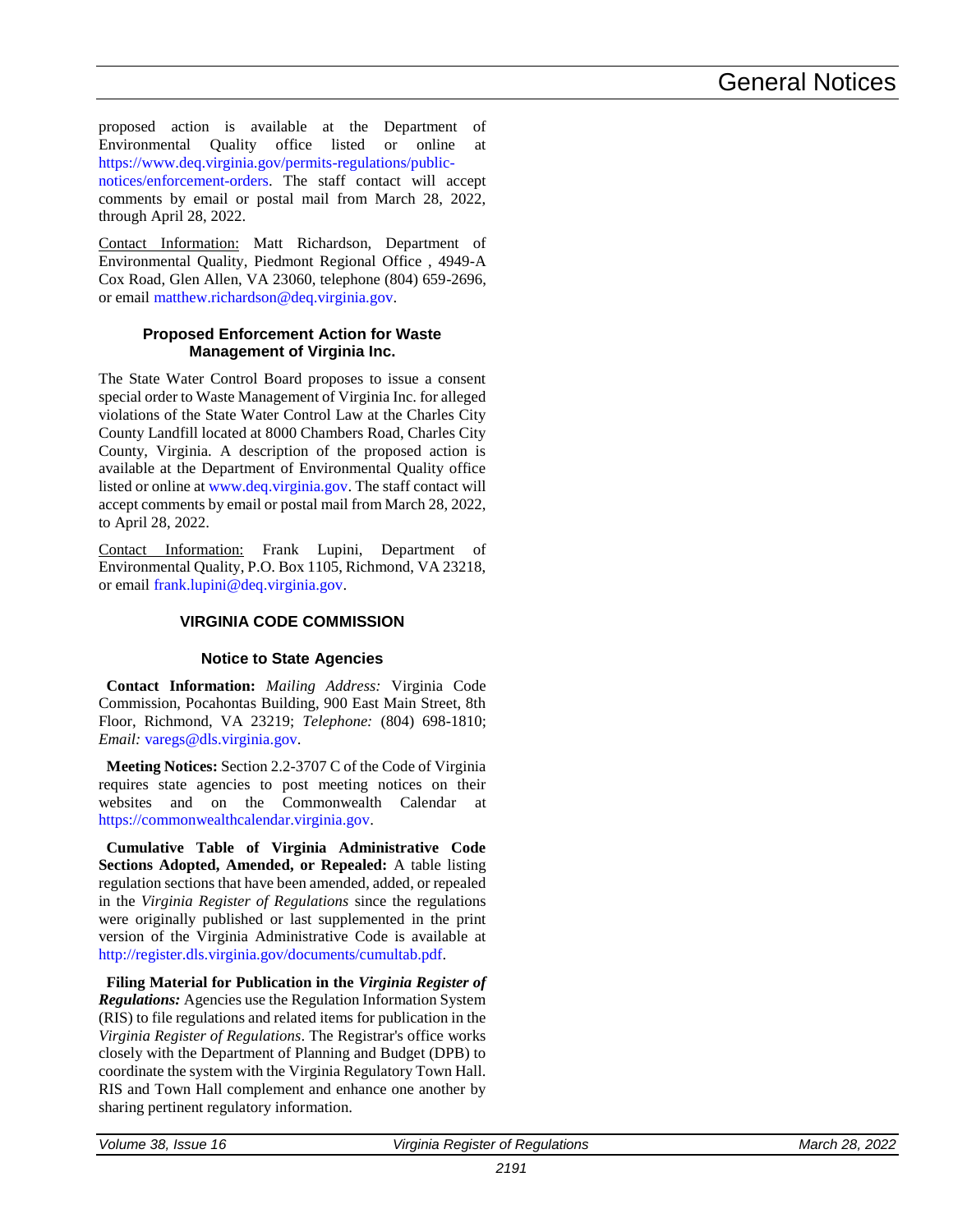proposed action is available at the Department of Environmental Quality office listed or online at https://www.deq.virginia.gov/permits-regulations/public-notices/enforcement-orders. The staff contact will accept comments by email or postal mail from March 28, 2022, through April 28, 2022.

Contact Information: Matt Richardson, Department of Environmental Quality, Piedmont Regional Office , 4949-A Cox Road, Glen Allen, VA 23060, telephone (804) 659-2696, or email matthew.richardson@deq.virginia.gov.

### Proposed Enforcement Action for Waste Management of Virginia Inc.

The State Water Control Board proposes to issue a consent special order to Waste Management of Virginia Inc. for alleged violations of the State Water Control Law at the Charles City County Landfill located at 8000 Chambers Road, Charles City County, Virginia. A description of the proposed action is available at the Department of Environmental Quality office listed or online at www.deq.virginia.gov. The staff contact will accept comments by email or postal mail from March 28, 2022, to April 28, 2022.

Contact Information: Frank Lupini, Department of Environmental Quality, P.O. Box 1105, Richmond, VA 23218, or email frank.lupini@deq.virginia.gov.

## VIRGINIA CODE COMMISSION

### Notice to State Agencies

**Contact Information:** *Mailing Address:* Virginia Code Commission, Pocahontas Building, 900 East Main Street, 8th Floor, Richmond, VA 23219; *Telephone:* (804) 698-1810; *Email:* varegs@dls.virginia.gov.

**Meeting Notices:** Section 2.2-3707 C of the Code of Virginia requires state agencies to post meeting notices on their websites and on the Commonwealth Calendar at https://commonwealthcalendar.virginia.gov.

**Cumulative Table of Virginia Administrative Code Sections Adopted, Amended, or Repealed:** A table listing regulation sections that have been amended, added, or repealed in the *Virginia Register of Regulations* since the regulations were originally published or last supplemented in the print version of the Virginia Administrative Code is available at http://register.dls.virginia.gov/documents/cumultab.pdf.

**Filing Material for Publication in the *Virginia Register of Regulations:*** Agencies use the Regulation Information System (RIS) to file regulations and related items for publication in the *Virginia Register of Regulations*. The Registrar's office works closely with the Department of Planning and Budget (DPB) to coordinate the system with the Virginia Regulatory Town Hall. RIS and Town Hall complement and enhance one another by sharing pertinent regulatory information.